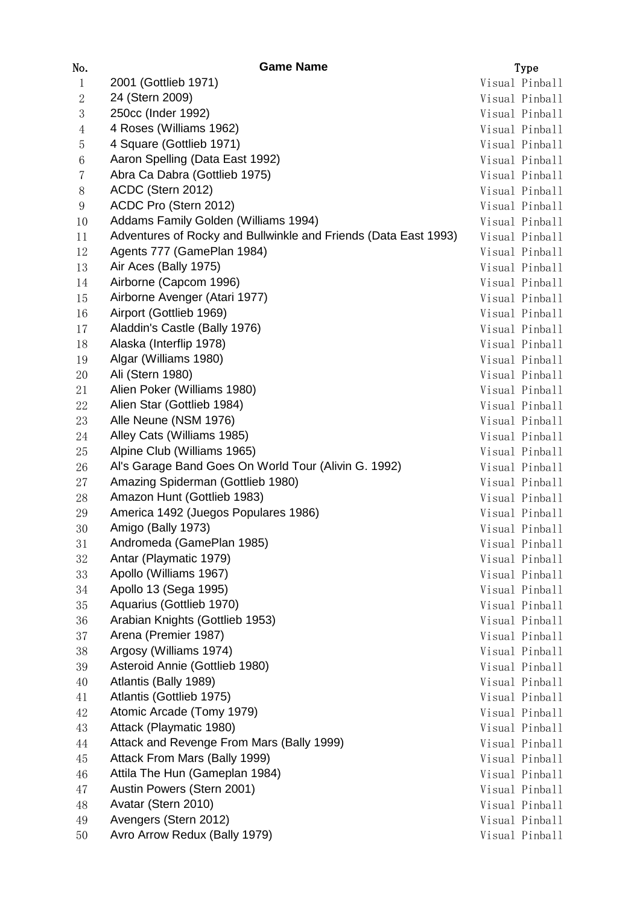| No. | Game Name | Type |
| --- | --- | --- |
| 1 | 2001 (Gottlieb 1971) | Visual Pinball |
| 2 | 24 (Stern 2009) | Visual Pinball |
| 3 | 250cc (Inder 1992) | Visual Pinball |
| 4 | 4 Roses (Williams 1962) | Visual Pinball |
| 5 | 4 Square (Gottlieb 1971) | Visual Pinball |
| 6 | Aaron Spelling (Data East 1992) | Visual Pinball |
| 7 | Abra Ca Dabra (Gottlieb 1975) | Visual Pinball |
| 8 | ACDC (Stern 2012) | Visual Pinball |
| 9 | ACDC Pro (Stern 2012) | Visual Pinball |
| 10 | Addams Family Golden (Williams 1994) | Visual Pinball |
| 11 | Adventures of Rocky and Bullwinkle and Friends (Data East 1993) | Visual Pinball |
| 12 | Agents 777 (GamePlan 1984) | Visual Pinball |
| 13 | Air Aces (Bally 1975) | Visual Pinball |
| 14 | Airborne (Capcom 1996) | Visual Pinball |
| 15 | Airborne Avenger (Atari 1977) | Visual Pinball |
| 16 | Airport (Gottlieb 1969) | Visual Pinball |
| 17 | Aladdin's Castle (Bally 1976) | Visual Pinball |
| 18 | Alaska (Interflip 1978) | Visual Pinball |
| 19 | Algar (Williams 1980) | Visual Pinball |
| 20 | Ali (Stern 1980) | Visual Pinball |
| 21 | Alien Poker (Williams 1980) | Visual Pinball |
| 22 | Alien Star (Gottlieb 1984) | Visual Pinball |
| 23 | Alle Neune (NSM 1976) | Visual Pinball |
| 24 | Alley Cats (Williams 1985) | Visual Pinball |
| 25 | Alpine Club (Williams 1965) | Visual Pinball |
| 26 | Al's Garage Band Goes On World Tour (Alivin G. 1992) | Visual Pinball |
| 27 | Amazing Spiderman (Gottlieb 1980) | Visual Pinball |
| 28 | Amazon Hunt (Gottlieb 1983) | Visual Pinball |
| 29 | America 1492 (Juegos Populares 1986) | Visual Pinball |
| 30 | Amigo (Bally 1973) | Visual Pinball |
| 31 | Andromeda (GamePlan 1985) | Visual Pinball |
| 32 | Antar (Playmatic 1979) | Visual Pinball |
| 33 | Apollo (Williams 1967) | Visual Pinball |
| 34 | Apollo 13 (Sega 1995) | Visual Pinball |
| 35 | Aquarius (Gottlieb 1970) | Visual Pinball |
| 36 | Arabian Knights (Gottlieb 1953) | Visual Pinball |
| 37 | Arena (Premier 1987) | Visual Pinball |
| 38 | Argosy (Williams 1974) | Visual Pinball |
| 39 | Asteroid Annie (Gottlieb 1980) | Visual Pinball |
| 40 | Atlantis (Bally 1989) | Visual Pinball |
| 41 | Atlantis (Gottlieb 1975) | Visual Pinball |
| 42 | Atomic Arcade (Tomy 1979) | Visual Pinball |
| 43 | Attack (Playmatic 1980) | Visual Pinball |
| 44 | Attack and Revenge From Mars (Bally 1999) | Visual Pinball |
| 45 | Attack From Mars (Bally 1999) | Visual Pinball |
| 46 | Attila The Hun (Gameplan 1984) | Visual Pinball |
| 47 | Austin Powers (Stern 2001) | Visual Pinball |
| 48 | Avatar (Stern 2010) | Visual Pinball |
| 49 | Avengers (Stern 2012) | Visual Pinball |
| 50 | Avro Arrow Redux (Bally 1979) | Visual Pinball |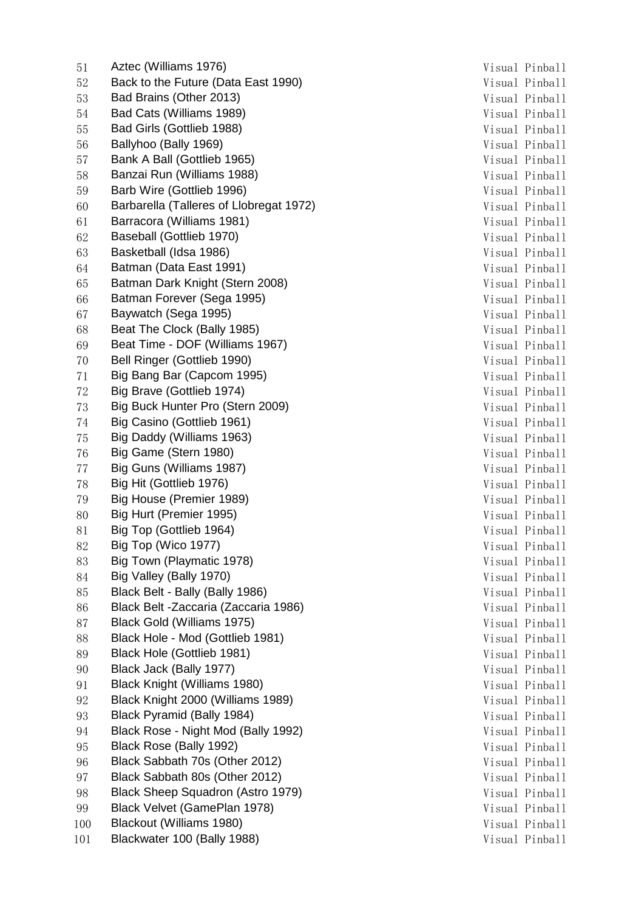| | | |
|---|---|---|
| 51 | Aztec (Williams 1976) | Visual Pinball |
| 52 | Back to the Future (Data East 1990) | Visual Pinball |
| 53 | Bad Brains (Other 2013) | Visual Pinball |
| 54 | Bad Cats (Williams 1989) | Visual Pinball |
| 55 | Bad Girls (Gottlieb 1988) | Visual Pinball |
| 56 | Ballyhoo (Bally 1969) | Visual Pinball |
| 57 | Bank A Ball (Gottlieb 1965) | Visual Pinball |
| 58 | Banzai Run (Williams 1988) | Visual Pinball |
| 59 | Barb Wire (Gottlieb 1996) | Visual Pinball |
| 60 | Barbarella (Talleres of Llobregat 1972) | Visual Pinball |
| 61 | Barracora (Williams 1981) | Visual Pinball |
| 62 | Baseball (Gottlieb 1970) | Visual Pinball |
| 63 | Basketball (Idsa 1986) | Visual Pinball |
| 64 | Batman (Data East 1991) | Visual Pinball |
| 65 | Batman Dark Knight (Stern 2008) | Visual Pinball |
| 66 | Batman Forever (Sega 1995) | Visual Pinball |
| 67 | Baywatch (Sega 1995) | Visual Pinball |
| 68 | Beat The Clock (Bally 1985) | Visual Pinball |
| 69 | Beat Time - DOF (Williams 1967) | Visual Pinball |
| 70 | Bell Ringer (Gottlieb 1990) | Visual Pinball |
| 71 | Big Bang Bar (Capcom 1995) | Visual Pinball |
| 72 | Big Brave (Gottlieb 1974) | Visual Pinball |
| 73 | Big Buck Hunter Pro (Stern 2009) | Visual Pinball |
| 74 | Big Casino (Gottlieb 1961) | Visual Pinball |
| 75 | Big Daddy (Williams 1963) | Visual Pinball |
| 76 | Big Game (Stern 1980) | Visual Pinball |
| 77 | Big Guns (Williams 1987) | Visual Pinball |
| 78 | Big Hit (Gottlieb 1976) | Visual Pinball |
| 79 | Big House (Premier 1989) | Visual Pinball |
| 80 | Big Hurt (Premier 1995) | Visual Pinball |
| 81 | Big Top (Gottlieb 1964) | Visual Pinball |
| 82 | Big Top (Wico 1977) | Visual Pinball |
| 83 | Big Town (Playmatic 1978) | Visual Pinball |
| 84 | Big Valley (Bally 1970) | Visual Pinball |
| 85 | Black Belt - Bally (Bally 1986) | Visual Pinball |
| 86 | Black Belt -Zaccaria (Zaccaria 1986) | Visual Pinball |
| 87 | Black Gold (Williams 1975) | Visual Pinball |
| 88 | Black Hole - Mod (Gottlieb 1981) | Visual Pinball |
| 89 | Black Hole (Gottlieb 1981) | Visual Pinball |
| 90 | Black Jack (Bally 1977) | Visual Pinball |
| 91 | Black Knight (Williams 1980) | Visual Pinball |
| 92 | Black Knight 2000 (Williams 1989) | Visual Pinball |
| 93 | Black Pyramid (Bally 1984) | Visual Pinball |
| 94 | Black Rose - Night Mod (Bally 1992) | Visual Pinball |
| 95 | Black Rose (Bally 1992) | Visual Pinball |
| 96 | Black Sabbath 70s (Other 2012) | Visual Pinball |
| 97 | Black Sabbath 80s (Other 2012) | Visual Pinball |
| 98 | Black Sheep Squadron (Astro 1979) | Visual Pinball |
| 99 | Black Velvet (GamePlan 1978) | Visual Pinball |
| 100 | Blackout (Williams 1980) | Visual Pinball |
| 101 | Blackwater 100 (Bally 1988) | Visual Pinball |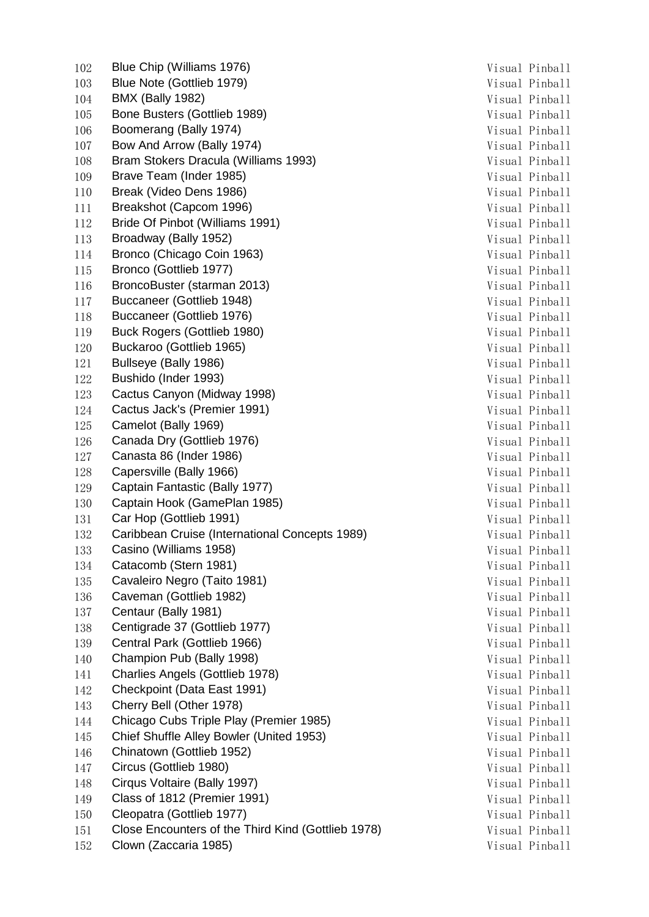| | | |
|---|---|---|
| 102 | Blue Chip (Williams 1976) | Visual Pinball |
| 103 | Blue Note (Gottlieb 1979) | Visual Pinball |
| 104 | BMX (Bally 1982) | Visual Pinball |
| 105 | Bone Busters (Gottlieb 1989) | Visual Pinball |
| 106 | Boomerang (Bally 1974) | Visual Pinball |
| 107 | Bow And Arrow (Bally 1974) | Visual Pinball |
| 108 | Bram Stokers Dracula (Williams 1993) | Visual Pinball |
| 109 | Brave Team (Inder 1985) | Visual Pinball |
| 110 | Break (Video Dens 1986) | Visual Pinball |
| 111 | Breakshot (Capcom 1996) | Visual Pinball |
| 112 | Bride Of Pinbot (Williams 1991) | Visual Pinball |
| 113 | Broadway (Bally 1952) | Visual Pinball |
| 114 | Bronco (Chicago Coin 1963) | Visual Pinball |
| 115 | Bronco (Gottlieb 1977) | Visual Pinball |
| 116 | BroncoBuster (starman 2013) | Visual Pinball |
| 117 | Buccaneer (Gottlieb 1948) | Visual Pinball |
| 118 | Buccaneer (Gottlieb 1976) | Visual Pinball |
| 119 | Buck Rogers (Gottlieb 1980) | Visual Pinball |
| 120 | Buckaroo (Gottlieb 1965) | Visual Pinball |
| 121 | Bullseye (Bally 1986) | Visual Pinball |
| 122 | Bushido (Inder 1993) | Visual Pinball |
| 123 | Cactus Canyon (Midway 1998) | Visual Pinball |
| 124 | Cactus Jack's (Premier 1991) | Visual Pinball |
| 125 | Camelot (Bally 1969) | Visual Pinball |
| 126 | Canada Dry (Gottlieb 1976) | Visual Pinball |
| 127 | Canasta 86 (Inder 1986) | Visual Pinball |
| 128 | Capersville (Bally 1966) | Visual Pinball |
| 129 | Captain Fantastic (Bally 1977) | Visual Pinball |
| 130 | Captain Hook (GamePlan 1985) | Visual Pinball |
| 131 | Car Hop (Gottlieb 1991) | Visual Pinball |
| 132 | Caribbean Cruise (International Concepts 1989) | Visual Pinball |
| 133 | Casino (Williams 1958) | Visual Pinball |
| 134 | Catacomb (Stern 1981) | Visual Pinball |
| 135 | Cavaleiro Negro (Taito 1981) | Visual Pinball |
| 136 | Caveman (Gottlieb 1982) | Visual Pinball |
| 137 | Centaur (Bally 1981) | Visual Pinball |
| 138 | Centigrade 37 (Gottlieb 1977) | Visual Pinball |
| 139 | Central Park (Gottlieb 1966) | Visual Pinball |
| 140 | Champion Pub (Bally 1998) | Visual Pinball |
| 141 | Charlies Angels (Gottlieb 1978) | Visual Pinball |
| 142 | Checkpoint (Data East 1991) | Visual Pinball |
| 143 | Cherry Bell (Other 1978) | Visual Pinball |
| 144 | Chicago Cubs Triple Play (Premier 1985) | Visual Pinball |
| 145 | Chief Shuffle Alley Bowler (United 1953) | Visual Pinball |
| 146 | Chinatown (Gottlieb 1952) | Visual Pinball |
| 147 | Circus (Gottlieb 1980) | Visual Pinball |
| 148 | Cirqus Voltaire (Bally 1997) | Visual Pinball |
| 149 | Class of 1812 (Premier 1991) | Visual Pinball |
| 150 | Cleopatra (Gottlieb 1977) | Visual Pinball |
| 151 | Close Encounters of the Third Kind (Gottlieb 1978) | Visual Pinball |
| 152 | Clown (Zaccaria 1985) | Visual Pinball |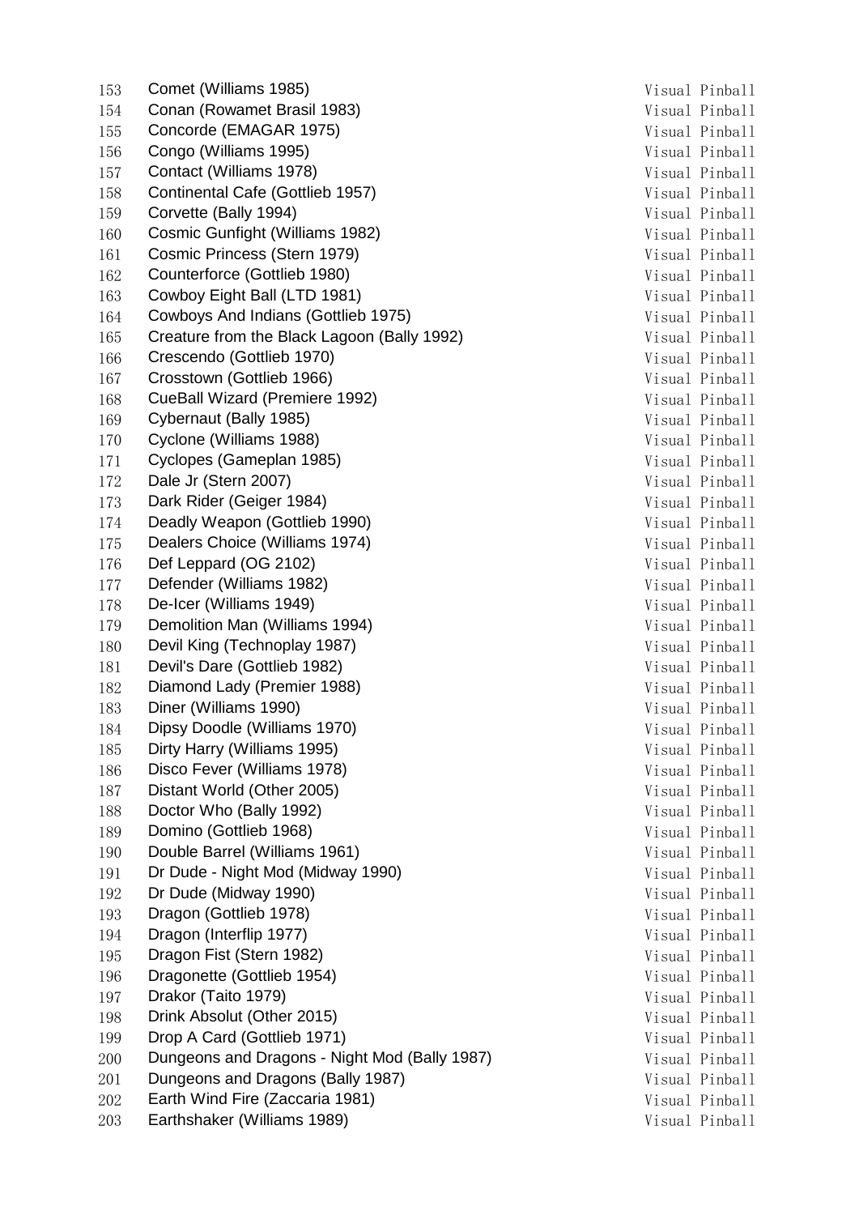| | | |
|---|---|---|
| 153 | Comet (Williams 1985) | Visual Pinball |
| 154 | Conan (Rowamet Brasil 1983) | Visual Pinball |
| 155 | Concorde (EMAGAR 1975) | Visual Pinball |
| 156 | Congo (Williams 1995) | Visual Pinball |
| 157 | Contact (Williams 1978) | Visual Pinball |
| 158 | Continental Cafe (Gottlieb 1957) | Visual Pinball |
| 159 | Corvette (Bally 1994) | Visual Pinball |
| 160 | Cosmic Gunfight (Williams 1982) | Visual Pinball |
| 161 | Cosmic Princess (Stern 1979) | Visual Pinball |
| 162 | Counterforce (Gottlieb 1980) | Visual Pinball |
| 163 | Cowboy Eight Ball (LTD 1981) | Visual Pinball |
| 164 | Cowboys And Indians (Gottlieb 1975) | Visual Pinball |
| 165 | Creature from the Black Lagoon (Bally 1992) | Visual Pinball |
| 166 | Crescendo (Gottlieb 1970) | Visual Pinball |
| 167 | Crosstown (Gottlieb 1966) | Visual Pinball |
| 168 | CueBall Wizard (Premiere 1992) | Visual Pinball |
| 169 | Cybernaut (Bally 1985) | Visual Pinball |
| 170 | Cyclone (Williams 1988) | Visual Pinball |
| 171 | Cyclopes (Gameplan 1985) | Visual Pinball |
| 172 | Dale Jr (Stern 2007) | Visual Pinball |
| 173 | Dark Rider (Geiger 1984) | Visual Pinball |
| 174 | Deadly Weapon (Gottlieb 1990) | Visual Pinball |
| 175 | Dealers Choice (Williams 1974) | Visual Pinball |
| 176 | Def Leppard (OG 2102) | Visual Pinball |
| 177 | Defender (Williams 1982) | Visual Pinball |
| 178 | De-Icer (Williams 1949) | Visual Pinball |
| 179 | Demolition Man (Williams 1994) | Visual Pinball |
| 180 | Devil King (Technoplay 1987) | Visual Pinball |
| 181 | Devil's Dare (Gottlieb 1982) | Visual Pinball |
| 182 | Diamond Lady (Premier 1988) | Visual Pinball |
| 183 | Diner (Williams 1990) | Visual Pinball |
| 184 | Dipsy Doodle (Williams 1970) | Visual Pinball |
| 185 | Dirty Harry (Williams 1995) | Visual Pinball |
| 186 | Disco Fever (Williams 1978) | Visual Pinball |
| 187 | Distant World (Other 2005) | Visual Pinball |
| 188 | Doctor Who (Bally 1992) | Visual Pinball |
| 189 | Domino (Gottlieb 1968) | Visual Pinball |
| 190 | Double Barrel (Williams 1961) | Visual Pinball |
| 191 | Dr Dude - Night Mod (Midway 1990) | Visual Pinball |
| 192 | Dr Dude (Midway 1990) | Visual Pinball |
| 193 | Dragon (Gottlieb 1978) | Visual Pinball |
| 194 | Dragon (Interflip 1977) | Visual Pinball |
| 195 | Dragon Fist (Stern 1982) | Visual Pinball |
| 196 | Dragonette (Gottlieb 1954) | Visual Pinball |
| 197 | Drakor (Taito 1979) | Visual Pinball |
| 198 | Drink Absolut (Other 2015) | Visual Pinball |
| 199 | Drop A Card (Gottlieb 1971) | Visual Pinball |
| 200 | Dungeons and Dragons - Night Mod (Bally 1987) | Visual Pinball |
| 201 | Dungeons and Dragons (Bally 1987) | Visual Pinball |
| 202 | Earth Wind Fire (Zaccaria 1981) | Visual Pinball |
| 203 | Earthshaker (Williams 1989) | Visual Pinball |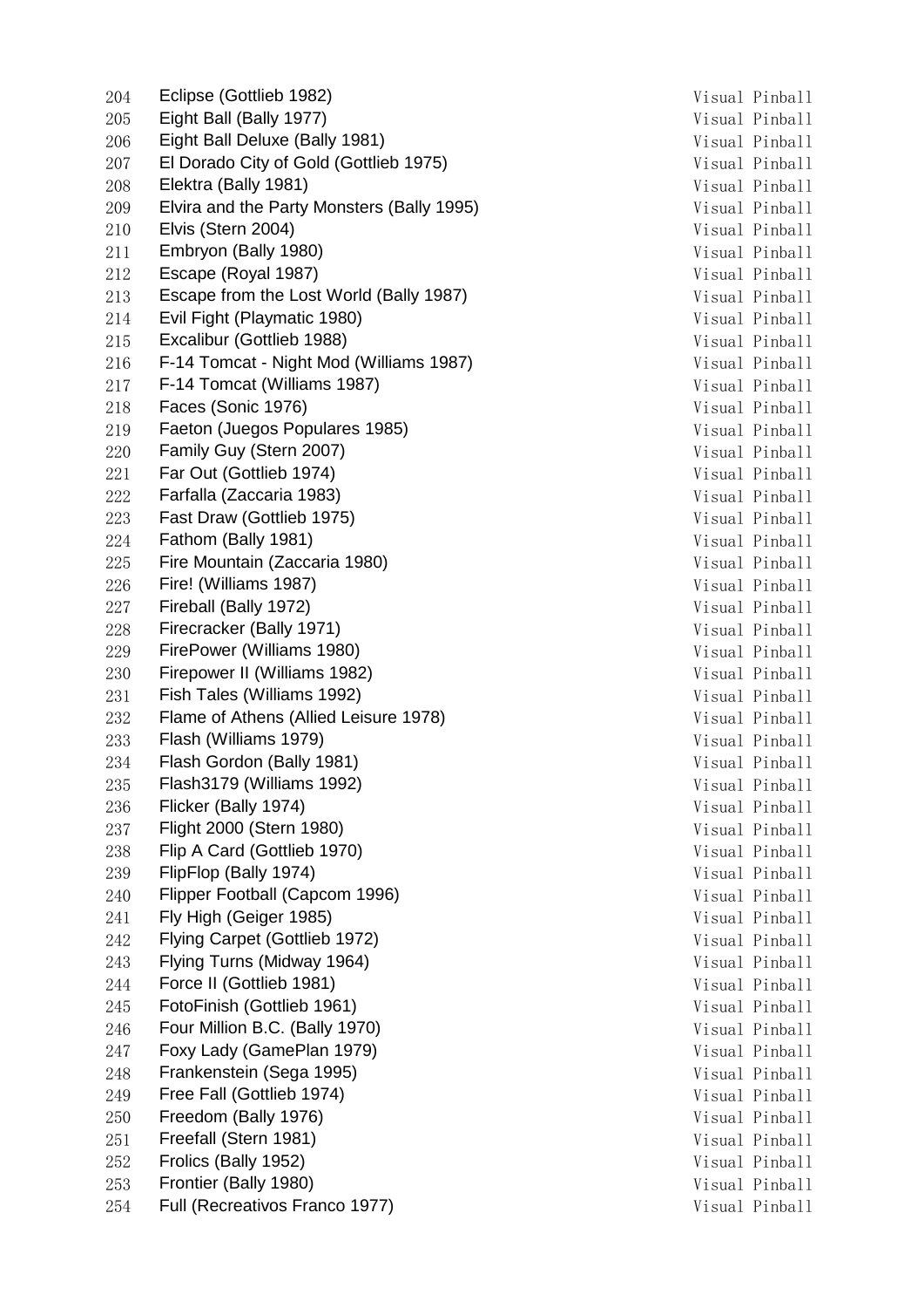| | | |
|---|---|---|
| 204 | Eclipse (Gottlieb 1982) | Visual Pinball |
| 205 | Eight Ball (Bally 1977) | Visual Pinball |
| 206 | Eight Ball Deluxe (Bally 1981) | Visual Pinball |
| 207 | El Dorado City of Gold (Gottlieb 1975) | Visual Pinball |
| 208 | Elektra (Bally 1981) | Visual Pinball |
| 209 | Elvira and the Party Monsters (Bally 1995) | Visual Pinball |
| 210 | Elvis (Stern 2004) | Visual Pinball |
| 211 | Embryon (Bally 1980) | Visual Pinball |
| 212 | Escape (Royal 1987) | Visual Pinball |
| 213 | Escape from the Lost World (Bally 1987) | Visual Pinball |
| 214 | Evil Fight (Playmatic 1980) | Visual Pinball |
| 215 | Excalibur (Gottlieb 1988) | Visual Pinball |
| 216 | F-14 Tomcat - Night Mod (Williams 1987) | Visual Pinball |
| 217 | F-14 Tomcat (Williams 1987) | Visual Pinball |
| 218 | Faces (Sonic 1976) | Visual Pinball |
| 219 | Faeton (Juegos Populares 1985) | Visual Pinball |
| 220 | Family Guy (Stern 2007) | Visual Pinball |
| 221 | Far Out (Gottlieb 1974) | Visual Pinball |
| 222 | Farfalla (Zaccaria 1983) | Visual Pinball |
| 223 | Fast Draw (Gottlieb 1975) | Visual Pinball |
| 224 | Fathom (Bally 1981) | Visual Pinball |
| 225 | Fire Mountain (Zaccaria 1980) | Visual Pinball |
| 226 | Fire! (Williams 1987) | Visual Pinball |
| 227 | Fireball (Bally 1972) | Visual Pinball |
| 228 | Firecracker (Bally 1971) | Visual Pinball |
| 229 | FirePower (Williams 1980) | Visual Pinball |
| 230 | Firepower II (Williams 1982) | Visual Pinball |
| 231 | Fish Tales (Williams 1992) | Visual Pinball |
| 232 | Flame of Athens (Allied Leisure 1978) | Visual Pinball |
| 233 | Flash (Williams 1979) | Visual Pinball |
| 234 | Flash Gordon (Bally 1981) | Visual Pinball |
| 235 | Flash3179 (Williams 1992) | Visual Pinball |
| 236 | Flicker (Bally 1974) | Visual Pinball |
| 237 | Flight 2000 (Stern 1980) | Visual Pinball |
| 238 | Flip A Card (Gottlieb 1970) | Visual Pinball |
| 239 | FlipFlop (Bally 1974) | Visual Pinball |
| 240 | Flipper Football (Capcom 1996) | Visual Pinball |
| 241 | Fly High (Geiger 1985) | Visual Pinball |
| 242 | Flying Carpet (Gottlieb 1972) | Visual Pinball |
| 243 | Flying Turns (Midway 1964) | Visual Pinball |
| 244 | Force II (Gottlieb 1981) | Visual Pinball |
| 245 | FotoFinish (Gottlieb 1961) | Visual Pinball |
| 246 | Four Million B.C. (Bally 1970) | Visual Pinball |
| 247 | Foxy Lady (GamePlan 1979) | Visual Pinball |
| 248 | Frankenstein (Sega 1995) | Visual Pinball |
| 249 | Free Fall (Gottlieb 1974) | Visual Pinball |
| 250 | Freedom (Bally 1976) | Visual Pinball |
| 251 | Freefall (Stern 1981) | Visual Pinball |
| 252 | Frolics (Bally 1952) | Visual Pinball |
| 253 | Frontier (Bally 1980) | Visual Pinball |
| 254 | Full (Recreativos Franco 1977) | Visual Pinball |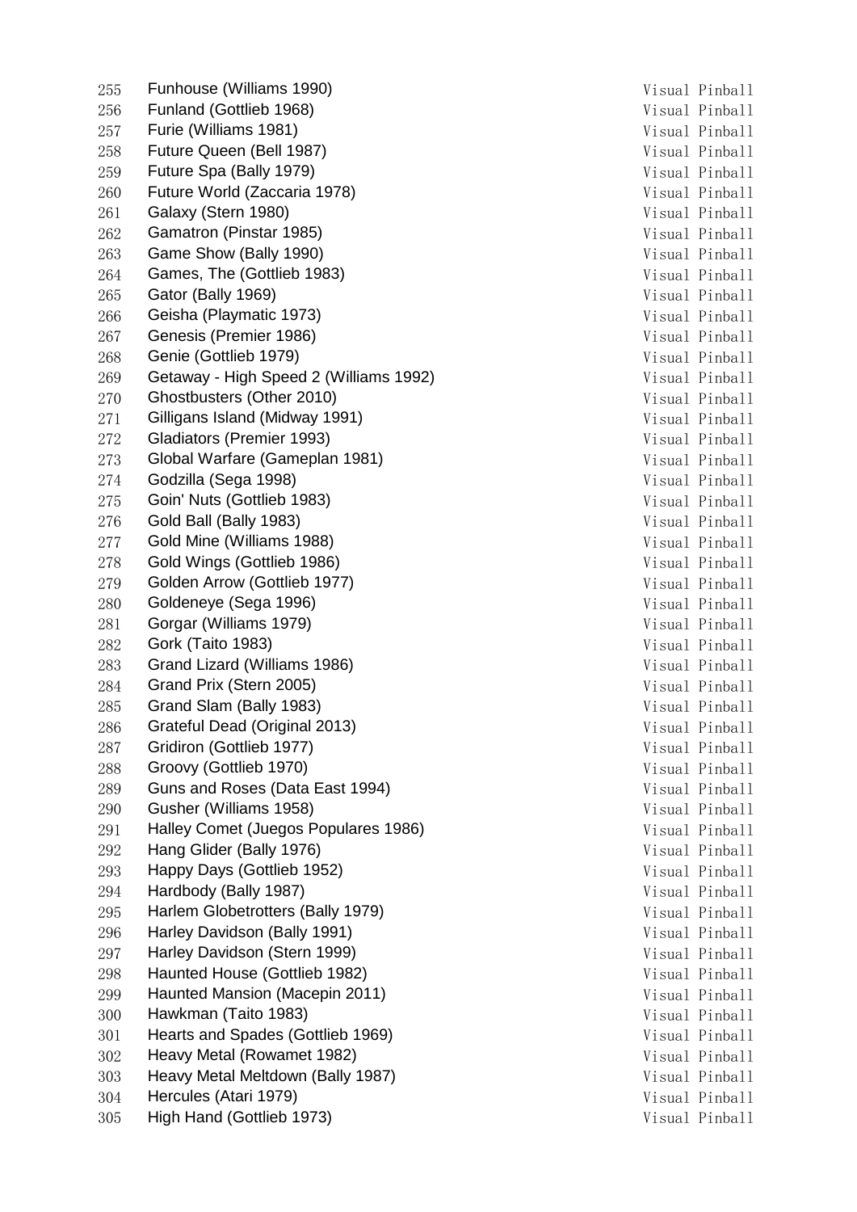| | | |
|---|---|---|
| 255 | Funhouse (Williams 1990) | Visual Pinball |
| 256 | Funland (Gottlieb 1968) | Visual Pinball |
| 257 | Furie (Williams 1981) | Visual Pinball |
| 258 | Future Queen (Bell 1987) | Visual Pinball |
| 259 | Future Spa (Bally 1979) | Visual Pinball |
| 260 | Future World (Zaccaria 1978) | Visual Pinball |
| 261 | Galaxy (Stern 1980) | Visual Pinball |
| 262 | Gamatron (Pinstar 1985) | Visual Pinball |
| 263 | Game Show (Bally 1990) | Visual Pinball |
| 264 | Games, The (Gottlieb 1983) | Visual Pinball |
| 265 | Gator (Bally 1969) | Visual Pinball |
| 266 | Geisha (Playmatic 1973) | Visual Pinball |
| 267 | Genesis (Premier 1986) | Visual Pinball |
| 268 | Genie (Gottlieb 1979) | Visual Pinball |
| 269 | Getaway - High Speed 2 (Williams 1992) | Visual Pinball |
| 270 | Ghostbusters (Other 2010) | Visual Pinball |
| 271 | Gilligans Island (Midway 1991) | Visual Pinball |
| 272 | Gladiators (Premier 1993) | Visual Pinball |
| 273 | Global Warfare (Gameplan 1981) | Visual Pinball |
| 274 | Godzilla (Sega 1998) | Visual Pinball |
| 275 | Goin' Nuts (Gottlieb 1983) | Visual Pinball |
| 276 | Gold Ball (Bally 1983) | Visual Pinball |
| 277 | Gold Mine (Williams 1988) | Visual Pinball |
| 278 | Gold Wings (Gottlieb 1986) | Visual Pinball |
| 279 | Golden Arrow (Gottlieb 1977) | Visual Pinball |
| 280 | Goldeneye (Sega 1996) | Visual Pinball |
| 281 | Gorgar (Williams 1979) | Visual Pinball |
| 282 | Gork (Taito 1983) | Visual Pinball |
| 283 | Grand Lizard (Williams 1986) | Visual Pinball |
| 284 | Grand Prix (Stern 2005) | Visual Pinball |
| 285 | Grand Slam (Bally 1983) | Visual Pinball |
| 286 | Grateful Dead (Original 2013) | Visual Pinball |
| 287 | Gridiron (Gottlieb 1977) | Visual Pinball |
| 288 | Groovy (Gottlieb 1970) | Visual Pinball |
| 289 | Guns and Roses (Data East 1994) | Visual Pinball |
| 290 | Gusher (Williams 1958) | Visual Pinball |
| 291 | Halley Comet (Juegos Populares 1986) | Visual Pinball |
| 292 | Hang Glider (Bally 1976) | Visual Pinball |
| 293 | Happy Days (Gottlieb 1952) | Visual Pinball |
| 294 | Hardbody (Bally 1987) | Visual Pinball |
| 295 | Harlem Globetrotters (Bally 1979) | Visual Pinball |
| 296 | Harley Davidson (Bally 1991) | Visual Pinball |
| 297 | Harley Davidson (Stern 1999) | Visual Pinball |
| 298 | Haunted House (Gottlieb 1982) | Visual Pinball |
| 299 | Haunted Mansion (Macepin 2011) | Visual Pinball |
| 300 | Hawkman (Taito 1983) | Visual Pinball |
| 301 | Hearts and Spades (Gottlieb 1969) | Visual Pinball |
| 302 | Heavy Metal (Rowamet 1982) | Visual Pinball |
| 303 | Heavy Metal Meltdown (Bally 1987) | Visual Pinball |
| 304 | Hercules (Atari 1979) | Visual Pinball |
| 305 | High Hand (Gottlieb 1973) | Visual Pinball |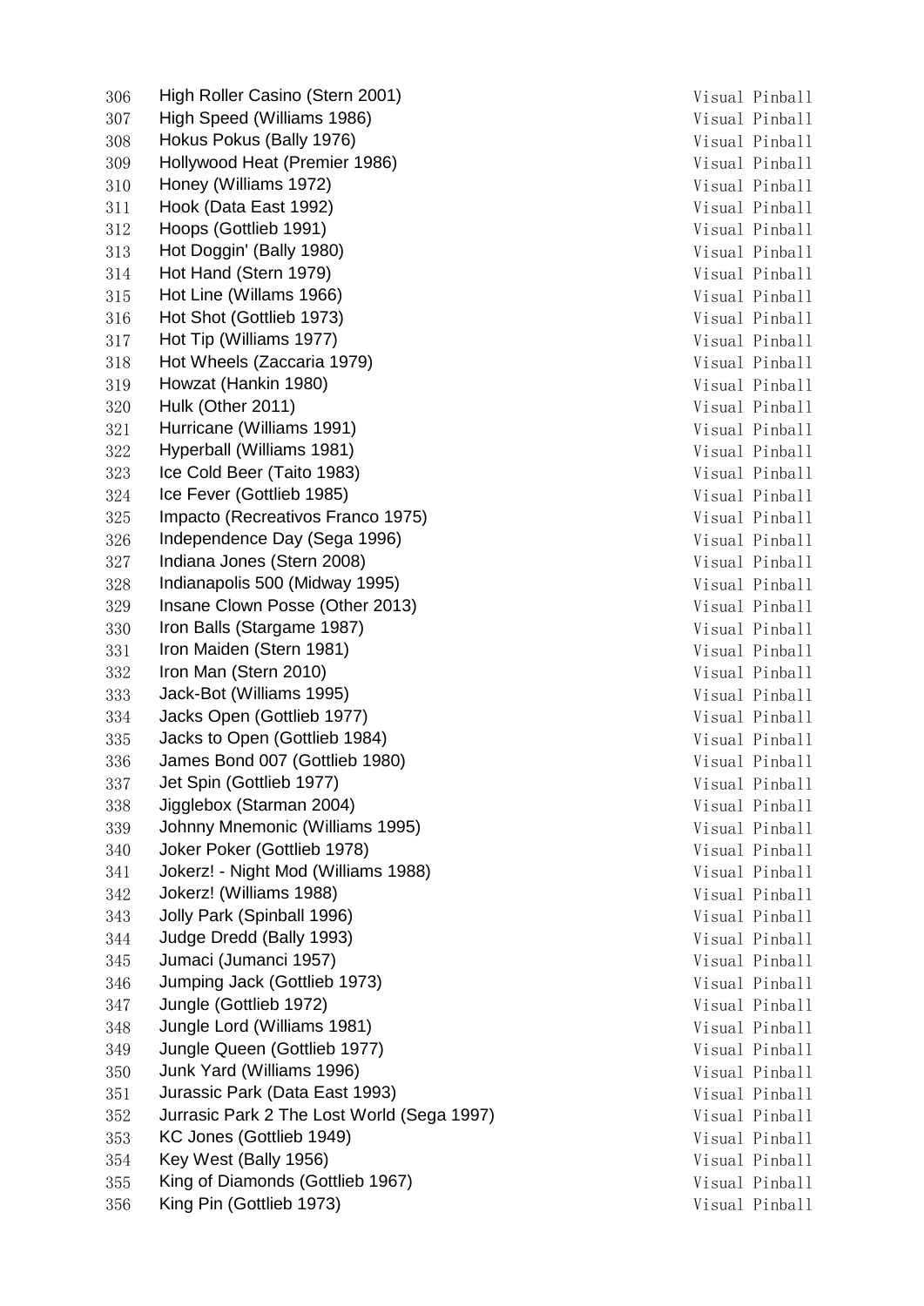| | | |
|---|---|---|
| 306 | High Roller Casino (Stern 2001) | Visual Pinball |
| 307 | High Speed (Williams 1986) | Visual Pinball |
| 308 | Hokus Pokus (Bally 1976) | Visual Pinball |
| 309 | Hollywood Heat (Premier 1986) | Visual Pinball |
| 310 | Honey (Williams 1972) | Visual Pinball |
| 311 | Hook (Data East 1992) | Visual Pinball |
| 312 | Hoops (Gottlieb 1991) | Visual Pinball |
| 313 | Hot Doggin' (Bally 1980) | Visual Pinball |
| 314 | Hot Hand (Stern 1979) | Visual Pinball |
| 315 | Hot Line (Willams 1966) | Visual Pinball |
| 316 | Hot Shot (Gottlieb 1973) | Visual Pinball |
| 317 | Hot Tip (Williams 1977) | Visual Pinball |
| 318 | Hot Wheels (Zaccaria 1979) | Visual Pinball |
| 319 | Howzat (Hankin 1980) | Visual Pinball |
| 320 | Hulk (Other 2011) | Visual Pinball |
| 321 | Hurricane (Williams 1991) | Visual Pinball |
| 322 | Hyperball (Williams 1981) | Visual Pinball |
| 323 | Ice Cold Beer (Taito 1983) | Visual Pinball |
| 324 | Ice Fever (Gottlieb 1985) | Visual Pinball |
| 325 | Impacto (Recreativos Franco 1975) | Visual Pinball |
| 326 | Independence Day (Sega 1996) | Visual Pinball |
| 327 | Indiana Jones (Stern 2008) | Visual Pinball |
| 328 | Indianapolis 500 (Midway 1995) | Visual Pinball |
| 329 | Insane Clown Posse (Other 2013) | Visual Pinball |
| 330 | Iron Balls (Stargame 1987) | Visual Pinball |
| 331 | Iron Maiden (Stern 1981) | Visual Pinball |
| 332 | Iron Man (Stern 2010) | Visual Pinball |
| 333 | Jack-Bot (Williams 1995) | Visual Pinball |
| 334 | Jacks Open (Gottlieb 1977) | Visual Pinball |
| 335 | Jacks to Open (Gottlieb 1984) | Visual Pinball |
| 336 | James Bond 007 (Gottlieb 1980) | Visual Pinball |
| 337 | Jet Spin (Gottlieb 1977) | Visual Pinball |
| 338 | Jigglebox (Starman 2004) | Visual Pinball |
| 339 | Johnny Mnemonic (Williams 1995) | Visual Pinball |
| 340 | Joker Poker (Gottlieb 1978) | Visual Pinball |
| 341 | Jokerz! - Night Mod (Williams 1988) | Visual Pinball |
| 342 | Jokerz! (Williams 1988) | Visual Pinball |
| 343 | Jolly Park (Spinball 1996) | Visual Pinball |
| 344 | Judge Dredd (Bally 1993) | Visual Pinball |
| 345 | Jumaci (Jumanci 1957) | Visual Pinball |
| 346 | Jumping Jack (Gottlieb 1973) | Visual Pinball |
| 347 | Jungle (Gottlieb 1972) | Visual Pinball |
| 348 | Jungle Lord (Williams 1981) | Visual Pinball |
| 349 | Jungle Queen (Gottlieb 1977) | Visual Pinball |
| 350 | Junk Yard (Williams 1996) | Visual Pinball |
| 351 | Jurassic Park (Data East 1993) | Visual Pinball |
| 352 | Jurrasic Park 2 The Lost World (Sega 1997) | Visual Pinball |
| 353 | KC Jones (Gottlieb 1949) | Visual Pinball |
| 354 | Key West (Bally 1956) | Visual Pinball |
| 355 | King of Diamonds (Gottlieb 1967) | Visual Pinball |
| 356 | King Pin (Gottlieb 1973) | Visual Pinball |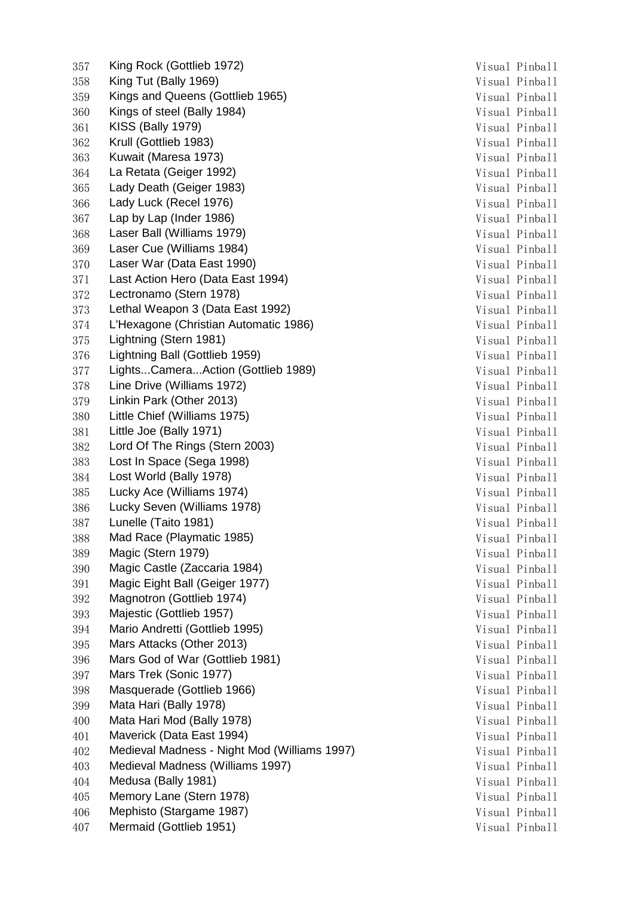| | | |
|---|---|---|
| 357 | King Rock (Gottlieb 1972) | Visual Pinball |
| 358 | King Tut (Bally 1969) | Visual Pinball |
| 359 | Kings and Queens (Gottlieb 1965) | Visual Pinball |
| 360 | Kings of steel (Bally 1984) | Visual Pinball |
| 361 | KISS (Bally 1979) | Visual Pinball |
| 362 | Krull (Gottlieb 1983) | Visual Pinball |
| 363 | Kuwait (Maresa 1973) | Visual Pinball |
| 364 | La Retata (Geiger 1992) | Visual Pinball |
| 365 | Lady Death (Geiger 1983) | Visual Pinball |
| 366 | Lady Luck (Recel 1976) | Visual Pinball |
| 367 | Lap by Lap (Inder 1986) | Visual Pinball |
| 368 | Laser Ball (Williams 1979) | Visual Pinball |
| 369 | Laser Cue (Williams 1984) | Visual Pinball |
| 370 | Laser War (Data East 1990) | Visual Pinball |
| 371 | Last Action Hero (Data East 1994) | Visual Pinball |
| 372 | Lectronamo (Stern 1978) | Visual Pinball |
| 373 | Lethal Weapon 3 (Data East 1992) | Visual Pinball |
| 374 | L'Hexagone (Christian Automatic 1986) | Visual Pinball |
| 375 | Lightning (Stern 1981) | Visual Pinball |
| 376 | Lightning Ball (Gottlieb 1959) | Visual Pinball |
| 377 | Lights...Camera...Action (Gottlieb 1989) | Visual Pinball |
| 378 | Line Drive (Williams 1972) | Visual Pinball |
| 379 | Linkin Park (Other 2013) | Visual Pinball |
| 380 | Little Chief (Williams 1975) | Visual Pinball |
| 381 | Little Joe (Bally 1971) | Visual Pinball |
| 382 | Lord Of The Rings (Stern 2003) | Visual Pinball |
| 383 | Lost In Space (Sega 1998) | Visual Pinball |
| 384 | Lost World (Bally 1978) | Visual Pinball |
| 385 | Lucky Ace (Williams 1974) | Visual Pinball |
| 386 | Lucky Seven (Williams 1978) | Visual Pinball |
| 387 | Lunelle (Taito 1981) | Visual Pinball |
| 388 | Mad Race (Playmatic 1985) | Visual Pinball |
| 389 | Magic (Stern 1979) | Visual Pinball |
| 390 | Magic Castle (Zaccaria 1984) | Visual Pinball |
| 391 | Magic Eight Ball (Geiger 1977) | Visual Pinball |
| 392 | Magnotron (Gottlieb 1974) | Visual Pinball |
| 393 | Majestic (Gottlieb 1957) | Visual Pinball |
| 394 | Mario Andretti (Gottlieb 1995) | Visual Pinball |
| 395 | Mars Attacks (Other 2013) | Visual Pinball |
| 396 | Mars God of War (Gottlieb 1981) | Visual Pinball |
| 397 | Mars Trek (Sonic 1977) | Visual Pinball |
| 398 | Masquerade (Gottlieb 1966) | Visual Pinball |
| 399 | Mata Hari (Bally 1978) | Visual Pinball |
| 400 | Mata Hari Mod (Bally 1978) | Visual Pinball |
| 401 | Maverick (Data East 1994) | Visual Pinball |
| 402 | Medieval Madness - Night Mod (Williams 1997) | Visual Pinball |
| 403 | Medieval Madness (Williams 1997) | Visual Pinball |
| 404 | Medusa (Bally 1981) | Visual Pinball |
| 405 | Memory Lane (Stern 1978) | Visual Pinball |
| 406 | Mephisto (Stargame 1987) | Visual Pinball |
| 407 | Mermaid (Gottlieb 1951) | Visual Pinball |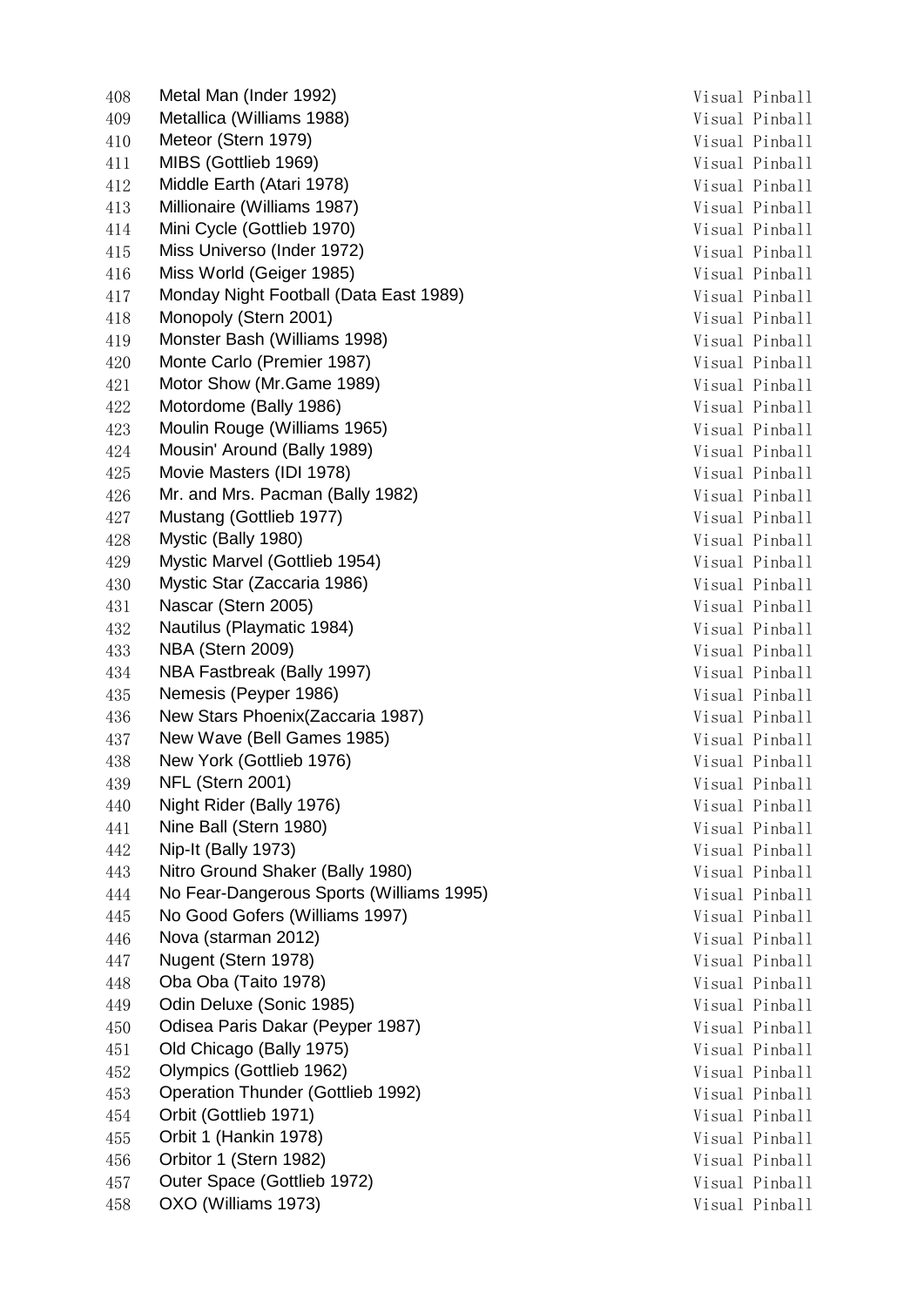| | | |
|---|---|---|
| 408 | Metal Man (Inder 1992) | Visual Pinball |
| 409 | Metallica (Williams 1988) | Visual Pinball |
| 410 | Meteor (Stern 1979) | Visual Pinball |
| 411 | MIBS (Gottlieb 1969) | Visual Pinball |
| 412 | Middle Earth (Atari 1978) | Visual Pinball |
| 413 | Millionaire (Williams 1987) | Visual Pinball |
| 414 | Mini Cycle (Gottlieb 1970) | Visual Pinball |
| 415 | Miss Universo (Inder 1972) | Visual Pinball |
| 416 | Miss World (Geiger 1985) | Visual Pinball |
| 417 | Monday Night Football (Data East 1989) | Visual Pinball |
| 418 | Monopoly (Stern 2001) | Visual Pinball |
| 419 | Monster Bash (Williams 1998) | Visual Pinball |
| 420 | Monte Carlo (Premier 1987) | Visual Pinball |
| 421 | Motor Show (Mr.Game 1989) | Visual Pinball |
| 422 | Motordome (Bally 1986) | Visual Pinball |
| 423 | Moulin Rouge (Williams 1965) | Visual Pinball |
| 424 | Mousin' Around (Bally 1989) | Visual Pinball |
| 425 | Movie Masters (IDI 1978) | Visual Pinball |
| 426 | Mr. and Mrs. Pacman (Bally 1982) | Visual Pinball |
| 427 | Mustang (Gottlieb 1977) | Visual Pinball |
| 428 | Mystic (Bally 1980) | Visual Pinball |
| 429 | Mystic Marvel (Gottlieb 1954) | Visual Pinball |
| 430 | Mystic Star (Zaccaria 1986) | Visual Pinball |
| 431 | Nascar (Stern 2005) | Visual Pinball |
| 432 | Nautilus (Playmatic 1984) | Visual Pinball |
| 433 | NBA (Stern 2009) | Visual Pinball |
| 434 | NBA Fastbreak (Bally 1997) | Visual Pinball |
| 435 | Nemesis (Peyper 1986) | Visual Pinball |
| 436 | New Stars Phoenix(Zaccaria 1987) | Visual Pinball |
| 437 | New Wave (Bell Games 1985) | Visual Pinball |
| 438 | New York (Gottlieb 1976) | Visual Pinball |
| 439 | NFL (Stern 2001) | Visual Pinball |
| 440 | Night Rider (Bally 1976) | Visual Pinball |
| 441 | Nine Ball (Stern 1980) | Visual Pinball |
| 442 | Nip-It (Bally 1973) | Visual Pinball |
| 443 | Nitro Ground Shaker (Bally 1980) | Visual Pinball |
| 444 | No Fear-Dangerous Sports (Williams 1995) | Visual Pinball |
| 445 | No Good Gofers (Williams 1997) | Visual Pinball |
| 446 | Nova (starman 2012) | Visual Pinball |
| 447 | Nugent (Stern 1978) | Visual Pinball |
| 448 | Oba Oba (Taito 1978) | Visual Pinball |
| 449 | Odin Deluxe (Sonic 1985) | Visual Pinball |
| 450 | Odisea Paris Dakar (Peyper 1987) | Visual Pinball |
| 451 | Old Chicago (Bally 1975) | Visual Pinball |
| 452 | Olympics (Gottlieb 1962) | Visual Pinball |
| 453 | Operation Thunder (Gottlieb 1992) | Visual Pinball |
| 454 | Orbit (Gottlieb 1971) | Visual Pinball |
| 455 | Orbit 1 (Hankin 1978) | Visual Pinball |
| 456 | Orbitor 1 (Stern 1982) | Visual Pinball |
| 457 | Outer Space (Gottlieb 1972) | Visual Pinball |
| 458 | OXO (Williams 1973) | Visual Pinball |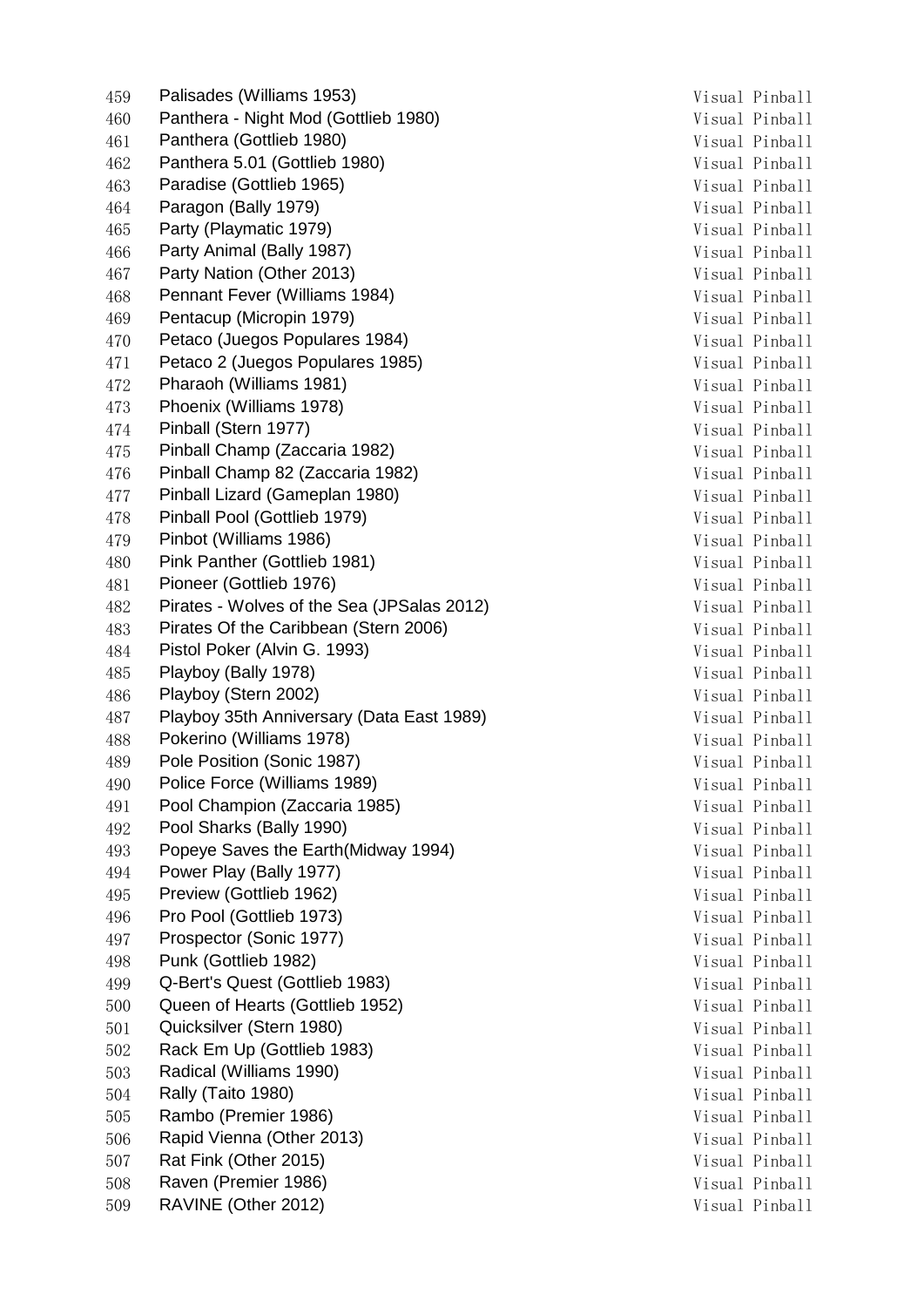| | | |
|---|---|---|
| 459 | Palisades (Williams 1953) | Visual Pinball |
| 460 | Panthera - Night Mod (Gottlieb 1980) | Visual Pinball |
| 461 | Panthera (Gottlieb 1980) | Visual Pinball |
| 462 | Panthera 5.01 (Gottlieb 1980) | Visual Pinball |
| 463 | Paradise (Gottlieb 1965) | Visual Pinball |
| 464 | Paragon (Bally 1979) | Visual Pinball |
| 465 | Party (Playmatic 1979) | Visual Pinball |
| 466 | Party Animal (Bally 1987) | Visual Pinball |
| 467 | Party Nation (Other 2013) | Visual Pinball |
| 468 | Pennant Fever (Williams 1984) | Visual Pinball |
| 469 | Pentacup (Micropin 1979) | Visual Pinball |
| 470 | Petaco (Juegos Populares 1984) | Visual Pinball |
| 471 | Petaco 2 (Juegos Populares 1985) | Visual Pinball |
| 472 | Pharaoh (Williams 1981) | Visual Pinball |
| 473 | Phoenix (Williams 1978) | Visual Pinball |
| 474 | Pinball (Stern 1977) | Visual Pinball |
| 475 | Pinball Champ (Zaccaria 1982) | Visual Pinball |
| 476 | Pinball Champ 82 (Zaccaria 1982) | Visual Pinball |
| 477 | Pinball Lizard (Gameplan 1980) | Visual Pinball |
| 478 | Pinball Pool (Gottlieb 1979) | Visual Pinball |
| 479 | Pinbot (Williams 1986) | Visual Pinball |
| 480 | Pink Panther (Gottlieb 1981) | Visual Pinball |
| 481 | Pioneer (Gottlieb 1976) | Visual Pinball |
| 482 | Pirates - Wolves of the Sea (JPSalas 2012) | Visual Pinball |
| 483 | Pirates Of the Caribbean (Stern 2006) | Visual Pinball |
| 484 | Pistol Poker (Alvin G. 1993) | Visual Pinball |
| 485 | Playboy (Bally 1978) | Visual Pinball |
| 486 | Playboy (Stern 2002) | Visual Pinball |
| 487 | Playboy 35th Anniversary (Data East 1989) | Visual Pinball |
| 488 | Pokerino (Williams 1978) | Visual Pinball |
| 489 | Pole Position (Sonic 1987) | Visual Pinball |
| 490 | Police Force (Williams 1989) | Visual Pinball |
| 491 | Pool Champion (Zaccaria 1985) | Visual Pinball |
| 492 | Pool Sharks (Bally 1990) | Visual Pinball |
| 493 | Popeye Saves the Earth(Midway 1994) | Visual Pinball |
| 494 | Power Play (Bally 1977) | Visual Pinball |
| 495 | Preview (Gottlieb 1962) | Visual Pinball |
| 496 | Pro Pool (Gottlieb 1973) | Visual Pinball |
| 497 | Prospector (Sonic 1977) | Visual Pinball |
| 498 | Punk (Gottlieb 1982) | Visual Pinball |
| 499 | Q-Bert's Quest (Gottlieb 1983) | Visual Pinball |
| 500 | Queen of Hearts (Gottlieb 1952) | Visual Pinball |
| 501 | Quicksilver (Stern 1980) | Visual Pinball |
| 502 | Rack Em Up (Gottlieb 1983) | Visual Pinball |
| 503 | Radical (Williams 1990) | Visual Pinball |
| 504 | Rally (Taito 1980) | Visual Pinball |
| 505 | Rambo (Premier 1986) | Visual Pinball |
| 506 | Rapid Vienna (Other 2013) | Visual Pinball |
| 507 | Rat Fink (Other 2015) | Visual Pinball |
| 508 | Raven (Premier 1986) | Visual Pinball |
| 509 | RAVINE (Other 2012) | Visual Pinball |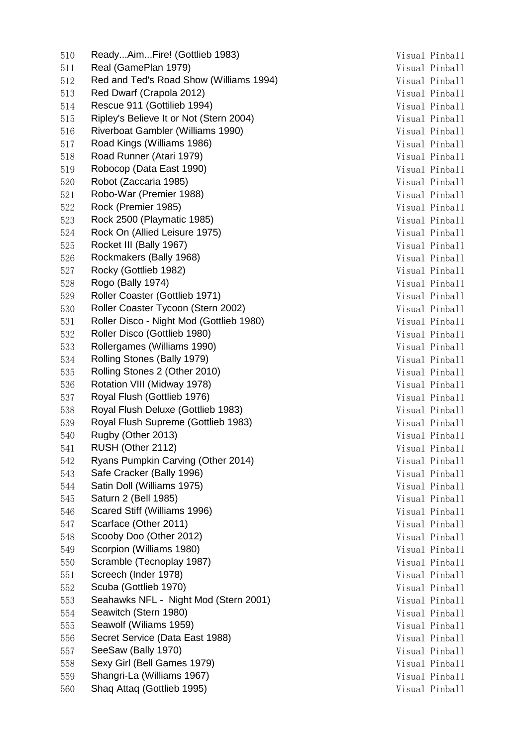| | | |
|---|---|---|
| 510 | Ready...Aim...Fire! (Gottlieb 1983) | Visual Pinball |
| 511 | Real (GamePlan 1979) | Visual Pinball |
| 512 | Red and Ted's Road Show (Williams 1994) | Visual Pinball |
| 513 | Red Dwarf (Crapola 2012) | Visual Pinball |
| 514 | Rescue 911 (Gottilieb 1994) | Visual Pinball |
| 515 | Ripley's Believe It or Not (Stern 2004) | Visual Pinball |
| 516 | Riverboat Gambler (Williams 1990) | Visual Pinball |
| 517 | Road Kings (Williams 1986) | Visual Pinball |
| 518 | Road Runner (Atari 1979) | Visual Pinball |
| 519 | Robocop (Data East 1990) | Visual Pinball |
| 520 | Robot (Zaccaria 1985) | Visual Pinball |
| 521 | Robo-War (Premier 1988) | Visual Pinball |
| 522 | Rock (Premier 1985) | Visual Pinball |
| 523 | Rock 2500 (Playmatic 1985) | Visual Pinball |
| 524 | Rock On (Allied Leisure 1975) | Visual Pinball |
| 525 | Rocket III (Bally 1967) | Visual Pinball |
| 526 | Rockmakers (Bally 1968) | Visual Pinball |
| 527 | Rocky (Gottlieb 1982) | Visual Pinball |
| 528 | Rogo (Bally 1974) | Visual Pinball |
| 529 | Roller Coaster (Gottlieb 1971) | Visual Pinball |
| 530 | Roller Coaster Tycoon (Stern 2002) | Visual Pinball |
| 531 | Roller Disco - Night Mod (Gottlieb 1980) | Visual Pinball |
| 532 | Roller Disco (Gottlieb 1980) | Visual Pinball |
| 533 | Rollergames (Williams 1990) | Visual Pinball |
| 534 | Rolling Stones (Bally 1979) | Visual Pinball |
| 535 | Rolling Stones 2 (Other 2010) | Visual Pinball |
| 536 | Rotation VIII (Midway 1978) | Visual Pinball |
| 537 | Royal Flush (Gottlieb 1976) | Visual Pinball |
| 538 | Royal Flush Deluxe (Gottlieb 1983) | Visual Pinball |
| 539 | Royal Flush Supreme (Gottlieb 1983) | Visual Pinball |
| 540 | Rugby (Other 2013) | Visual Pinball |
| 541 | RUSH (Other 2112) | Visual Pinball |
| 542 | Ryans Pumpkin Carving (Other 2014) | Visual Pinball |
| 543 | Safe Cracker (Bally 1996) | Visual Pinball |
| 544 | Satin Doll (Williams 1975) | Visual Pinball |
| 545 | Saturn 2 (Bell 1985) | Visual Pinball |
| 546 | Scared Stiff (Williams 1996) | Visual Pinball |
| 547 | Scarface (Other 2011) | Visual Pinball |
| 548 | Scooby Doo (Other 2012) | Visual Pinball |
| 549 | Scorpion (Williams 1980) | Visual Pinball |
| 550 | Scramble (Tecnoplay 1987) | Visual Pinball |
| 551 | Screech (Inder 1978) | Visual Pinball |
| 552 | Scuba (Gottlieb 1970) | Visual Pinball |
| 553 | Seahawks NFL - Night Mod (Stern 2001) | Visual Pinball |
| 554 | Seawitch (Stern 1980) | Visual Pinball |
| 555 | Seawolf (Wiliams 1959) | Visual Pinball |
| 556 | Secret Service (Data East 1988) | Visual Pinball |
| 557 | SeeSaw (Bally 1970) | Visual Pinball |
| 558 | Sexy Girl (Bell Games 1979) | Visual Pinball |
| 559 | Shangri-La (Williams 1967) | Visual Pinball |
| 560 | Shaq Attaq (Gottlieb 1995) | Visual Pinball |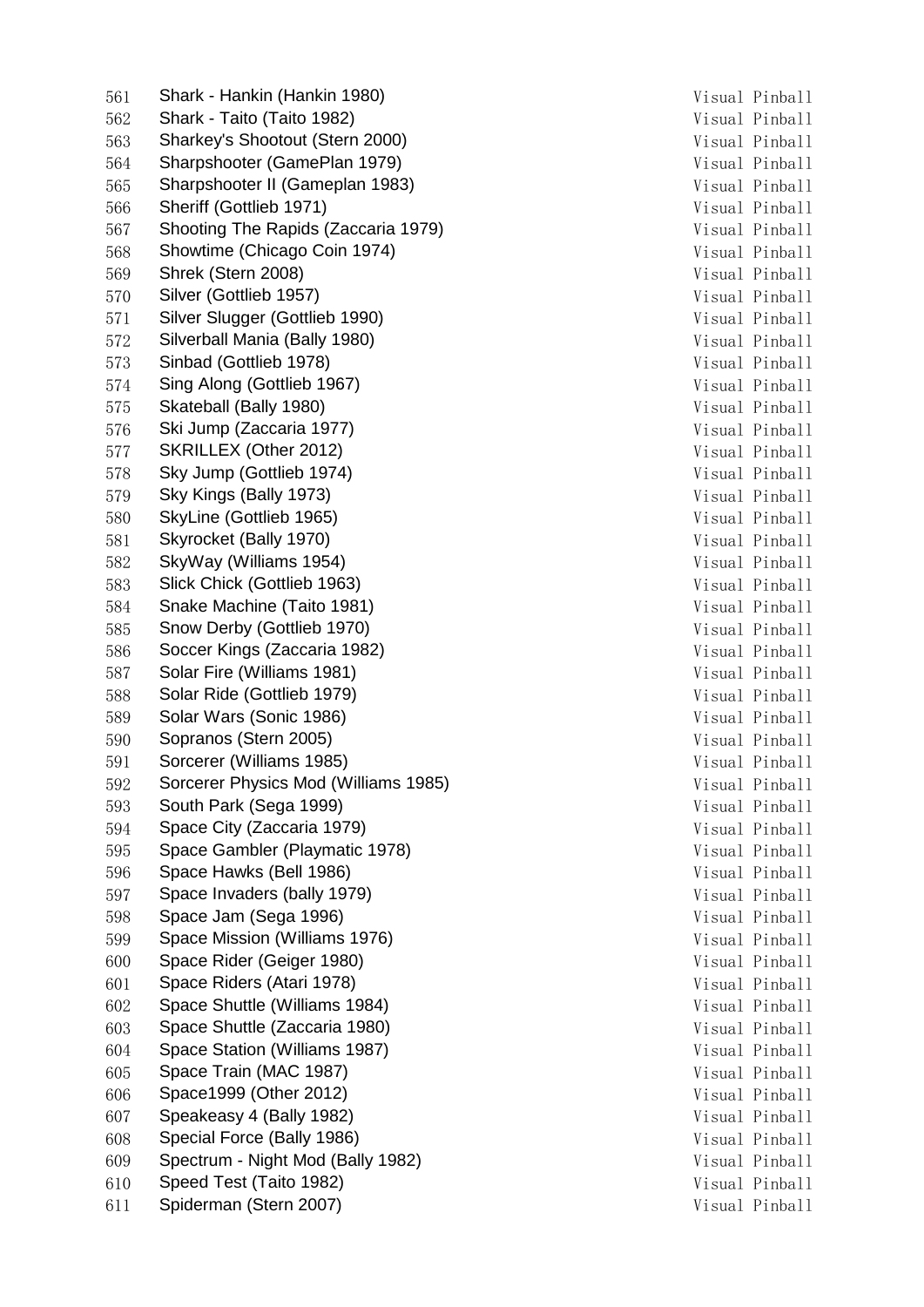| | | |
|---|---|---|
| 561 | Shark - Hankin (Hankin 1980) | Visual Pinball |
| 562 | Shark - Taito (Taito 1982) | Visual Pinball |
| 563 | Sharkey's Shootout (Stern 2000) | Visual Pinball |
| 564 | Sharpshooter (GamePlan 1979) | Visual Pinball |
| 565 | Sharpshooter II (Gameplan 1983) | Visual Pinball |
| 566 | Sheriff (Gottlieb 1971) | Visual Pinball |
| 567 | Shooting The Rapids (Zaccaria 1979) | Visual Pinball |
| 568 | Showtime (Chicago Coin 1974) | Visual Pinball |
| 569 | Shrek (Stern 2008) | Visual Pinball |
| 570 | Silver (Gottlieb 1957) | Visual Pinball |
| 571 | Silver Slugger (Gottlieb 1990) | Visual Pinball |
| 572 | Silverball Mania (Bally 1980) | Visual Pinball |
| 573 | Sinbad (Gottlieb 1978) | Visual Pinball |
| 574 | Sing Along (Gottlieb 1967) | Visual Pinball |
| 575 | Skateball (Bally 1980) | Visual Pinball |
| 576 | Ski Jump (Zaccaria 1977) | Visual Pinball |
| 577 | SKRILLEX (Other 2012) | Visual Pinball |
| 578 | Sky Jump (Gottlieb 1974) | Visual Pinball |
| 579 | Sky Kings (Bally 1973) | Visual Pinball |
| 580 | SkyLine (Gottlieb 1965) | Visual Pinball |
| 581 | Skyrocket (Bally 1970) | Visual Pinball |
| 582 | SkyWay (Williams 1954) | Visual Pinball |
| 583 | Slick Chick (Gottlieb 1963) | Visual Pinball |
| 584 | Snake Machine (Taito 1981) | Visual Pinball |
| 585 | Snow Derby (Gottlieb 1970) | Visual Pinball |
| 586 | Soccer Kings (Zaccaria 1982) | Visual Pinball |
| 587 | Solar Fire (Williams 1981) | Visual Pinball |
| 588 | Solar Ride (Gottlieb 1979) | Visual Pinball |
| 589 | Solar Wars (Sonic 1986) | Visual Pinball |
| 590 | Sopranos (Stern 2005) | Visual Pinball |
| 591 | Sorcerer (Williams 1985) | Visual Pinball |
| 592 | Sorcerer Physics Mod (Williams 1985) | Visual Pinball |
| 593 | South Park (Sega 1999) | Visual Pinball |
| 594 | Space City (Zaccaria 1979) | Visual Pinball |
| 595 | Space Gambler (Playmatic 1978) | Visual Pinball |
| 596 | Space Hawks (Bell 1986) | Visual Pinball |
| 597 | Space Invaders (bally 1979) | Visual Pinball |
| 598 | Space Jam (Sega 1996) | Visual Pinball |
| 599 | Space Mission (Williams 1976) | Visual Pinball |
| 600 | Space Rider (Geiger 1980) | Visual Pinball |
| 601 | Space Riders (Atari 1978) | Visual Pinball |
| 602 | Space Shuttle (Williams 1984) | Visual Pinball |
| 603 | Space Shuttle (Zaccaria 1980) | Visual Pinball |
| 604 | Space Station (Williams 1987) | Visual Pinball |
| 605 | Space Train (MAC 1987) | Visual Pinball |
| 606 | Space1999 (Other 2012) | Visual Pinball |
| 607 | Speakeasy 4 (Bally 1982) | Visual Pinball |
| 608 | Special Force (Bally 1986) | Visual Pinball |
| 609 | Spectrum - Night Mod (Bally 1982) | Visual Pinball |
| 610 | Speed Test (Taito 1982) | Visual Pinball |
| 611 | Spiderman (Stern 2007) | Visual Pinball |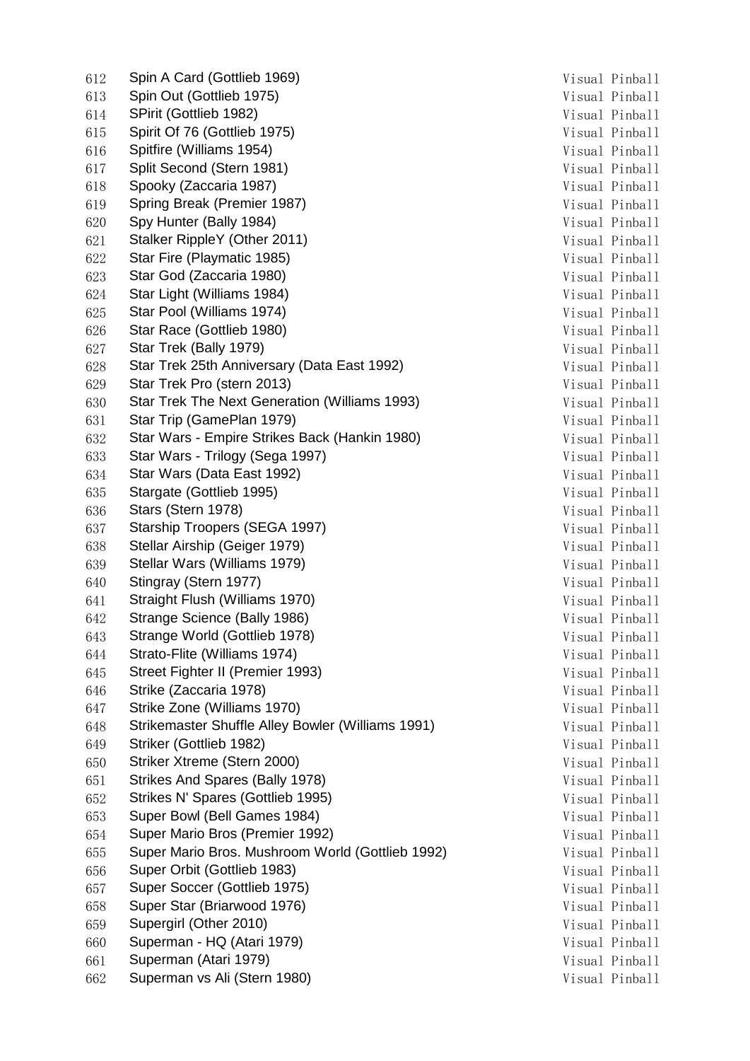| | | |
|---|---|---|
| 612 | Spin A Card (Gottlieb 1969) | Visual Pinball |
| 613 | Spin Out (Gottlieb 1975) | Visual Pinball |
| 614 | SPirit (Gottlieb 1982) | Visual Pinball |
| 615 | Spirit Of 76 (Gottlieb 1975) | Visual Pinball |
| 616 | Spitfire (Williams 1954) | Visual Pinball |
| 617 | Split Second (Stern 1981) | Visual Pinball |
| 618 | Spooky (Zaccaria 1987) | Visual Pinball |
| 619 | Spring Break (Premier 1987) | Visual Pinball |
| 620 | Spy Hunter (Bally 1984) | Visual Pinball |
| 621 | Stalker RippleY (Other 2011) | Visual Pinball |
| 622 | Star Fire (Playmatic 1985) | Visual Pinball |
| 623 | Star God (Zaccaria 1980) | Visual Pinball |
| 624 | Star Light (Williams 1984) | Visual Pinball |
| 625 | Star Pool (Williams 1974) | Visual Pinball |
| 626 | Star Race (Gottlieb 1980) | Visual Pinball |
| 627 | Star Trek (Bally 1979) | Visual Pinball |
| 628 | Star Trek 25th Anniversary (Data East 1992) | Visual Pinball |
| 629 | Star Trek Pro (stern 2013) | Visual Pinball |
| 630 | Star Trek The Next Generation (Williams 1993) | Visual Pinball |
| 631 | Star Trip (GamePlan 1979) | Visual Pinball |
| 632 | Star Wars - Empire Strikes Back (Hankin 1980) | Visual Pinball |
| 633 | Star Wars - Trilogy (Sega 1997) | Visual Pinball |
| 634 | Star Wars (Data East 1992) | Visual Pinball |
| 635 | Stargate (Gottlieb 1995) | Visual Pinball |
| 636 | Stars (Stern 1978) | Visual Pinball |
| 637 | Starship Troopers (SEGA 1997) | Visual Pinball |
| 638 | Stellar Airship (Geiger 1979) | Visual Pinball |
| 639 | Stellar Wars (Williams 1979) | Visual Pinball |
| 640 | Stingray (Stern 1977) | Visual Pinball |
| 641 | Straight Flush (Williams 1970) | Visual Pinball |
| 642 | Strange Science (Bally 1986) | Visual Pinball |
| 643 | Strange World (Gottlieb 1978) | Visual Pinball |
| 644 | Strato-Flite (Williams 1974) | Visual Pinball |
| 645 | Street Fighter II (Premier 1993) | Visual Pinball |
| 646 | Strike (Zaccaria 1978) | Visual Pinball |
| 647 | Strike Zone (Williams 1970) | Visual Pinball |
| 648 | Strikemaster Shuffle Alley Bowler (Williams 1991) | Visual Pinball |
| 649 | Striker (Gottlieb 1982) | Visual Pinball |
| 650 | Striker Xtreme (Stern 2000) | Visual Pinball |
| 651 | Strikes And Spares (Bally 1978) | Visual Pinball |
| 652 | Strikes N' Spares (Gottlieb 1995) | Visual Pinball |
| 653 | Super Bowl (Bell Games 1984) | Visual Pinball |
| 654 | Super Mario Bros (Premier 1992) | Visual Pinball |
| 655 | Super Mario Bros. Mushroom World (Gottlieb 1992) | Visual Pinball |
| 656 | Super Orbit (Gottlieb 1983) | Visual Pinball |
| 657 | Super Soccer (Gottlieb 1975) | Visual Pinball |
| 658 | Super Star (Briarwood 1976) | Visual Pinball |
| 659 | Supergirl (Other 2010) | Visual Pinball |
| 660 | Superman - HQ (Atari 1979) | Visual Pinball |
| 661 | Superman (Atari 1979) | Visual Pinball |
| 662 | Superman vs Ali (Stern 1980) | Visual Pinball |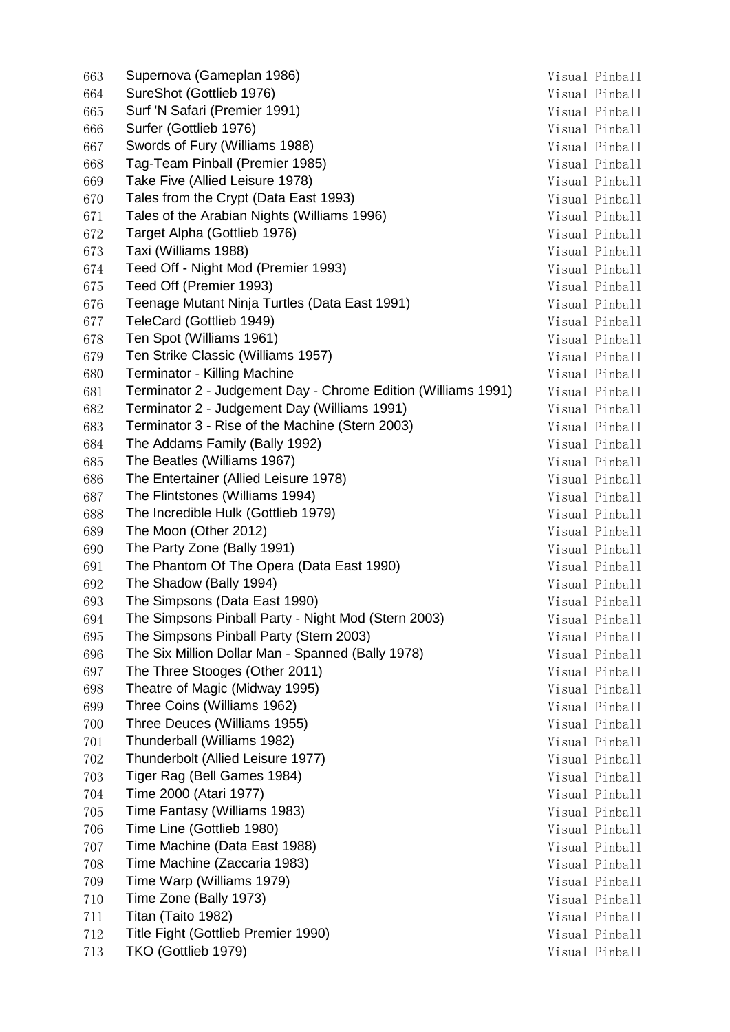| | | |
|---|---|---|
| 663 | Supernova (Gameplan 1986) | Visual Pinball |
| 664 | SureShot (Gottlieb 1976) | Visual Pinball |
| 665 | Surf 'N Safari (Premier 1991) | Visual Pinball |
| 666 | Surfer (Gottlieb 1976) | Visual Pinball |
| 667 | Swords of Fury (Williams 1988) | Visual Pinball |
| 668 | Tag-Team Pinball (Premier 1985) | Visual Pinball |
| 669 | Take Five (Allied Leisure 1978) | Visual Pinball |
| 670 | Tales from the Crypt (Data East 1993) | Visual Pinball |
| 671 | Tales of the Arabian Nights (Williams 1996) | Visual Pinball |
| 672 | Target Alpha (Gottlieb 1976) | Visual Pinball |
| 673 | Taxi (Williams 1988) | Visual Pinball |
| 674 | Teed Off - Night Mod (Premier 1993) | Visual Pinball |
| 675 | Teed Off (Premier 1993) | Visual Pinball |
| 676 | Teenage Mutant Ninja Turtles (Data East 1991) | Visual Pinball |
| 677 | TeleCard (Gottlieb 1949) | Visual Pinball |
| 678 | Ten Spot (Williams 1961) | Visual Pinball |
| 679 | Ten Strike Classic (Williams 1957) | Visual Pinball |
| 680 | Terminator - Killing Machine | Visual Pinball |
| 681 | Terminator 2 - Judgement Day - Chrome Edition (Williams 1991) | Visual Pinball |
| 682 | Terminator 2 - Judgement Day (Williams 1991) | Visual Pinball |
| 683 | Terminator 3 - Rise of the Machine (Stern 2003) | Visual Pinball |
| 684 | The Addams Family (Bally 1992) | Visual Pinball |
| 685 | The Beatles (Williams 1967) | Visual Pinball |
| 686 | The Entertainer (Allied Leisure 1978) | Visual Pinball |
| 687 | The Flintstones (Williams 1994) | Visual Pinball |
| 688 | The Incredible Hulk (Gottlieb 1979) | Visual Pinball |
| 689 | The Moon (Other 2012) | Visual Pinball |
| 690 | The Party Zone (Bally 1991) | Visual Pinball |
| 691 | The Phantom Of The Opera (Data East 1990) | Visual Pinball |
| 692 | The Shadow (Bally 1994) | Visual Pinball |
| 693 | The Simpsons (Data East 1990) | Visual Pinball |
| 694 | The Simpsons Pinball Party - Night Mod (Stern 2003) | Visual Pinball |
| 695 | The Simpsons Pinball Party (Stern 2003) | Visual Pinball |
| 696 | The Six Million Dollar Man - Spanned (Bally 1978) | Visual Pinball |
| 697 | The Three Stooges (Other 2011) | Visual Pinball |
| 698 | Theatre of Magic (Midway 1995) | Visual Pinball |
| 699 | Three Coins (Williams 1962) | Visual Pinball |
| 700 | Three Deuces (Williams 1955) | Visual Pinball |
| 701 | Thunderball (Williams 1982) | Visual Pinball |
| 702 | Thunderbolt (Allied Leisure 1977) | Visual Pinball |
| 703 | Tiger Rag (Bell Games 1984) | Visual Pinball |
| 704 | Time 2000 (Atari 1977) | Visual Pinball |
| 705 | Time Fantasy (Williams 1983) | Visual Pinball |
| 706 | Time Line (Gottlieb 1980) | Visual Pinball |
| 707 | Time Machine (Data East 1988) | Visual Pinball |
| 708 | Time Machine (Zaccaria 1983) | Visual Pinball |
| 709 | Time Warp (Williams 1979) | Visual Pinball |
| 710 | Time Zone (Bally 1973) | Visual Pinball |
| 711 | Titan (Taito 1982) | Visual Pinball |
| 712 | Title Fight (Gottlieb Premier 1990) | Visual Pinball |
| 713 | TKO (Gottlieb 1979) | Visual Pinball |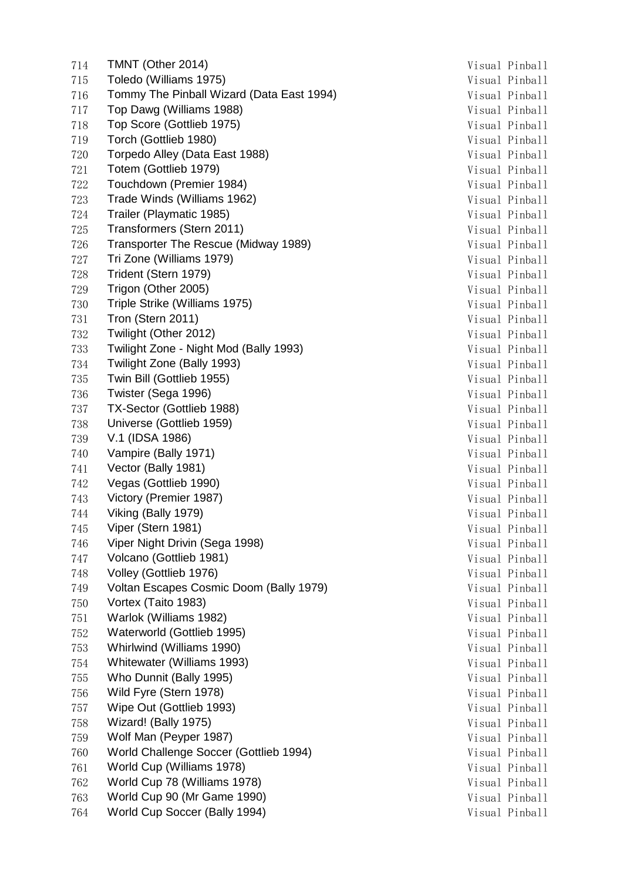| | | |
|---|---|---|
| 714 | TMNT (Other 2014) | Visual Pinball |
| 715 | Toledo (Williams 1975) | Visual Pinball |
| 716 | Tommy The Pinball Wizard (Data East 1994) | Visual Pinball |
| 717 | Top Dawg (Williams 1988) | Visual Pinball |
| 718 | Top Score (Gottlieb 1975) | Visual Pinball |
| 719 | Torch (Gottlieb 1980) | Visual Pinball |
| 720 | Torpedo Alley (Data East 1988) | Visual Pinball |
| 721 | Totem (Gottlieb 1979) | Visual Pinball |
| 722 | Touchdown (Premier 1984) | Visual Pinball |
| 723 | Trade Winds (Williams 1962) | Visual Pinball |
| 724 | Trailer (Playmatic 1985) | Visual Pinball |
| 725 | Transformers (Stern 2011) | Visual Pinball |
| 726 | Transporter The Rescue (Midway 1989) | Visual Pinball |
| 727 | Tri Zone (Williams 1979) | Visual Pinball |
| 728 | Trident (Stern 1979) | Visual Pinball |
| 729 | Trigon (Other 2005) | Visual Pinball |
| 730 | Triple Strike (Williams 1975) | Visual Pinball |
| 731 | Tron (Stern 2011) | Visual Pinball |
| 732 | Twilight (Other 2012) | Visual Pinball |
| 733 | Twilight Zone - Night Mod (Bally 1993) | Visual Pinball |
| 734 | Twilight Zone (Bally 1993) | Visual Pinball |
| 735 | Twin Bill (Gottlieb 1955) | Visual Pinball |
| 736 | Twister (Sega 1996) | Visual Pinball |
| 737 | TX-Sector (Gottlieb 1988) | Visual Pinball |
| 738 | Universe (Gottlieb 1959) | Visual Pinball |
| 739 | V.1 (IDSA 1986) | Visual Pinball |
| 740 | Vampire (Bally 1971) | Visual Pinball |
| 741 | Vector (Bally 1981) | Visual Pinball |
| 742 | Vegas (Gottlieb 1990) | Visual Pinball |
| 743 | Victory (Premier 1987) | Visual Pinball |
| 744 | Viking (Bally 1979) | Visual Pinball |
| 745 | Viper (Stern 1981) | Visual Pinball |
| 746 | Viper Night Drivin (Sega 1998) | Visual Pinball |
| 747 | Volcano (Gottlieb 1981) | Visual Pinball |
| 748 | Volley (Gottlieb 1976) | Visual Pinball |
| 749 | Voltan Escapes Cosmic Doom (Bally 1979) | Visual Pinball |
| 750 | Vortex (Taito 1983) | Visual Pinball |
| 751 | Warlok (Williams 1982) | Visual Pinball |
| 752 | Waterworld (Gottlieb 1995) | Visual Pinball |
| 753 | Whirlwind (Williams 1990) | Visual Pinball |
| 754 | Whitewater (Williams 1993) | Visual Pinball |
| 755 | Who Dunnit (Bally 1995) | Visual Pinball |
| 756 | Wild Fyre (Stern 1978) | Visual Pinball |
| 757 | Wipe Out (Gottlieb 1993) | Visual Pinball |
| 758 | Wizard! (Bally 1975) | Visual Pinball |
| 759 | Wolf Man (Peyper 1987) | Visual Pinball |
| 760 | World Challenge Soccer (Gottlieb 1994) | Visual Pinball |
| 761 | World Cup (Williams 1978) | Visual Pinball |
| 762 | World Cup 78 (Williams 1978) | Visual Pinball |
| 763 | World Cup 90 (Mr Game 1990) | Visual Pinball |
| 764 | World Cup Soccer (Bally 1994) | Visual Pinball |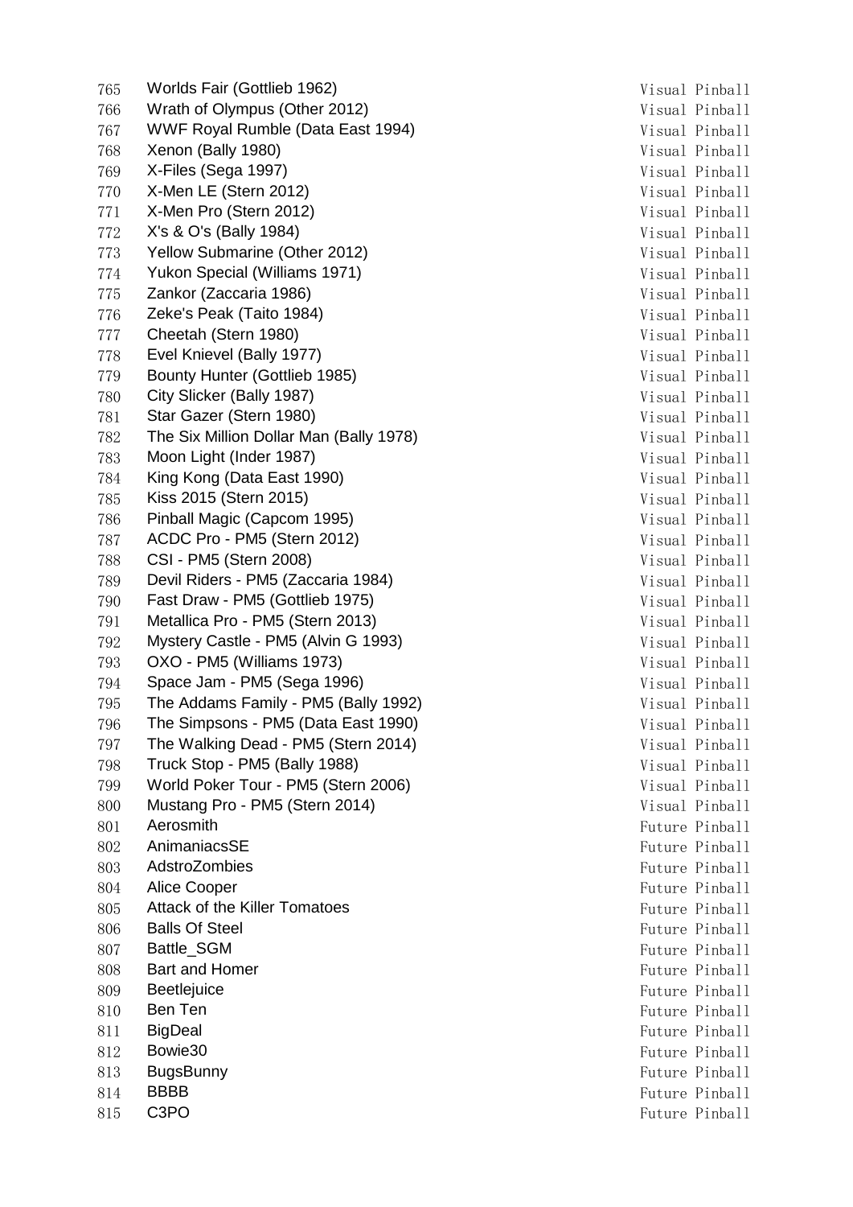| | | |
|---|---|---|
| 765 | Worlds Fair (Gottlieb 1962) | Visual Pinball |
| 766 | Wrath of Olympus (Other 2012) | Visual Pinball |
| 767 | WWF Royal Rumble (Data East 1994) | Visual Pinball |
| 768 | Xenon (Bally 1980) | Visual Pinball |
| 769 | X-Files (Sega 1997) | Visual Pinball |
| 770 | X-Men LE (Stern 2012) | Visual Pinball |
| 771 | X-Men Pro (Stern 2012) | Visual Pinball |
| 772 | X's & O's (Bally 1984) | Visual Pinball |
| 773 | Yellow Submarine (Other 2012) | Visual Pinball |
| 774 | Yukon Special (Williams 1971) | Visual Pinball |
| 775 | Zankor (Zaccaria 1986) | Visual Pinball |
| 776 | Zeke's Peak (Taito 1984) | Visual Pinball |
| 777 | Cheetah (Stern 1980) | Visual Pinball |
| 778 | Evel Knievel (Bally 1977) | Visual Pinball |
| 779 | Bounty Hunter (Gottlieb 1985) | Visual Pinball |
| 780 | City Slicker (Bally 1987) | Visual Pinball |
| 781 | Star Gazer (Stern 1980) | Visual Pinball |
| 782 | The Six Million Dollar Man (Bally 1978) | Visual Pinball |
| 783 | Moon Light (Inder 1987) | Visual Pinball |
| 784 | King Kong (Data East 1990) | Visual Pinball |
| 785 | Kiss 2015 (Stern 2015) | Visual Pinball |
| 786 | Pinball Magic (Capcom 1995) | Visual Pinball |
| 787 | ACDC Pro - PM5 (Stern 2012) | Visual Pinball |
| 788 | CSI - PM5 (Stern 2008) | Visual Pinball |
| 789 | Devil Riders - PM5 (Zaccaria 1984) | Visual Pinball |
| 790 | Fast Draw - PM5 (Gottlieb 1975) | Visual Pinball |
| 791 | Metallica Pro - PM5 (Stern 2013) | Visual Pinball |
| 792 | Mystery Castle - PM5 (Alvin G 1993) | Visual Pinball |
| 793 | OXO - PM5 (Williams 1973) | Visual Pinball |
| 794 | Space Jam - PM5 (Sega 1996) | Visual Pinball |
| 795 | The Addams Family - PM5 (Bally 1992) | Visual Pinball |
| 796 | The Simpsons - PM5 (Data East 1990) | Visual Pinball |
| 797 | The Walking Dead - PM5 (Stern 2014) | Visual Pinball |
| 798 | Truck Stop - PM5 (Bally 1988) | Visual Pinball |
| 799 | World Poker Tour - PM5 (Stern 2006) | Visual Pinball |
| 800 | Mustang Pro - PM5 (Stern 2014) | Visual Pinball |
| 801 | Aerosmith | Future Pinball |
| 802 | AnimaniacsSE | Future Pinball |
| 803 | AdstroZombies | Future Pinball |
| 804 | Alice Cooper | Future Pinball |
| 805 | Attack of the Killer Tomatoes | Future Pinball |
| 806 | Balls Of Steel | Future Pinball |
| 807 | Battle_SGM | Future Pinball |
| 808 | Bart and Homer | Future Pinball |
| 809 | Beetlejuice | Future Pinball |
| 810 | Ben Ten | Future Pinball |
| 811 | BigDeal | Future Pinball |
| 812 | Bowie30 | Future Pinball |
| 813 | BugsBunny | Future Pinball |
| 814 | BBBB | Future Pinball |
| 815 | C3PO | Future Pinball |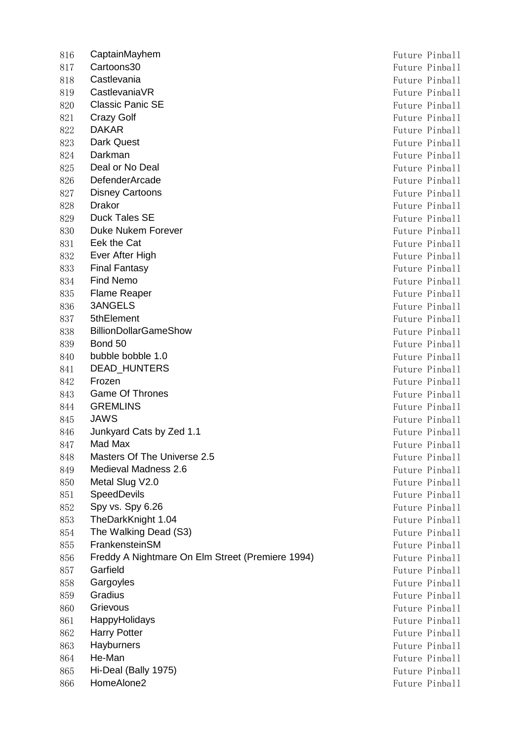| | | |
|---|---|---|
| 816 | CaptainMayhem | Future Pinball |
| 817 | Cartoons30 | Future Pinball |
| 818 | Castlevania | Future Pinball |
| 819 | CastlevaniaVR | Future Pinball |
| 820 | Classic Panic SE | Future Pinball |
| 821 | Crazy Golf | Future Pinball |
| 822 | DAKAR | Future Pinball |
| 823 | Dark Quest | Future Pinball |
| 824 | Darkman | Future Pinball |
| 825 | Deal or No Deal | Future Pinball |
| 826 | DefenderArcade | Future Pinball |
| 827 | Disney Cartoons | Future Pinball |
| 828 | Drakor | Future Pinball |
| 829 | Duck Tales SE | Future Pinball |
| 830 | Duke Nukem Forever | Future Pinball |
| 831 | Eek the Cat | Future Pinball |
| 832 | Ever After High | Future Pinball |
| 833 | Final Fantasy | Future Pinball |
| 834 | Find Nemo | Future Pinball |
| 835 | Flame Reaper | Future Pinball |
| 836 | 3ANGELS | Future Pinball |
| 837 | 5thElement | Future Pinball |
| 838 | BillionDollarGameShow | Future Pinball |
| 839 | Bond 50 | Future Pinball |
| 840 | bubble bobble 1.0 | Future Pinball |
| 841 | DEAD_HUNTERS | Future Pinball |
| 842 | Frozen | Future Pinball |
| 843 | Game Of Thrones | Future Pinball |
| 844 | GREMLINS | Future Pinball |
| 845 | JAWS | Future Pinball |
| 846 | Junkyard Cats by Zed 1.1 | Future Pinball |
| 847 | Mad Max | Future Pinball |
| 848 | Masters Of The Universe 2.5 | Future Pinball |
| 849 | Medieval Madness 2.6 | Future Pinball |
| 850 | Metal Slug V2.0 | Future Pinball |
| 851 | SpeedDevils | Future Pinball |
| 852 | Spy vs. Spy 6.26 | Future Pinball |
| 853 | TheDarkKnight 1.04 | Future Pinball |
| 854 | The Walking Dead (S3) | Future Pinball |
| 855 | FrankensteinSM | Future Pinball |
| 856 | Freddy A Nightmare On Elm Street (Premiere 1994) | Future Pinball |
| 857 | Garfield | Future Pinball |
| 858 | Gargoyles | Future Pinball |
| 859 | Gradius | Future Pinball |
| 860 | Grievous | Future Pinball |
| 861 | HappyHolidays | Future Pinball |
| 862 | Harry Potter | Future Pinball |
| 863 | Hayburners | Future Pinball |
| 864 | He-Man | Future Pinball |
| 865 | Hi-Deal (Bally 1975) | Future Pinball |
| 866 | HomeAlone2 | Future Pinball |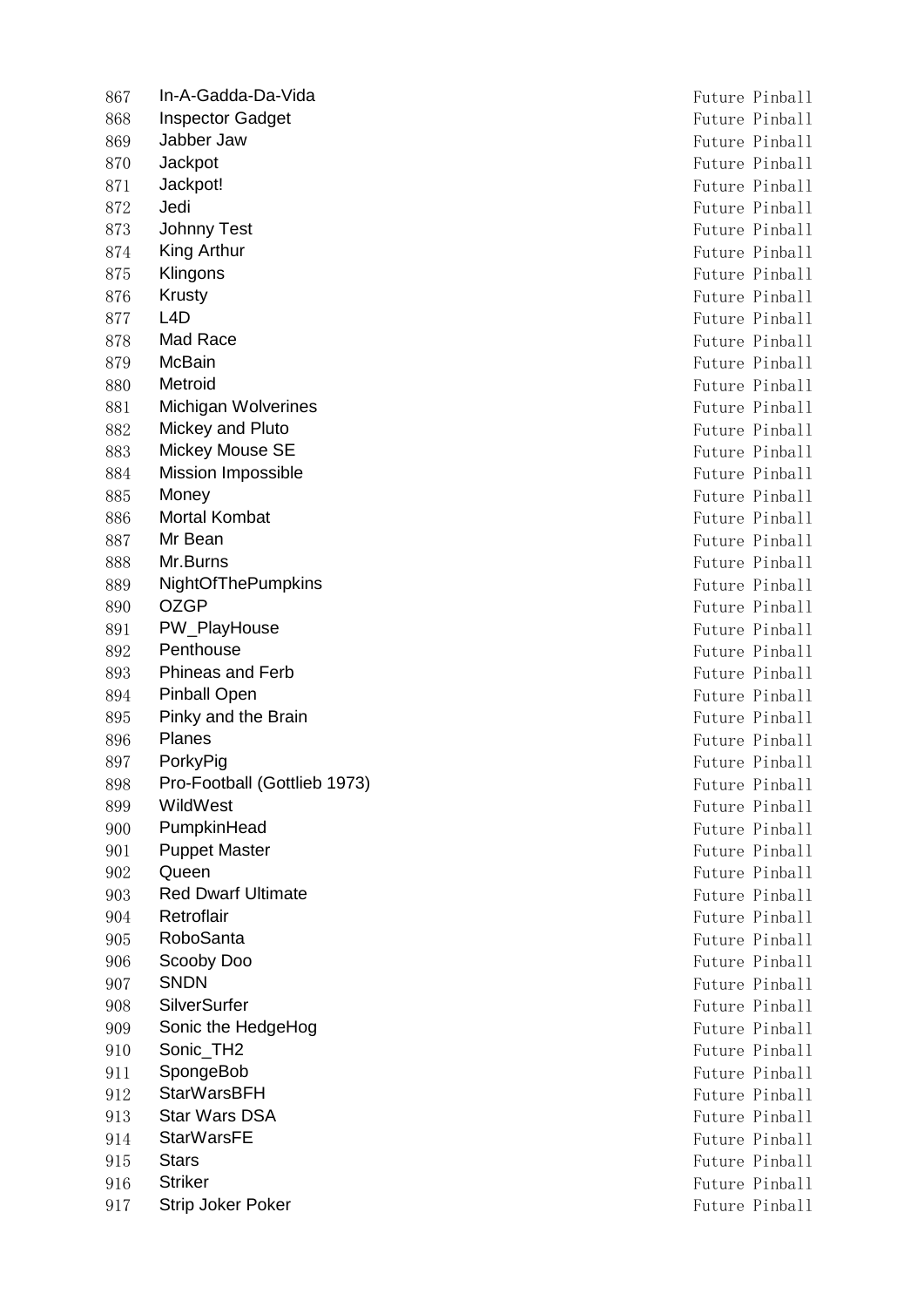| | | |
|---|---|---|
| 867 | In-A-Gadda-Da-Vida | Future Pinball |
| 868 | Inspector Gadget | Future Pinball |
| 869 | Jabber Jaw | Future Pinball |
| 870 | Jackpot | Future Pinball |
| 871 | Jackpot! | Future Pinball |
| 872 | Jedi | Future Pinball |
| 873 | Johnny Test | Future Pinball |
| 874 | King Arthur | Future Pinball |
| 875 | Klingons | Future Pinball |
| 876 | Krusty | Future Pinball |
| 877 | L4D | Future Pinball |
| 878 | Mad Race | Future Pinball |
| 879 | McBain | Future Pinball |
| 880 | Metroid | Future Pinball |
| 881 | Michigan Wolverines | Future Pinball |
| 882 | Mickey and Pluto | Future Pinball |
| 883 | Mickey Mouse SE | Future Pinball |
| 884 | Mission Impossible | Future Pinball |
| 885 | Money | Future Pinball |
| 886 | Mortal Kombat | Future Pinball |
| 887 | Mr Bean | Future Pinball |
| 888 | Mr.Burns | Future Pinball |
| 889 | NightOfThePumpkins | Future Pinball |
| 890 | OZGP | Future Pinball |
| 891 | PW_PlayHouse | Future Pinball |
| 892 | Penthouse | Future Pinball |
| 893 | Phineas and Ferb | Future Pinball |
| 894 | Pinball Open | Future Pinball |
| 895 | Pinky and the Brain | Future Pinball |
| 896 | Planes | Future Pinball |
| 897 | PorkyPig | Future Pinball |
| 898 | Pro-Football (Gottlieb 1973) | Future Pinball |
| 899 | WildWest | Future Pinball |
| 900 | PumpkinHead | Future Pinball |
| 901 | Puppet Master | Future Pinball |
| 902 | Queen | Future Pinball |
| 903 | Red Dwarf Ultimate | Future Pinball |
| 904 | Retroflair | Future Pinball |
| 905 | RoboSanta | Future Pinball |
| 906 | Scooby Doo | Future Pinball |
| 907 | SNDN | Future Pinball |
| 908 | SilverSurfer | Future Pinball |
| 909 | Sonic the HedgeHog | Future Pinball |
| 910 | Sonic_TH2 | Future Pinball |
| 911 | SpongeBob | Future Pinball |
| 912 | StarWarsBFH | Future Pinball |
| 913 | Star Wars DSA | Future Pinball |
| 914 | StarWarsFE | Future Pinball |
| 915 | Stars | Future Pinball |
| 916 | Striker | Future Pinball |
| 917 | Strip Joker Poker | Future Pinball |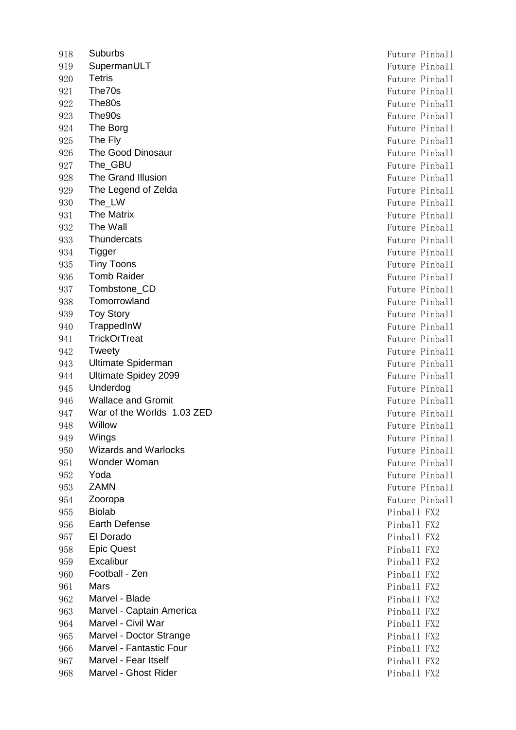| | | |
|---|---|---|
| 918 | Suburbs | Future Pinball |
| 919 | SupermanULT | Future Pinball |
| 920 | Tetris | Future Pinball |
| 921 | The70s | Future Pinball |
| 922 | The80s | Future Pinball |
| 923 | The90s | Future Pinball |
| 924 | The Borg | Future Pinball |
| 925 | The Fly | Future Pinball |
| 926 | The Good Dinosaur | Future Pinball |
| 927 | The_GBU | Future Pinball |
| 928 | The Grand Illusion | Future Pinball |
| 929 | The Legend of Zelda | Future Pinball |
| 930 | The_LW | Future Pinball |
| 931 | The Matrix | Future Pinball |
| 932 | The Wall | Future Pinball |
| 933 | Thundercats | Future Pinball |
| 934 | Tigger | Future Pinball |
| 935 | Tiny Toons | Future Pinball |
| 936 | Tomb Raider | Future Pinball |
| 937 | Tombstone_CD | Future Pinball |
| 938 | Tomorrowland | Future Pinball |
| 939 | Toy Story | Future Pinball |
| 940 | TrappedInW | Future Pinball |
| 941 | TrickOrTreat | Future Pinball |
| 942 | Tweety | Future Pinball |
| 943 | Ultimate Spiderman | Future Pinball |
| 944 | Ultimate Spidey 2099 | Future Pinball |
| 945 | Underdog | Future Pinball |
| 946 | Wallace and Gromit | Future Pinball |
| 947 | War of the Worlds 1.03 ZED | Future Pinball |
| 948 | Willow | Future Pinball |
| 949 | Wings | Future Pinball |
| 950 | Wizards and Warlocks | Future Pinball |
| 951 | Wonder Woman | Future Pinball |
| 952 | Yoda | Future Pinball |
| 953 | ZAMN | Future Pinball |
| 954 | Zooropa | Future Pinball |
| 955 | Biolab | Pinball FX2 |
| 956 | Earth Defense | Pinball FX2 |
| 957 | El Dorado | Pinball FX2 |
| 958 | Epic Quest | Pinball FX2 |
| 959 | Excalibur | Pinball FX2 |
| 960 | Football - Zen | Pinball FX2 |
| 961 | Mars | Pinball FX2 |
| 962 | Marvel - Blade | Pinball FX2 |
| 963 | Marvel - Captain America | Pinball FX2 |
| 964 | Marvel - Civil War | Pinball FX2 |
| 965 | Marvel - Doctor Strange | Pinball FX2 |
| 966 | Marvel - Fantastic Four | Pinball FX2 |
| 967 | Marvel - Fear Itself | Pinball FX2 |
| 968 | Marvel - Ghost Rider | Pinball FX2 |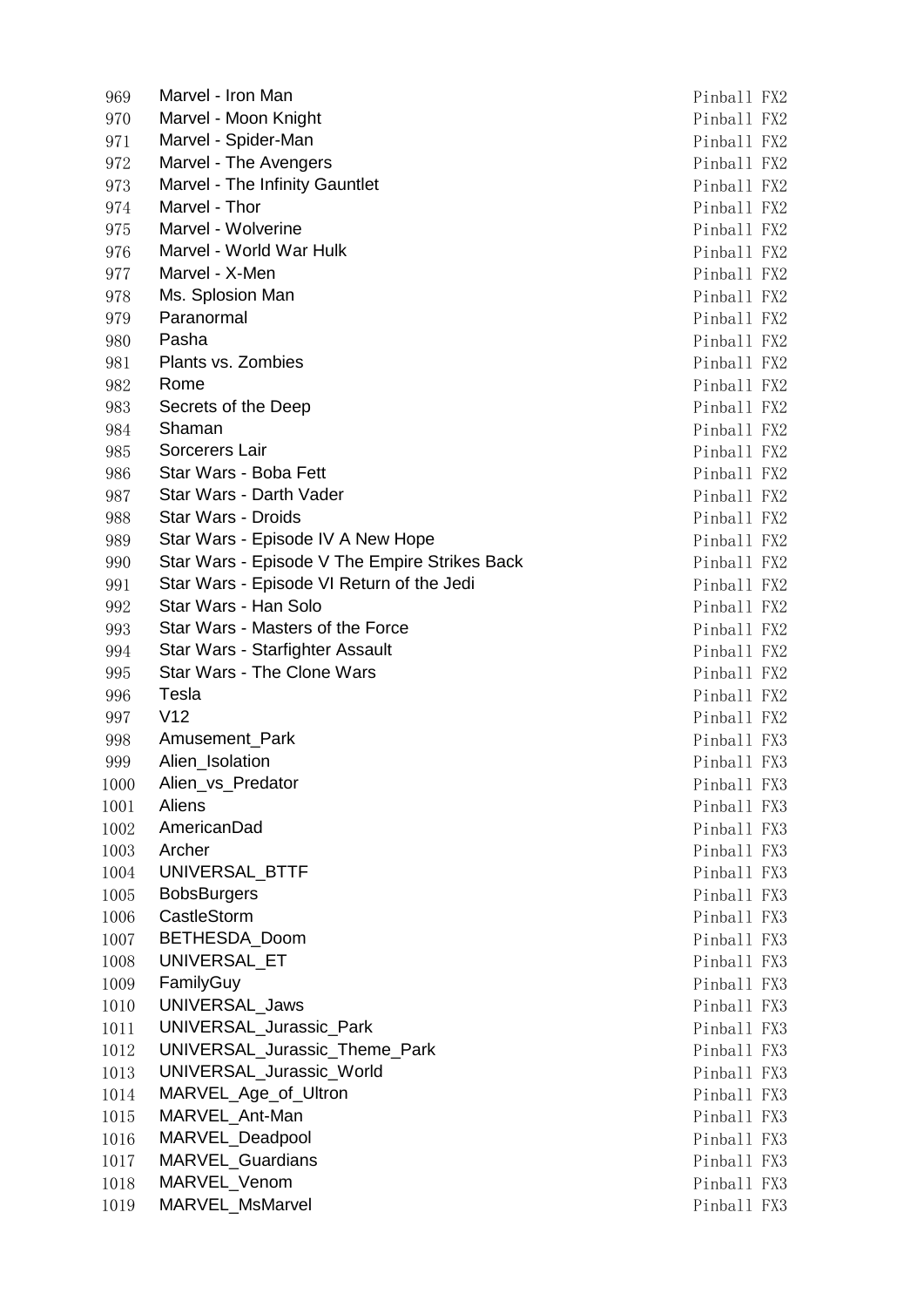| | | |
|---|---|---|
| 969 | Marvel - Iron Man | Pinball FX2 |
| 970 | Marvel - Moon Knight | Pinball FX2 |
| 971 | Marvel - Spider-Man | Pinball FX2 |
| 972 | Marvel - The Avengers | Pinball FX2 |
| 973 | Marvel - The Infinity Gauntlet | Pinball FX2 |
| 974 | Marvel - Thor | Pinball FX2 |
| 975 | Marvel - Wolverine | Pinball FX2 |
| 976 | Marvel - World War Hulk | Pinball FX2 |
| 977 | Marvel - X-Men | Pinball FX2 |
| 978 | Ms. Splosion Man | Pinball FX2 |
| 979 | Paranormal | Pinball FX2 |
| 980 | Pasha | Pinball FX2 |
| 981 | Plants vs. Zombies | Pinball FX2 |
| 982 | Rome | Pinball FX2 |
| 983 | Secrets of the Deep | Pinball FX2 |
| 984 | Shaman | Pinball FX2 |
| 985 | Sorcerers Lair | Pinball FX2 |
| 986 | Star Wars - Boba Fett | Pinball FX2 |
| 987 | Star Wars - Darth Vader | Pinball FX2 |
| 988 | Star Wars - Droids | Pinball FX2 |
| 989 | Star Wars - Episode IV A New Hope | Pinball FX2 |
| 990 | Star Wars - Episode V The Empire Strikes Back | Pinball FX2 |
| 991 | Star Wars - Episode VI Return of the Jedi | Pinball FX2 |
| 992 | Star Wars - Han Solo | Pinball FX2 |
| 993 | Star Wars - Masters of the Force | Pinball FX2 |
| 994 | Star Wars - Starfighter Assault | Pinball FX2 |
| 995 | Star Wars - The Clone Wars | Pinball FX2 |
| 996 | Tesla | Pinball FX2 |
| 997 | V12 | Pinball FX2 |
| 998 | Amusement_Park | Pinball FX3 |
| 999 | Alien_Isolation | Pinball FX3 |
| 1000 | Alien_vs_Predator | Pinball FX3 |
| 1001 | Aliens | Pinball FX3 |
| 1002 | AmericanDad | Pinball FX3 |
| 1003 | Archer | Pinball FX3 |
| 1004 | UNIVERSAL_BTTF | Pinball FX3 |
| 1005 | BobsBurgers | Pinball FX3 |
| 1006 | CastleStorm | Pinball FX3 |
| 1007 | BETHESDA_Doom | Pinball FX3 |
| 1008 | UNIVERSAL_ET | Pinball FX3 |
| 1009 | FamilyGuy | Pinball FX3 |
| 1010 | UNIVERSAL_Jaws | Pinball FX3 |
| 1011 | UNIVERSAL_Jurassic_Park | Pinball FX3 |
| 1012 | UNIVERSAL_Jurassic_Theme_Park | Pinball FX3 |
| 1013 | UNIVERSAL_Jurassic_World | Pinball FX3 |
| 1014 | MARVEL_Age_of_Ultron | Pinball FX3 |
| 1015 | MARVEL_Ant-Man | Pinball FX3 |
| 1016 | MARVEL_Deadpool | Pinball FX3 |
| 1017 | MARVEL_Guardians | Pinball FX3 |
| 1018 | MARVEL_Venom | Pinball FX3 |
| 1019 | MARVEL_MsMarvel | Pinball FX3 |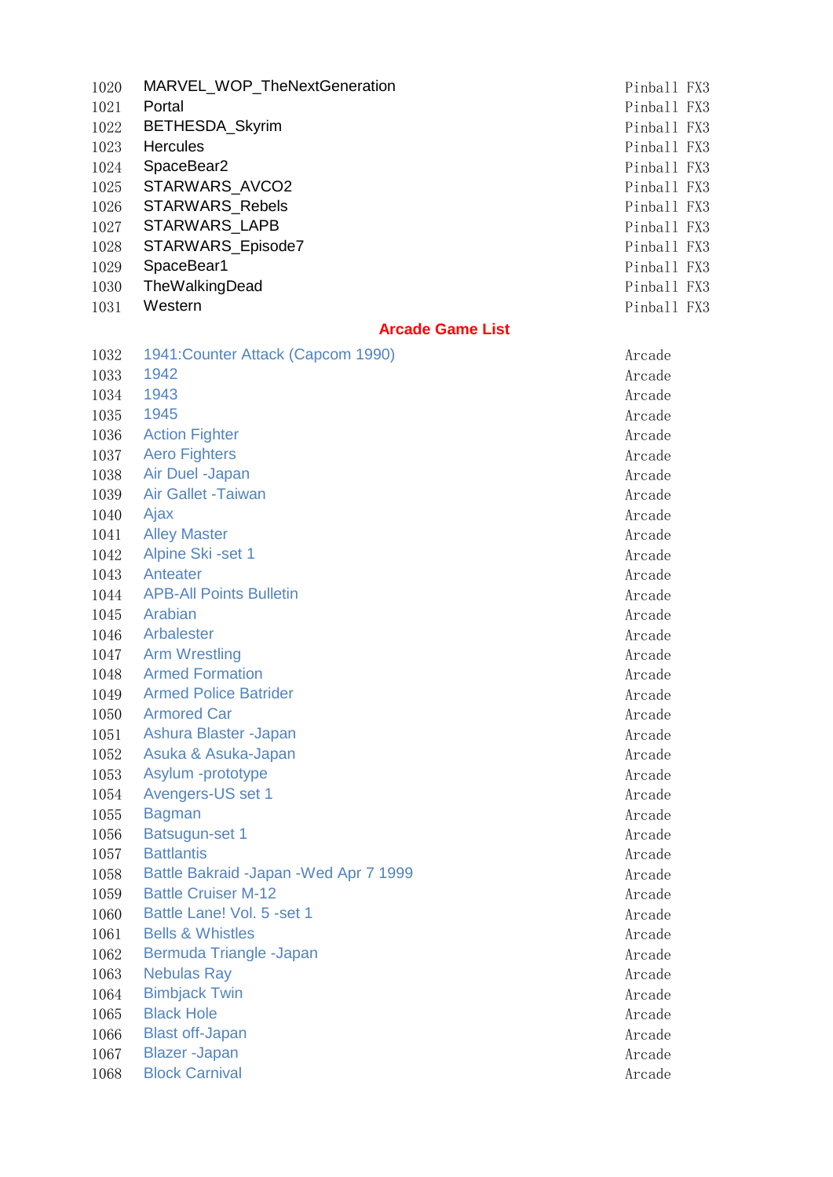| | | |
|---|---|---|
| 1020 | MARVEL_WOP_TheNextGeneration | Pinball FX3 |
| 1021 | Portal | Pinball FX3 |
| 1022 | BETHESDA_Skyrim | Pinball FX3 |
| 1023 | Hercules | Pinball FX3 |
| 1024 | SpaceBear2 | Pinball FX3 |
| 1025 | STARWARS_AVCO2 | Pinball FX3 |
| 1026 | STARWARS_Rebels | Pinball FX3 |
| 1027 | STARWARS_LAPB | Pinball FX3 |
| 1028 | STARWARS_Episode7 | Pinball FX3 |
| 1029 | SpaceBear1 | Pinball FX3 |
| 1030 | TheWalkingDead | Pinball FX3 |
| 1031 | Western | Pinball FX3 |

## Arcade Game List

| | | |
|---|---|---|
| 1032 | 1941:Counter Attack (Capcom 1990) | Arcade |
| 1033 | 1942 | Arcade |
| 1034 | 1943 | Arcade |
| 1035 | 1945 | Arcade |
| 1036 | Action Fighter | Arcade |
| 1037 | Aero Fighters | Arcade |
| 1038 | Air Duel -Japan | Arcade |
| 1039 | Air Gallet -Taiwan | Arcade |
| 1040 | Ajax | Arcade |
| 1041 | Alley Master | Arcade |
| 1042 | Alpine Ski -set 1 | Arcade |
| 1043 | Anteater | Arcade |
| 1044 | APB-All Points Bulletin | Arcade |
| 1045 | Arabian | Arcade |
| 1046 | Arbalester | Arcade |
| 1047 | Arm Wrestling | Arcade |
| 1048 | Armed Formation | Arcade |
| 1049 | Armed Police Batrider | Arcade |
| 1050 | Armored Car | Arcade |
| 1051 | Ashura Blaster -Japan | Arcade |
| 1052 | Asuka & Asuka-Japan | Arcade |
| 1053 | Asylum -prototype | Arcade |
| 1054 | Avengers-US set 1 | Arcade |
| 1055 | Bagman | Arcade |
| 1056 | Batsugun-set 1 | Arcade |
| 1057 | Battlantis | Arcade |
| 1058 | Battle Bakraid -Japan -Wed Apr 7 1999 | Arcade |
| 1059 | Battle Cruiser M-12 | Arcade |
| 1060 | Battle Lane! Vol. 5 -set 1 | Arcade |
| 1061 | Bells & Whistles | Arcade |
| 1062 | Bermuda Triangle -Japan | Arcade |
| 1063 | Nebulas Ray | Arcade |
| 1064 | Bimbjack Twin | Arcade |
| 1065 | Black Hole | Arcade |
| 1066 | Blast off-Japan | Arcade |
| 1067 | Blazer -Japan | Arcade |
| 1068 | Block Carnival | Arcade |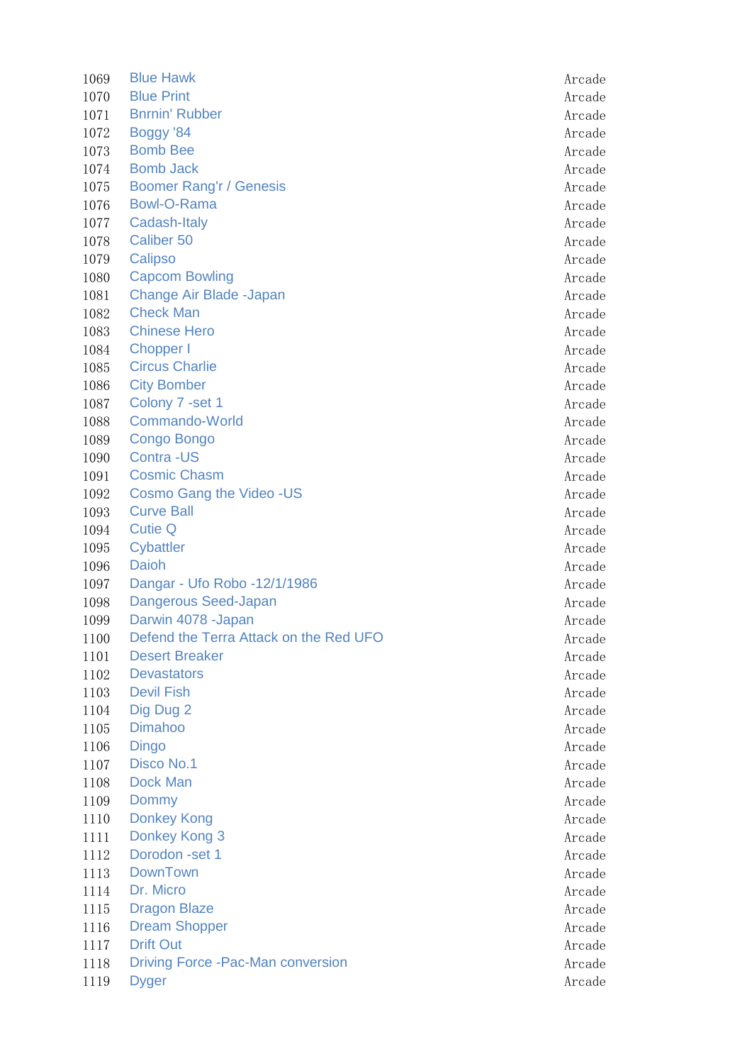| | | |
|---|---|---|
| 1069 | Blue Hawk | Arcade |
| 1070 | Blue Print | Arcade |
| 1071 | Bnrnin' Rubber | Arcade |
| 1072 | Boggy '84 | Arcade |
| 1073 | Bomb Bee | Arcade |
| 1074 | Bomb Jack | Arcade |
| 1075 | Boomer Rang'r / Genesis | Arcade |
| 1076 | Bowl-O-Rama | Arcade |
| 1077 | Cadash-Italy | Arcade |
| 1078 | Caliber 50 | Arcade |
| 1079 | Calipso | Arcade |
| 1080 | Capcom Bowling | Arcade |
| 1081 | Change Air Blade -Japan | Arcade |
| 1082 | Check Man | Arcade |
| 1083 | Chinese Hero | Arcade |
| 1084 | Chopper I | Arcade |
| 1085 | Circus Charlie | Arcade |
| 1086 | City Bomber | Arcade |
| 1087 | Colony 7 -set 1 | Arcade |
| 1088 | Commando-World | Arcade |
| 1089 | Congo Bongo | Arcade |
| 1090 | Contra -US | Arcade |
| 1091 | Cosmic Chasm | Arcade |
| 1092 | Cosmo Gang the Video -US | Arcade |
| 1093 | Curve Ball | Arcade |
| 1094 | Cutie Q | Arcade |
| 1095 | Cybattler | Arcade |
| 1096 | Daioh | Arcade |
| 1097 | Dangar - Ufo Robo -12/1/1986 | Arcade |
| 1098 | Dangerous Seed-Japan | Arcade |
| 1099 | Darwin 4078 -Japan | Arcade |
| 1100 | Defend the Terra Attack on the Red UFO | Arcade |
| 1101 | Desert Breaker | Arcade |
| 1102 | Devastators | Arcade |
| 1103 | Devil Fish | Arcade |
| 1104 | Dig Dug 2 | Arcade |
| 1105 | Dimahoo | Arcade |
| 1106 | Dingo | Arcade |
| 1107 | Disco No.1 | Arcade |
| 1108 | Dock Man | Arcade |
| 1109 | Dommy | Arcade |
| 1110 | Donkey Kong | Arcade |
| 1111 | Donkey Kong 3 | Arcade |
| 1112 | Dorodon -set 1 | Arcade |
| 1113 | DownTown | Arcade |
| 1114 | Dr. Micro | Arcade |
| 1115 | Dragon Blaze | Arcade |
| 1116 | Dream Shopper | Arcade |
| 1117 | Drift Out | Arcade |
| 1118 | Driving Force -Pac-Man conversion | Arcade |
| 1119 | Dyger | Arcade |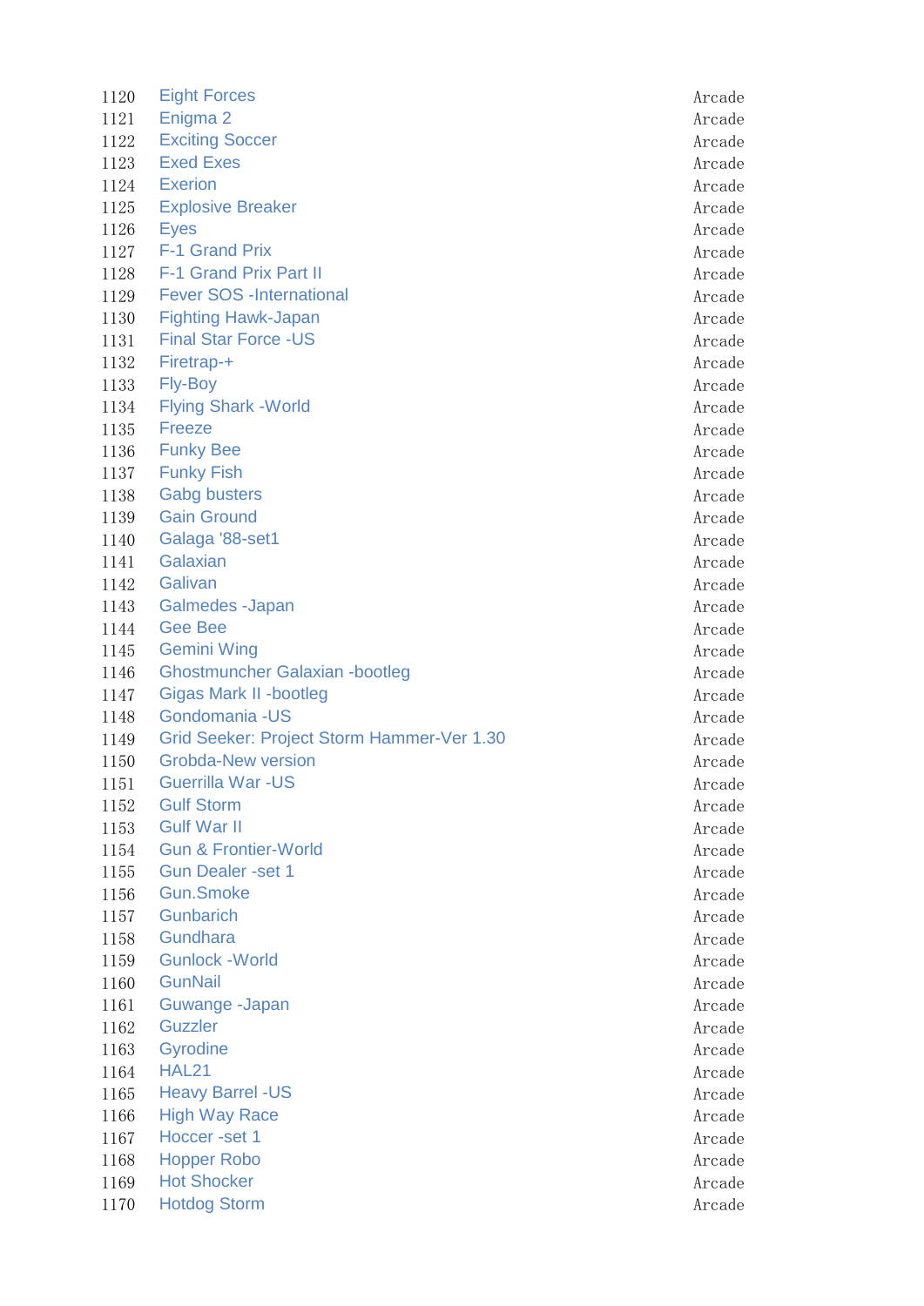| | | |
|---|---|---|
| 1120 | Eight Forces | Arcade |
| 1121 | Enigma 2 | Arcade |
| 1122 | Exciting Soccer | Arcade |
| 1123 | Exed Exes | Arcade |
| 1124 | Exerion | Arcade |
| 1125 | Explosive Breaker | Arcade |
| 1126 | Eyes | Arcade |
| 1127 | F-1 Grand Prix | Arcade |
| 1128 | F-1 Grand Prix Part II | Arcade |
| 1129 | Fever SOS -International | Arcade |
| 1130 | Fighting Hawk-Japan | Arcade |
| 1131 | Final Star Force -US | Arcade |
| 1132 | Firetrap-+ | Arcade |
| 1133 | Fly-Boy | Arcade |
| 1134 | Flying Shark -World | Arcade |
| 1135 | Freeze | Arcade |
| 1136 | Funky Bee | Arcade |
| 1137 | Funky Fish | Arcade |
| 1138 | Gabg busters | Arcade |
| 1139 | Gain Ground | Arcade |
| 1140 | Galaga '88-set1 | Arcade |
| 1141 | Galaxian | Arcade |
| 1142 | Galivan | Arcade |
| 1143 | Galmedes -Japan | Arcade |
| 1144 | Gee Bee | Arcade |
| 1145 | Gemini Wing | Arcade |
| 1146 | Ghostmuncher Galaxian -bootleg | Arcade |
| 1147 | Gigas Mark II -bootleg | Arcade |
| 1148 | Gondomania -US | Arcade |
| 1149 | Grid Seeker: Project Storm Hammer-Ver 1.30 | Arcade |
| 1150 | Grobda-New version | Arcade |
| 1151 | Guerrilla War -US | Arcade |
| 1152 | Gulf Storm | Arcade |
| 1153 | Gulf War II | Arcade |
| 1154 | Gun & Frontier-World | Arcade |
| 1155 | Gun Dealer -set 1 | Arcade |
| 1156 | Gun.Smoke | Arcade |
| 1157 | Gunbarich | Arcade |
| 1158 | Gundhara | Arcade |
| 1159 | Gunlock -World | Arcade |
| 1160 | GunNail | Arcade |
| 1161 | Guwange -Japan | Arcade |
| 1162 | Guzzler | Arcade |
| 1163 | Gyrodine | Arcade |
| 1164 | HAL21 | Arcade |
| 1165 | Heavy Barrel -US | Arcade |
| 1166 | High Way Race | Arcade |
| 1167 | Hoccer -set 1 | Arcade |
| 1168 | Hopper Robo | Arcade |
| 1169 | Hot Shocker | Arcade |
| 1170 | Hotdog Storm | Arcade |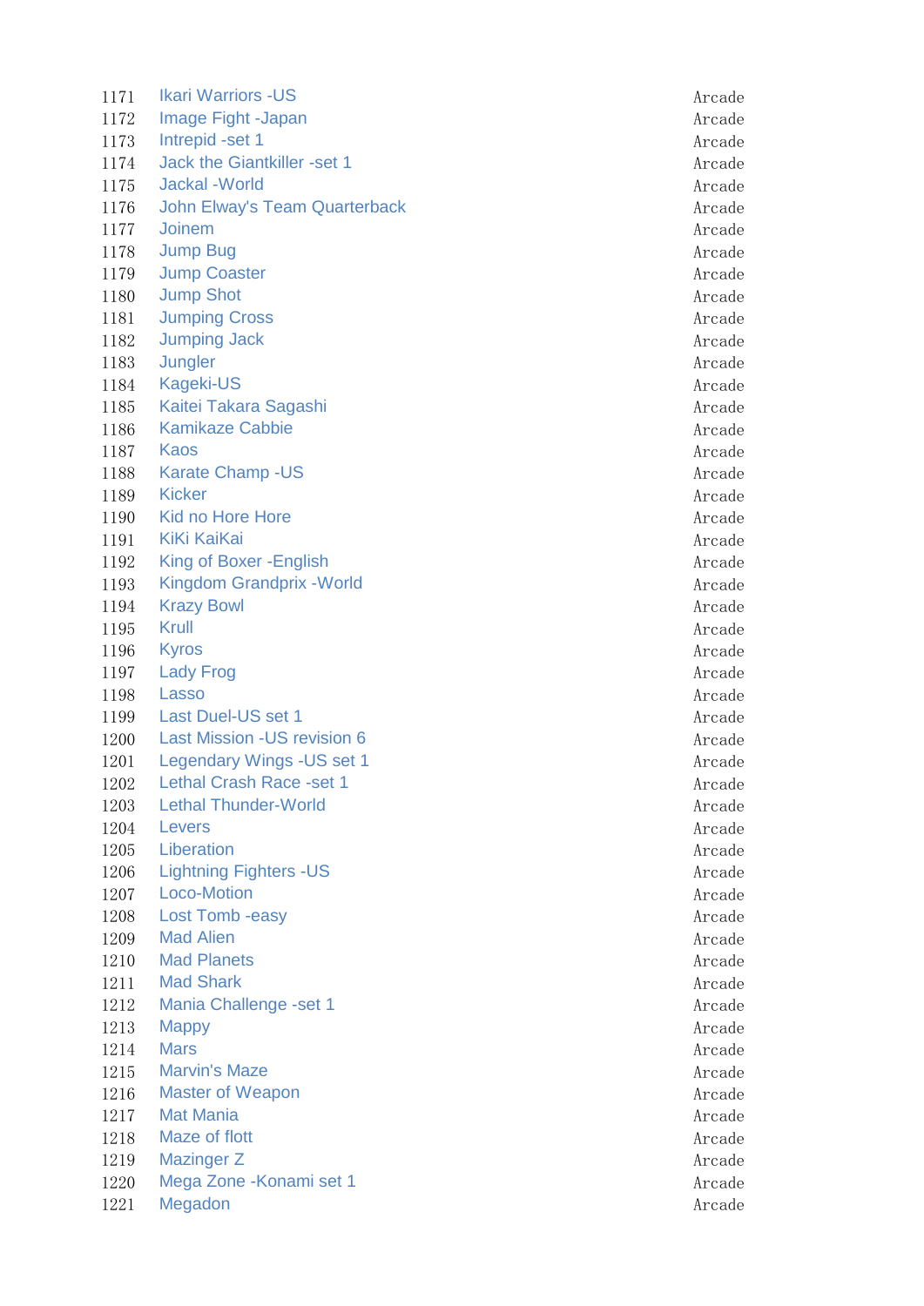| | | |
|---|---|---|
| 1171 | Ikari Warriors -US | Arcade |
| 1172 | Image Fight -Japan | Arcade |
| 1173 | Intrepid -set 1 | Arcade |
| 1174 | Jack the Giantkiller -set 1 | Arcade |
| 1175 | Jackal -World | Arcade |
| 1176 | John Elway's Team Quarterback | Arcade |
| 1177 | Joinem | Arcade |
| 1178 | Jump Bug | Arcade |
| 1179 | Jump Coaster | Arcade |
| 1180 | Jump Shot | Arcade |
| 1181 | Jumping Cross | Arcade |
| 1182 | Jumping Jack | Arcade |
| 1183 | Jungler | Arcade |
| 1184 | Kageki-US | Arcade |
| 1185 | Kaitei Takara Sagashi | Arcade |
| 1186 | Kamikaze Cabbie | Arcade |
| 1187 | Kaos | Arcade |
| 1188 | Karate Champ -US | Arcade |
| 1189 | Kicker | Arcade |
| 1190 | Kid no Hore Hore | Arcade |
| 1191 | KiKi KaiKai | Arcade |
| 1192 | King of Boxer -English | Arcade |
| 1193 | Kingdom Grandprix -World | Arcade |
| 1194 | Krazy Bowl | Arcade |
| 1195 | Krull | Arcade |
| 1196 | Kyros | Arcade |
| 1197 | Lady Frog | Arcade |
| 1198 | Lasso | Arcade |
| 1199 | Last Duel-US set 1 | Arcade |
| 1200 | Last Mission -US revision 6 | Arcade |
| 1201 | Legendary Wings -US set 1 | Arcade |
| 1202 | Lethal Crash Race -set 1 | Arcade |
| 1203 | Lethal Thunder-World | Arcade |
| 1204 | Levers | Arcade |
| 1205 | Liberation | Arcade |
| 1206 | Lightning Fighters -US | Arcade |
| 1207 | Loco-Motion | Arcade |
| 1208 | Lost Tomb -easy | Arcade |
| 1209 | Mad Alien | Arcade |
| 1210 | Mad Planets | Arcade |
| 1211 | Mad Shark | Arcade |
| 1212 | Mania Challenge -set 1 | Arcade |
| 1213 | Mappy | Arcade |
| 1214 | Mars | Arcade |
| 1215 | Marvin's Maze | Arcade |
| 1216 | Master of Weapon | Arcade |
| 1217 | Mat Mania | Arcade |
| 1218 | Maze of flott | Arcade |
| 1219 | Mazinger Z | Arcade |
| 1220 | Mega Zone -Konami set 1 | Arcade |
| 1221 | Megadon | Arcade |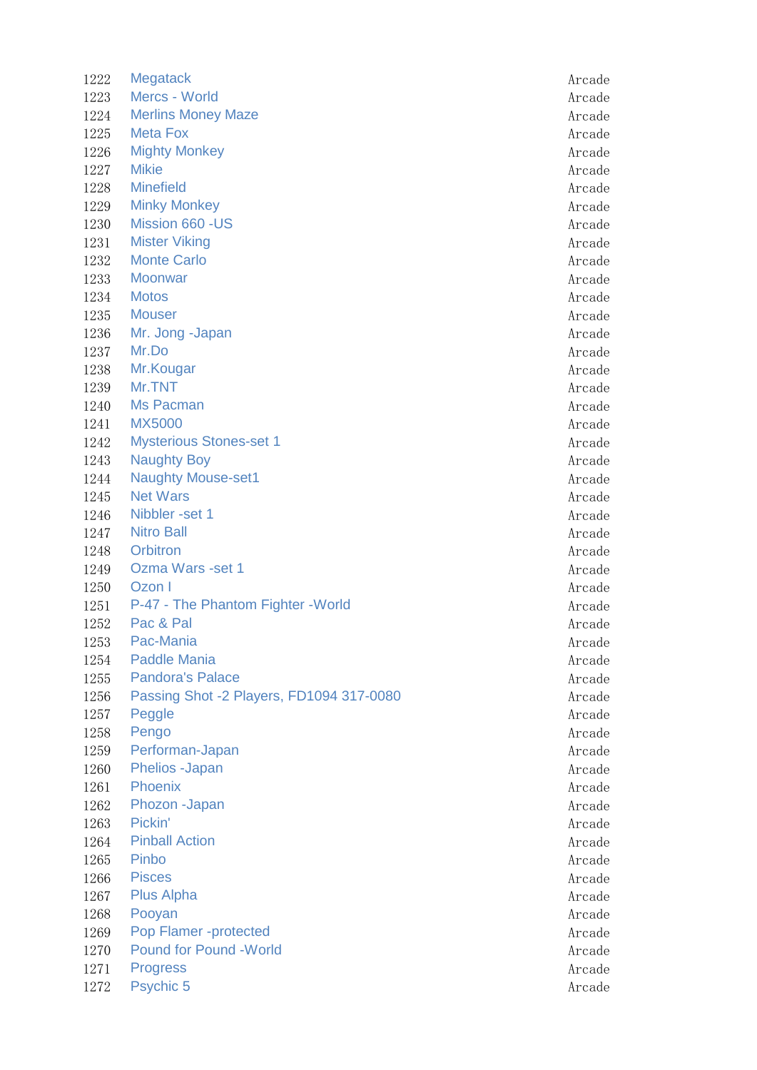| | | |
|---|---|---|
| 1222 | Megatack | Arcade |
| 1223 | Mercs - World | Arcade |
| 1224 | Merlins Money Maze | Arcade |
| 1225 | Meta Fox | Arcade |
| 1226 | Mighty Monkey | Arcade |
| 1227 | Mikie | Arcade |
| 1228 | Minefield | Arcade |
| 1229 | Minky Monkey | Arcade |
| 1230 | Mission 660 -US | Arcade |
| 1231 | Mister Viking | Arcade |
| 1232 | Monte Carlo | Arcade |
| 1233 | Moonwar | Arcade |
| 1234 | Motos | Arcade |
| 1235 | Mouser | Arcade |
| 1236 | Mr. Jong -Japan | Arcade |
| 1237 | Mr.Do | Arcade |
| 1238 | Mr.Kougar | Arcade |
| 1239 | Mr.TNT | Arcade |
| 1240 | Ms Pacman | Arcade |
| 1241 | MX5000 | Arcade |
| 1242 | Mysterious Stones-set 1 | Arcade |
| 1243 | Naughty Boy | Arcade |
| 1244 | Naughty Mouse-set1 | Arcade |
| 1245 | Net Wars | Arcade |
| 1246 | Nibbler -set 1 | Arcade |
| 1247 | Nitro Ball | Arcade |
| 1248 | Orbitron | Arcade |
| 1249 | Ozma Wars -set 1 | Arcade |
| 1250 | Ozon I | Arcade |
| 1251 | P-47 - The Phantom Fighter -World | Arcade |
| 1252 | Pac & Pal | Arcade |
| 1253 | Pac-Mania | Arcade |
| 1254 | Paddle Mania | Arcade |
| 1255 | Pandora's Palace | Arcade |
| 1256 | Passing Shot -2 Players, FD1094 317-0080 | Arcade |
| 1257 | Peggle | Arcade |
| 1258 | Pengo | Arcade |
| 1259 | Performan-Japan | Arcade |
| 1260 | Phelios -Japan | Arcade |
| 1261 | Phoenix | Arcade |
| 1262 | Phozon -Japan | Arcade |
| 1263 | Pickin' | Arcade |
| 1264 | Pinball Action | Arcade |
| 1265 | Pinbo | Arcade |
| 1266 | Pisces | Arcade |
| 1267 | Plus Alpha | Arcade |
| 1268 | Pooyan | Arcade |
| 1269 | Pop Flamer -protected | Arcade |
| 1270 | Pound for Pound -World | Arcade |
| 1271 | Progress | Arcade |
| 1272 | Psychic 5 | Arcade |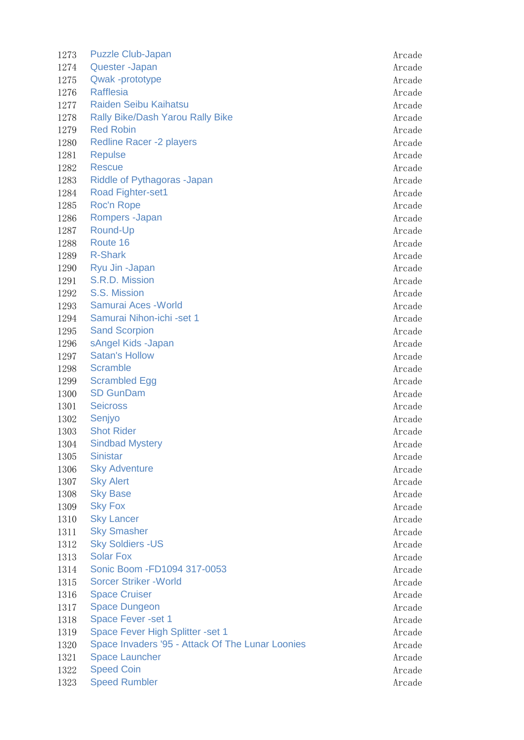| | | |
|---|---|---|
| 1273 | Puzzle Club-Japan | Arcade |
| 1274 | Quester -Japan | Arcade |
| 1275 | Qwak -prototype | Arcade |
| 1276 | Rafflesia | Arcade |
| 1277 | Raiden Seibu Kaihatsu | Arcade |
| 1278 | Rally Bike/Dash Yarou Rally Bike | Arcade |
| 1279 | Red Robin | Arcade |
| 1280 | Redline Racer -2 players | Arcade |
| 1281 | Repulse | Arcade |
| 1282 | Rescue | Arcade |
| 1283 | Riddle of Pythagoras -Japan | Arcade |
| 1284 | Road Fighter-set1 | Arcade |
| 1285 | Roc'n Rope | Arcade |
| 1286 | Rompers -Japan | Arcade |
| 1287 | Round-Up | Arcade |
| 1288 | Route 16 | Arcade |
| 1289 | R-Shark | Arcade |
| 1290 | Ryu Jin -Japan | Arcade |
| 1291 | S.R.D. Mission | Arcade |
| 1292 | S.S. Mission | Arcade |
| 1293 | Samurai Aces -World | Arcade |
| 1294 | Samurai Nihon-ichi -set 1 | Arcade |
| 1295 | Sand Scorpion | Arcade |
| 1296 | sAngel Kids -Japan | Arcade |
| 1297 | Satan's Hollow | Arcade |
| 1298 | Scramble | Arcade |
| 1299 | Scrambled Egg | Arcade |
| 1300 | SD GunDam | Arcade |
| 1301 | Seicross | Arcade |
| 1302 | Senjyo | Arcade |
| 1303 | Shot Rider | Arcade |
| 1304 | Sindbad Mystery | Arcade |
| 1305 | Sinistar | Arcade |
| 1306 | Sky Adventure | Arcade |
| 1307 | Sky Alert | Arcade |
| 1308 | Sky Base | Arcade |
| 1309 | Sky Fox | Arcade |
| 1310 | Sky Lancer | Arcade |
| 1311 | Sky Smasher | Arcade |
| 1312 | Sky Soldiers -US | Arcade |
| 1313 | Solar Fox | Arcade |
| 1314 | Sonic Boom -FD1094 317-0053 | Arcade |
| 1315 | Sorcer Striker -World | Arcade |
| 1316 | Space Cruiser | Arcade |
| 1317 | Space Dungeon | Arcade |
| 1318 | Space Fever -set 1 | Arcade |
| 1319 | Space Fever High Splitter -set 1 | Arcade |
| 1320 | Space Invaders '95 - Attack Of The Lunar Loonies | Arcade |
| 1321 | Space Launcher | Arcade |
| 1322 | Speed Coin | Arcade |
| 1323 | Speed Rumbler | Arcade |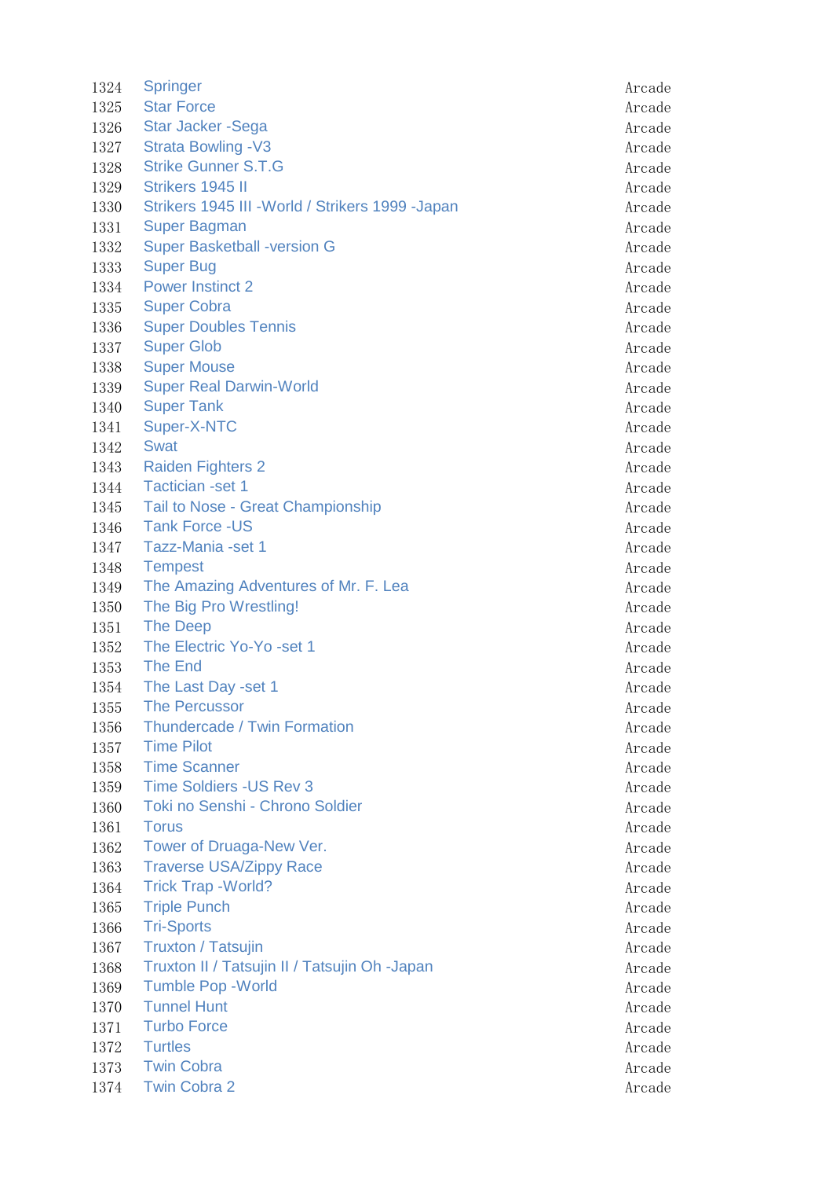| | | |
|---|---|---|
| 1324 | Springer | Arcade |
| 1325 | Star Force | Arcade |
| 1326 | Star Jacker -Sega | Arcade |
| 1327 | Strata Bowling -V3 | Arcade |
| 1328 | Strike Gunner S.T.G | Arcade |
| 1329 | Strikers 1945 II | Arcade |
| 1330 | Strikers 1945 III -World / Strikers 1999 -Japan | Arcade |
| 1331 | Super Bagman | Arcade |
| 1332 | Super Basketball -version G | Arcade |
| 1333 | Super Bug | Arcade |
| 1334 | Power Instinct 2 | Arcade |
| 1335 | Super Cobra | Arcade |
| 1336 | Super Doubles Tennis | Arcade |
| 1337 | Super Glob | Arcade |
| 1338 | Super Mouse | Arcade |
| 1339 | Super Real Darwin-World | Arcade |
| 1340 | Super Tank | Arcade |
| 1341 | Super-X-NTC | Arcade |
| 1342 | Swat | Arcade |
| 1343 | Raiden Fighters 2 | Arcade |
| 1344 | Tactician -set 1 | Arcade |
| 1345 | Tail to Nose - Great Championship | Arcade |
| 1346 | Tank Force -US | Arcade |
| 1347 | Tazz-Mania -set 1 | Arcade |
| 1348 | Tempest | Arcade |
| 1349 | The Amazing Adventures of Mr. F. Lea | Arcade |
| 1350 | The Big Pro Wrestling! | Arcade |
| 1351 | The Deep | Arcade |
| 1352 | The Electric Yo-Yo -set 1 | Arcade |
| 1353 | The End | Arcade |
| 1354 | The Last Day -set 1 | Arcade |
| 1355 | The Percussor | Arcade |
| 1356 | Thundercade / Twin Formation | Arcade |
| 1357 | Time Pilot | Arcade |
| 1358 | Time Scanner | Arcade |
| 1359 | Time Soldiers -US Rev 3 | Arcade |
| 1360 | Toki no Senshi - Chrono Soldier | Arcade |
| 1361 | Torus | Arcade |
| 1362 | Tower of Druaga-New Ver. | Arcade |
| 1363 | Traverse USA/Zippy Race | Arcade |
| 1364 | Trick Trap -World? | Arcade |
| 1365 | Triple Punch | Arcade |
| 1366 | Tri-Sports | Arcade |
| 1367 | Truxton / Tatsujin | Arcade |
| 1368 | Truxton II / Tatsujin II / Tatsujin Oh -Japan | Arcade |
| 1369 | Tumble Pop -World | Arcade |
| 1370 | Tunnel Hunt | Arcade |
| 1371 | Turbo Force | Arcade |
| 1372 | Turtles | Arcade |
| 1373 | Twin Cobra | Arcade |
| 1374 | Twin Cobra 2 | Arcade |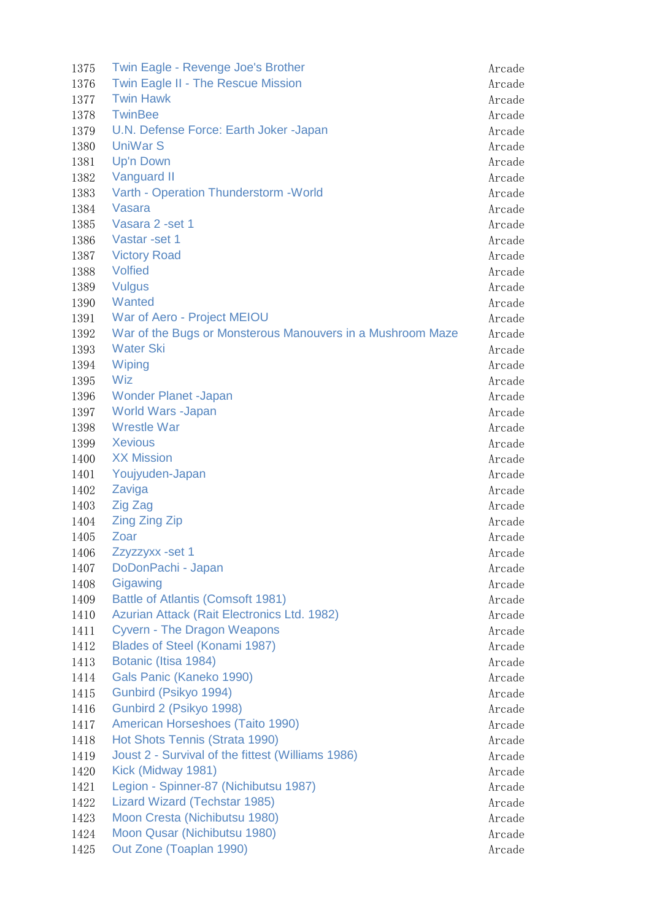| | | |
|---|---|---|
| 1375 | Twin Eagle - Revenge Joe's Brother | Arcade |
| 1376 | Twin Eagle II - The Rescue Mission | Arcade |
| 1377 | Twin Hawk | Arcade |
| 1378 | TwinBee | Arcade |
| 1379 | U.N. Defense Force: Earth Joker -Japan | Arcade |
| 1380 | UniWar S | Arcade |
| 1381 | Up'n Down | Arcade |
| 1382 | Vanguard II | Arcade |
| 1383 | Varth - Operation Thunderstorm -World | Arcade |
| 1384 | Vasara | Arcade |
| 1385 | Vasara 2 -set 1 | Arcade |
| 1386 | Vastar -set 1 | Arcade |
| 1387 | Victory Road | Arcade |
| 1388 | Volfied | Arcade |
| 1389 | Vulgus | Arcade |
| 1390 | Wanted | Arcade |
| 1391 | War of Aero - Project MEIOU | Arcade |
| 1392 | War of the Bugs or Monsterous Manouvers in a Mushroom Maze | Arcade |
| 1393 | Water Ski | Arcade |
| 1394 | Wiping | Arcade |
| 1395 | Wiz | Arcade |
| 1396 | Wonder Planet -Japan | Arcade |
| 1397 | World Wars -Japan | Arcade |
| 1398 | Wrestle War | Arcade |
| 1399 | Xevious | Arcade |
| 1400 | XX Mission | Arcade |
| 1401 | Youjyuden-Japan | Arcade |
| 1402 | Zaviga | Arcade |
| 1403 | Zig Zag | Arcade |
| 1404 | Zing Zing Zip | Arcade |
| 1405 | Zoar | Arcade |
| 1406 | Zzyzzyxx -set 1 | Arcade |
| 1407 | DoDonPachi - Japan | Arcade |
| 1408 | Gigawing | Arcade |
| 1409 | Battle of Atlantis (Comsoft 1981) | Arcade |
| 1410 | Azurian Attack (Rait Electronics Ltd. 1982) | Arcade |
| 1411 | Cyvern - The Dragon Weapons | Arcade |
| 1412 | Blades of Steel (Konami 1987) | Arcade |
| 1413 | Botanic (Itisa 1984) | Arcade |
| 1414 | Gals Panic (Kaneko 1990) | Arcade |
| 1415 | Gunbird (Psikyo 1994) | Arcade |
| 1416 | Gunbird 2 (Psikyo 1998) | Arcade |
| 1417 | American Horseshoes (Taito 1990) | Arcade |
| 1418 | Hot Shots Tennis (Strata 1990) | Arcade |
| 1419 | Joust 2 - Survival of the fittest (Williams 1986) | Arcade |
| 1420 | Kick (Midway 1981) | Arcade |
| 1421 | Legion - Spinner-87 (Nichibutsu 1987) | Arcade |
| 1422 | Lizard Wizard (Techstar 1985) | Arcade |
| 1423 | Moon Cresta (Nichibutsu 1980) | Arcade |
| 1424 | Moon Qusar (Nichibutsu 1980) | Arcade |
| 1425 | Out Zone (Toaplan 1990) | Arcade |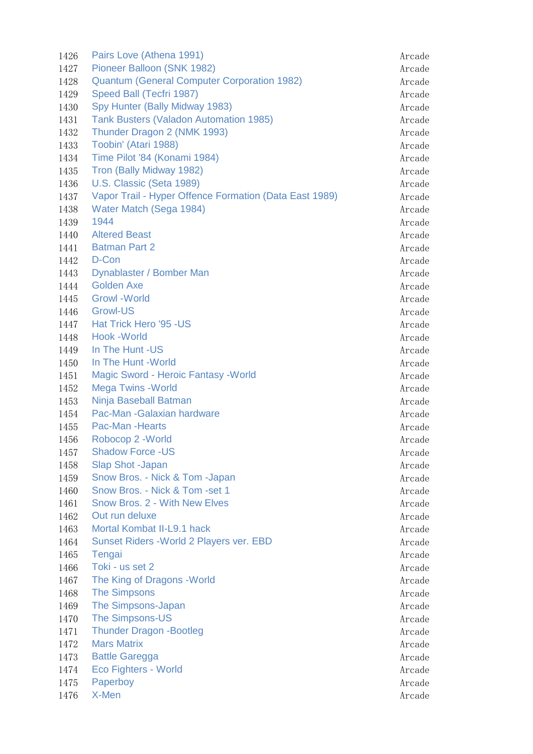| | | |
|---|---|---|
| 1426 | Pairs Love (Athena 1991) | Arcade |
| 1427 | Pioneer Balloon (SNK 1982) | Arcade |
| 1428 | Quantum (General Computer Corporation 1982) | Arcade |
| 1429 | Speed Ball (Tecfri 1987) | Arcade |
| 1430 | Spy Hunter (Bally Midway 1983) | Arcade |
| 1431 | Tank Busters (Valadon Automation 1985) | Arcade |
| 1432 | Thunder Dragon 2 (NMK 1993) | Arcade |
| 1433 | Toobin' (Atari 1988) | Arcade |
| 1434 | Time Pilot '84 (Konami 1984) | Arcade |
| 1435 | Tron (Bally Midway 1982) | Arcade |
| 1436 | U.S. Classic (Seta 1989) | Arcade |
| 1437 | Vapor Trail - Hyper Offence Formation (Data East 1989) | Arcade |
| 1438 | Water Match (Sega 1984) | Arcade |
| 1439 | 1944 | Arcade |
| 1440 | Altered Beast | Arcade |
| 1441 | Batman Part 2 | Arcade |
| 1442 | D-Con | Arcade |
| 1443 | Dynablaster / Bomber Man | Arcade |
| 1444 | Golden Axe | Arcade |
| 1445 | Growl -World | Arcade |
| 1446 | Growl-US | Arcade |
| 1447 | Hat Trick Hero '95 -US | Arcade |
| 1448 | Hook -World | Arcade |
| 1449 | In The Hunt -US | Arcade |
| 1450 | In The Hunt -World | Arcade |
| 1451 | Magic Sword - Heroic Fantasy -World | Arcade |
| 1452 | Mega Twins -World | Arcade |
| 1453 | Ninja Baseball Batman | Arcade |
| 1454 | Pac-Man -Galaxian hardware | Arcade |
| 1455 | Pac-Man -Hearts | Arcade |
| 1456 | Robocop 2 -World | Arcade |
| 1457 | Shadow Force -US | Arcade |
| 1458 | Slap Shot -Japan | Arcade |
| 1459 | Snow Bros. - Nick & Tom -Japan | Arcade |
| 1460 | Snow Bros. - Nick & Tom -set 1 | Arcade |
| 1461 | Snow Bros. 2 - With New Elves | Arcade |
| 1462 | Out run deluxe | Arcade |
| 1463 | Mortal Kombat II-L9.1 hack | Arcade |
| 1464 | Sunset Riders -World 2 Players ver. EBD | Arcade |
| 1465 | Tengai | Arcade |
| 1466 | Toki - us set 2 | Arcade |
| 1467 | The King of Dragons -World | Arcade |
| 1468 | The Simpsons | Arcade |
| 1469 | The Simpsons-Japan | Arcade |
| 1470 | The Simpsons-US | Arcade |
| 1471 | Thunder Dragon -Bootleg | Arcade |
| 1472 | Mars Matrix | Arcade |
| 1473 | Battle Garegga | Arcade |
| 1474 | Eco Fighters - World | Arcade |
| 1475 | Paperboy | Arcade |
| 1476 | X-Men | Arcade |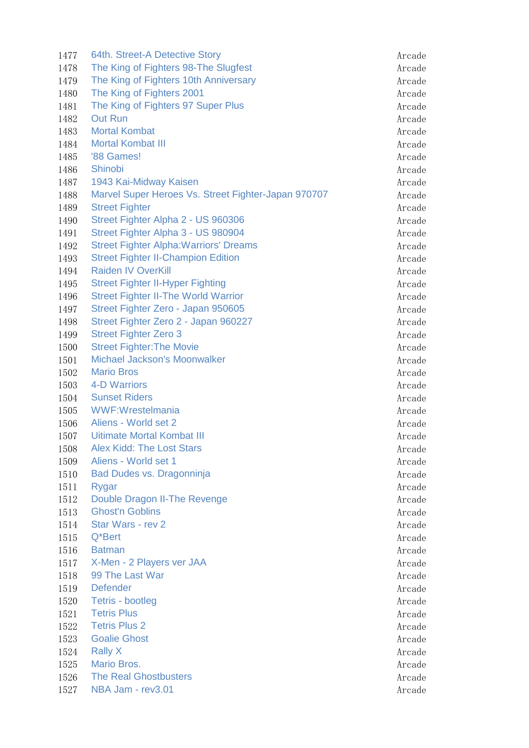| | | |
|---|---|---|
| 1477 | 64th. Street-A Detective Story | Arcade |
| 1478 | The King of Fighters 98-The Slugfest | Arcade |
| 1479 | The King of Fighters 10th Anniversary | Arcade |
| 1480 | The King of Fighters 2001 | Arcade |
| 1481 | The King of Fighters 97 Super Plus | Arcade |
| 1482 | Out Run | Arcade |
| 1483 | Mortal Kombat | Arcade |
| 1484 | Mortal Kombat III | Arcade |
| 1485 | '88 Games! | Arcade |
| 1486 | Shinobi | Arcade |
| 1487 | 1943 Kai-Midway Kaisen | Arcade |
| 1488 | Marvel Super Heroes Vs. Street Fighter-Japan 970707 | Arcade |
| 1489 | Street Fighter | Arcade |
| 1490 | Street Fighter Alpha 2 - US 960306 | Arcade |
| 1491 | Street Fighter Alpha 3 - US 980904 | Arcade |
| 1492 | Street Fighter Alpha:Warriors' Dreams | Arcade |
| 1493 | Street Fighter II-Champion Edition | Arcade |
| 1494 | Raiden IV OverKill | Arcade |
| 1495 | Street Fighter II-Hyper Fighting | Arcade |
| 1496 | Street Fighter II-The World Warrior | Arcade |
| 1497 | Street Fighter Zero - Japan 950605 | Arcade |
| 1498 | Street Fighter Zero 2 - Japan 960227 | Arcade |
| 1499 | Street Fighter Zero 3 | Arcade |
| 1500 | Street Fighter:The Movie | Arcade |
| 1501 | Michael Jackson's Moonwalker | Arcade |
| 1502 | Mario Bros | Arcade |
| 1503 | 4-D Warriors | Arcade |
| 1504 | Sunset Riders | Arcade |
| 1505 | WWF:Wrestelmania | Arcade |
| 1506 | Aliens - World set 2 | Arcade |
| 1507 | Uitimate Mortal Kombat III | Arcade |
| 1508 | Alex Kidd: The Lost Stars | Arcade |
| 1509 | Aliens - World set 1 | Arcade |
| 1510 | Bad Dudes vs. Dragonninja | Arcade |
| 1511 | Rygar | Arcade |
| 1512 | Double Dragon II-The Revenge | Arcade |
| 1513 | Ghost'n Goblins | Arcade |
| 1514 | Star Wars - rev 2 | Arcade |
| 1515 | Q*Bert | Arcade |
| 1516 | Batman | Arcade |
| 1517 | X-Men - 2 Players ver JAA | Arcade |
| 1518 | 99 The Last War | Arcade |
| 1519 | Defender | Arcade |
| 1520 | Tetris - bootleg | Arcade |
| 1521 | Tetris Plus | Arcade |
| 1522 | Tetris Plus 2 | Arcade |
| 1523 | Goalie Ghost | Arcade |
| 1524 | Rally X | Arcade |
| 1525 | Mario Bros. | Arcade |
| 1526 | The Real Ghostbusters | Arcade |
| 1527 | NBA Jam - rev3.01 | Arcade |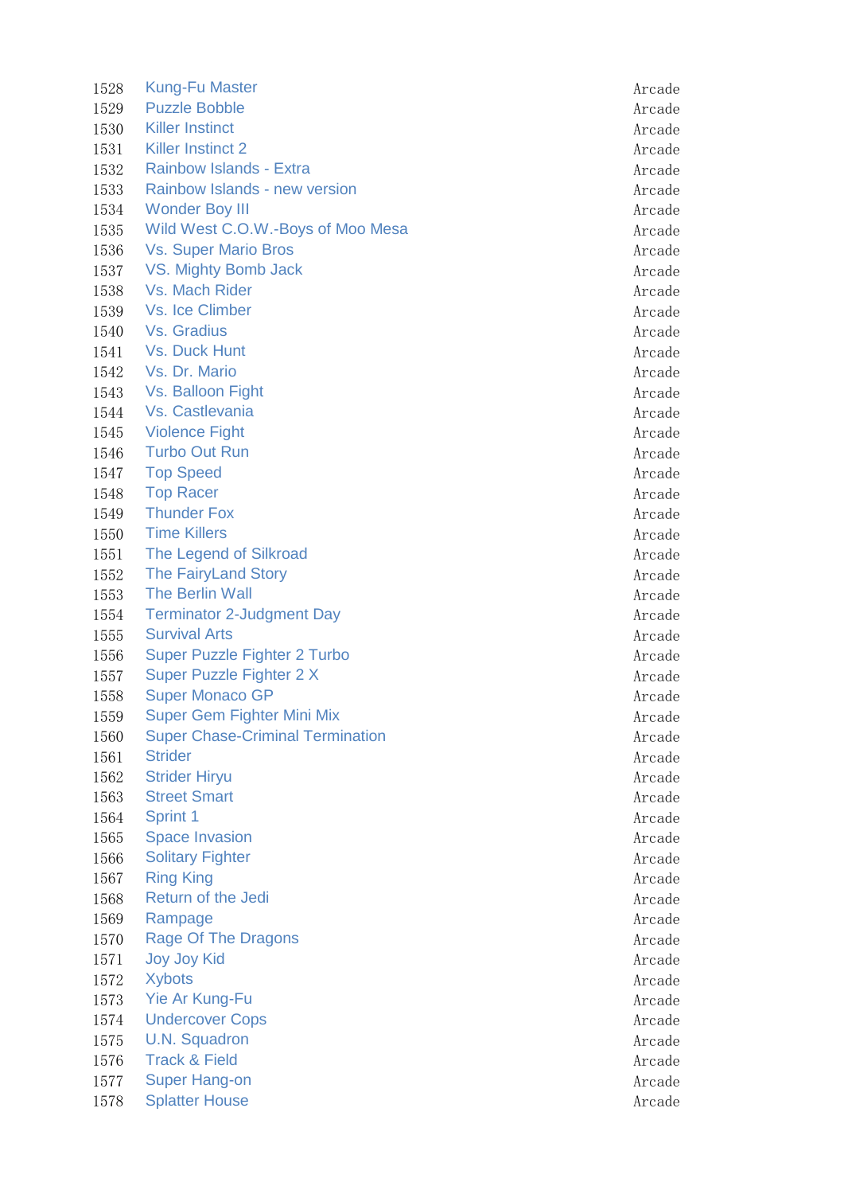| | | |
|---|---|---|
| 1528 | Kung-Fu Master | Arcade |
| 1529 | Puzzle Bobble | Arcade |
| 1530 | Killer Instinct | Arcade |
| 1531 | Killer Instinct 2 | Arcade |
| 1532 | Rainbow Islands - Extra | Arcade |
| 1533 | Rainbow Islands - new version | Arcade |
| 1534 | Wonder Boy III | Arcade |
| 1535 | Wild West C.O.W.-Boys of Moo Mesa | Arcade |
| 1536 | Vs. Super Mario Bros | Arcade |
| 1537 | VS. Mighty Bomb Jack | Arcade |
| 1538 | Vs. Mach Rider | Arcade |
| 1539 | Vs. Ice Climber | Arcade |
| 1540 | Vs. Gradius | Arcade |
| 1541 | Vs. Duck Hunt | Arcade |
| 1542 | Vs. Dr. Mario | Arcade |
| 1543 | Vs. Balloon Fight | Arcade |
| 1544 | Vs. Castlevania | Arcade |
| 1545 | Violence Fight | Arcade |
| 1546 | Turbo Out Run | Arcade |
| 1547 | Top Speed | Arcade |
| 1548 | Top Racer | Arcade |
| 1549 | Thunder Fox | Arcade |
| 1550 | Time Killers | Arcade |
| 1551 | The Legend of Silkroad | Arcade |
| 1552 | The FairyLand Story | Arcade |
| 1553 | The Berlin Wall | Arcade |
| 1554 | Terminator 2-Judgment Day | Arcade |
| 1555 | Survival Arts | Arcade |
| 1556 | Super Puzzle Fighter 2 Turbo | Arcade |
| 1557 | Super Puzzle Fighter 2 X | Arcade |
| 1558 | Super Monaco GP | Arcade |
| 1559 | Super Gem Fighter Mini Mix | Arcade |
| 1560 | Super Chase-Criminal Termination | Arcade |
| 1561 | Strider | Arcade |
| 1562 | Strider Hiryu | Arcade |
| 1563 | Street Smart | Arcade |
| 1564 | Sprint 1 | Arcade |
| 1565 | Space Invasion | Arcade |
| 1566 | Solitary Fighter | Arcade |
| 1567 | Ring King | Arcade |
| 1568 | Return of the Jedi | Arcade |
| 1569 | Rampage | Arcade |
| 1570 | Rage Of The Dragons | Arcade |
| 1571 | Joy Joy Kid | Arcade |
| 1572 | Xybots | Arcade |
| 1573 | Yie Ar Kung-Fu | Arcade |
| 1574 | Undercover Cops | Arcade |
| 1575 | U.N. Squadron | Arcade |
| 1576 | Track & Field | Arcade |
| 1577 | Super Hang-on | Arcade |
| 1578 | Splatter House | Arcade |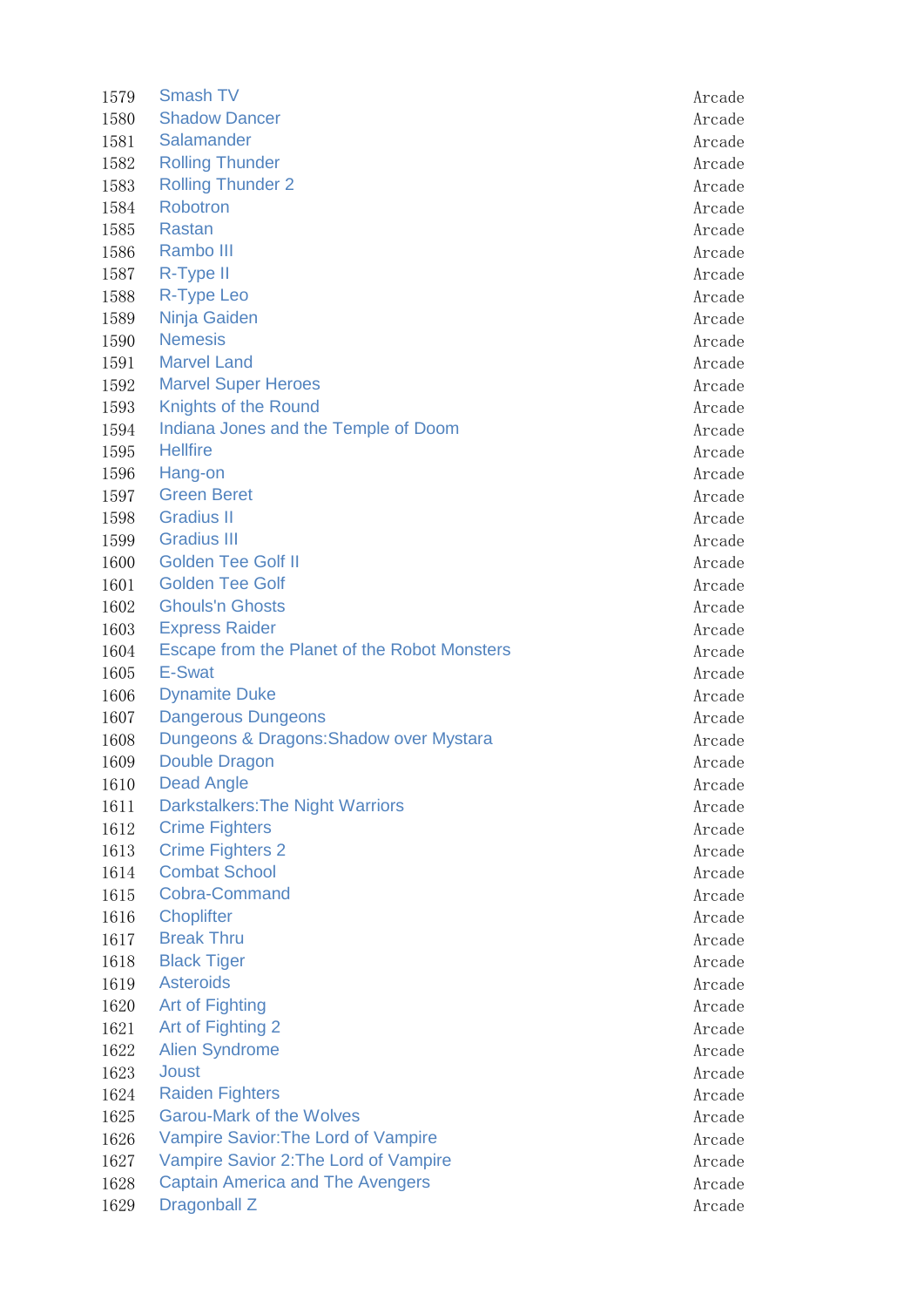| | | |
|---|---|---|
| 1579 | Smash TV | Arcade |
| 1580 | Shadow Dancer | Arcade |
| 1581 | Salamander | Arcade |
| 1582 | Rolling Thunder | Arcade |
| 1583 | Rolling Thunder 2 | Arcade |
| 1584 | Robotron | Arcade |
| 1585 | Rastan | Arcade |
| 1586 | Rambo III | Arcade |
| 1587 | R-Type II | Arcade |
| 1588 | R-Type Leo | Arcade |
| 1589 | Ninja Gaiden | Arcade |
| 1590 | Nemesis | Arcade |
| 1591 | Marvel Land | Arcade |
| 1592 | Marvel Super Heroes | Arcade |
| 1593 | Knights of the Round | Arcade |
| 1594 | Indiana Jones and the Temple of Doom | Arcade |
| 1595 | Hellfire | Arcade |
| 1596 | Hang-on | Arcade |
| 1597 | Green Beret | Arcade |
| 1598 | Gradius II | Arcade |
| 1599 | Gradius III | Arcade |
| 1600 | Golden Tee Golf II | Arcade |
| 1601 | Golden Tee Golf | Arcade |
| 1602 | Ghouls'n Ghosts | Arcade |
| 1603 | Express Raider | Arcade |
| 1604 | Escape from the Planet of the Robot Monsters | Arcade |
| 1605 | E-Swat | Arcade |
| 1606 | Dynamite Duke | Arcade |
| 1607 | Dangerous Dungeons | Arcade |
| 1608 | Dungeons & Dragons:Shadow over Mystara | Arcade |
| 1609 | Double Dragon | Arcade |
| 1610 | Dead Angle | Arcade |
| 1611 | Darkstalkers:The Night Warriors | Arcade |
| 1612 | Crime Fighters | Arcade |
| 1613 | Crime Fighters 2 | Arcade |
| 1614 | Combat School | Arcade |
| 1615 | Cobra-Command | Arcade |
| 1616 | Choplifter | Arcade |
| 1617 | Break Thru | Arcade |
| 1618 | Black Tiger | Arcade |
| 1619 | Asteroids | Arcade |
| 1620 | Art of Fighting | Arcade |
| 1621 | Art of Fighting 2 | Arcade |
| 1622 | Alien Syndrome | Arcade |
| 1623 | Joust | Arcade |
| 1624 | Raiden Fighters | Arcade |
| 1625 | Garou-Mark of the Wolves | Arcade |
| 1626 | Vampire Savior:The Lord of Vampire | Arcade |
| 1627 | Vampire Savior 2:The Lord of Vampire | Arcade |
| 1628 | Captain America and The Avengers | Arcade |
| 1629 | Dragonball Z | Arcade |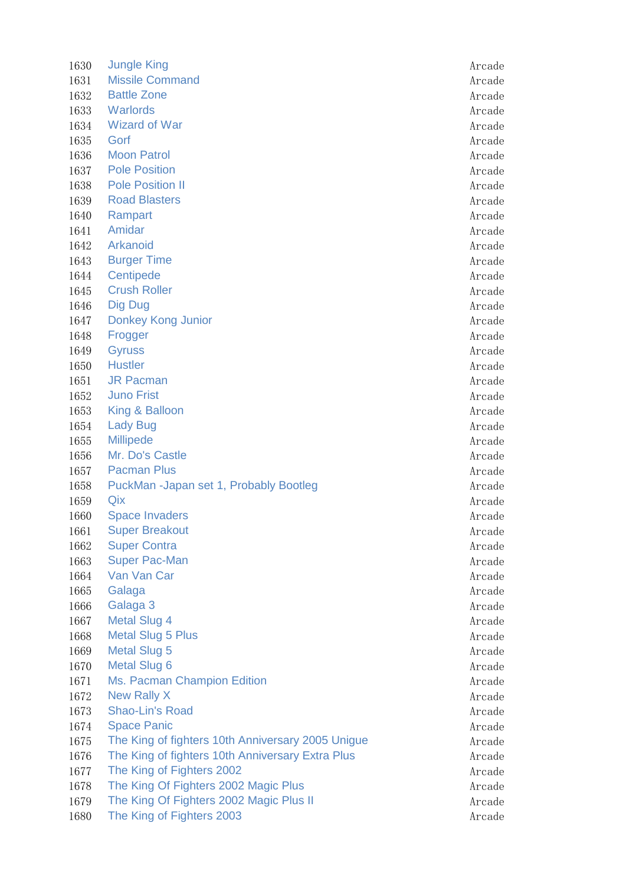| | | |
|---|---|---|
| 1630 | Jungle King | Arcade |
| 1631 | Missile Command | Arcade |
| 1632 | Battle Zone | Arcade |
| 1633 | Warlords | Arcade |
| 1634 | Wizard of War | Arcade |
| 1635 | Gorf | Arcade |
| 1636 | Moon Patrol | Arcade |
| 1637 | Pole Position | Arcade |
| 1638 | Pole Position II | Arcade |
| 1639 | Road Blasters | Arcade |
| 1640 | Rampart | Arcade |
| 1641 | Amidar | Arcade |
| 1642 | Arkanoid | Arcade |
| 1643 | Burger Time | Arcade |
| 1644 | Centipede | Arcade |
| 1645 | Crush Roller | Arcade |
| 1646 | Dig Dug | Arcade |
| 1647 | Donkey Kong Junior | Arcade |
| 1648 | Frogger | Arcade |
| 1649 | Gyruss | Arcade |
| 1650 | Hustler | Arcade |
| 1651 | JR Pacman | Arcade |
| 1652 | Juno Frist | Arcade |
| 1653 | King & Balloon | Arcade |
| 1654 | Lady Bug | Arcade |
| 1655 | Millipede | Arcade |
| 1656 | Mr. Do's Castle | Arcade |
| 1657 | Pacman Plus | Arcade |
| 1658 | PuckMan -Japan set 1, Probably Bootleg | Arcade |
| 1659 | Qix | Arcade |
| 1660 | Space Invaders | Arcade |
| 1661 | Super Breakout | Arcade |
| 1662 | Super Contra | Arcade |
| 1663 | Super Pac-Man | Arcade |
| 1664 | Van Van Car | Arcade |
| 1665 | Galaga | Arcade |
| 1666 | Galaga 3 | Arcade |
| 1667 | Metal Slug 4 | Arcade |
| 1668 | Metal Slug 5 Plus | Arcade |
| 1669 | Metal Slug 5 | Arcade |
| 1670 | Metal Slug 6 | Arcade |
| 1671 | Ms. Pacman Champion Edition | Arcade |
| 1672 | New Rally X | Arcade |
| 1673 | Shao-Lin's Road | Arcade |
| 1674 | Space Panic | Arcade |
| 1675 | The King of fighters 10th Anniversary 2005 Unigue | Arcade |
| 1676 | The King of fighters 10th Anniversary Extra Plus | Arcade |
| 1677 | The King of Fighters 2002 | Arcade |
| 1678 | The King Of Fighters 2002 Magic Plus | Arcade |
| 1679 | The King Of Fighters 2002 Magic Plus II | Arcade |
| 1680 | The King of Fighters 2003 | Arcade |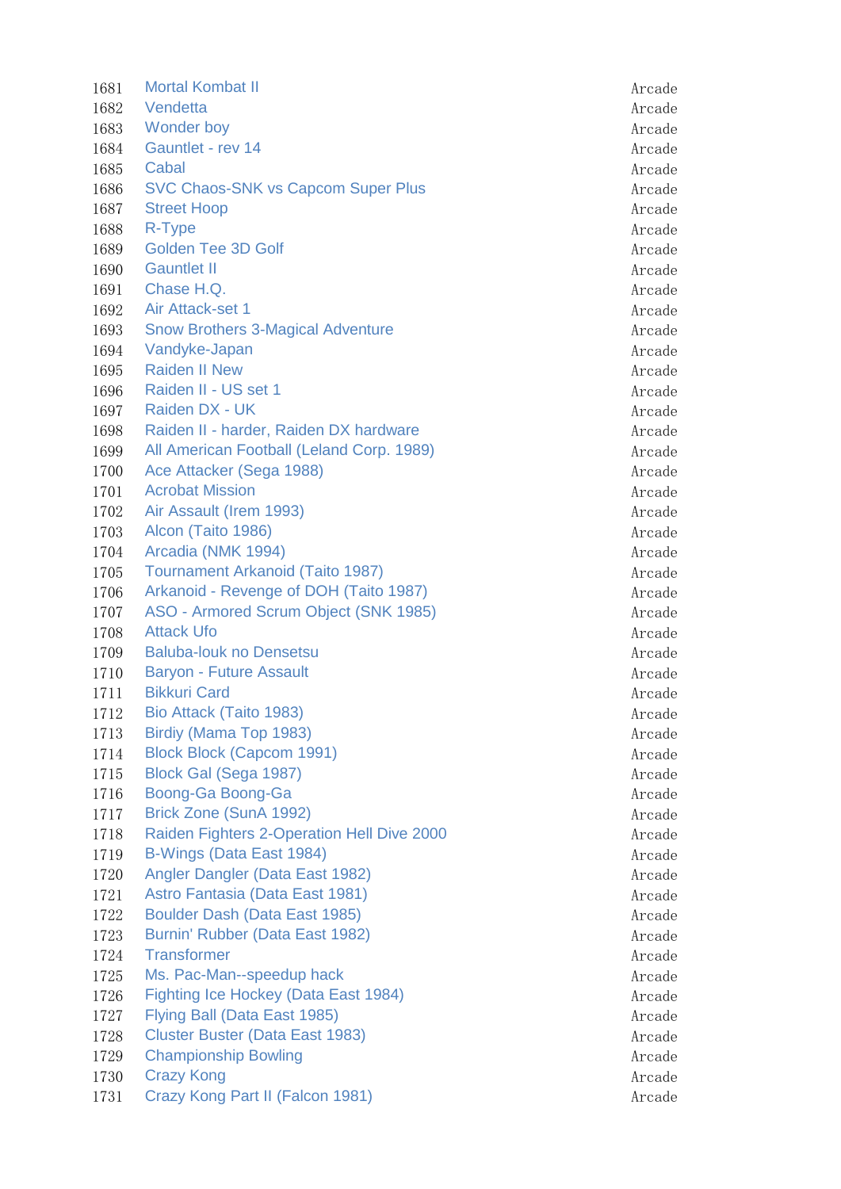| | | |
|---|---|---|
| 1681 | Mortal Kombat II | Arcade |
| 1682 | Vendetta | Arcade |
| 1683 | Wonder boy | Arcade |
| 1684 | Gauntlet - rev 14 | Arcade |
| 1685 | Cabal | Arcade |
| 1686 | SVC Chaos-SNK vs Capcom Super Plus | Arcade |
| 1687 | Street Hoop | Arcade |
| 1688 | R-Type | Arcade |
| 1689 | Golden Tee 3D Golf | Arcade |
| 1690 | Gauntlet II | Arcade |
| 1691 | Chase H.Q. | Arcade |
| 1692 | Air Attack-set 1 | Arcade |
| 1693 | Snow Brothers 3-Magical Adventure | Arcade |
| 1694 | Vandyke-Japan | Arcade |
| 1695 | Raiden II New | Arcade |
| 1696 | Raiden II - US set 1 | Arcade |
| 1697 | Raiden DX - UK | Arcade |
| 1698 | Raiden II - harder, Raiden DX hardware | Arcade |
| 1699 | All American Football (Leland Corp. 1989) | Arcade |
| 1700 | Ace Attacker (Sega 1988) | Arcade |
| 1701 | Acrobat Mission | Arcade |
| 1702 | Air Assault (Irem 1993) | Arcade |
| 1703 | Alcon (Taito 1986) | Arcade |
| 1704 | Arcadia (NMK 1994) | Arcade |
| 1705 | Tournament Arkanoid (Taito 1987) | Arcade |
| 1706 | Arkanoid - Revenge of DOH (Taito 1987) | Arcade |
| 1707 | ASO - Armored Scrum Object (SNK 1985) | Arcade |
| 1708 | Attack Ufo | Arcade |
| 1709 | Baluba-louk no Densetsu | Arcade |
| 1710 | Baryon - Future Assault | Arcade |
| 1711 | Bikkuri Card | Arcade |
| 1712 | Bio Attack (Taito 1983) | Arcade |
| 1713 | Birdiy (Mama Top 1983) | Arcade |
| 1714 | Block Block (Capcom 1991) | Arcade |
| 1715 | Block Gal (Sega 1987) | Arcade |
| 1716 | Boong-Ga Boong-Ga | Arcade |
| 1717 | Brick Zone (SunA 1992) | Arcade |
| 1718 | Raiden Fighters 2-Operation Hell Dive 2000 | Arcade |
| 1719 | B-Wings (Data East 1984) | Arcade |
| 1720 | Angler Dangler (Data East 1982) | Arcade |
| 1721 | Astro Fantasia (Data East 1981) | Arcade |
| 1722 | Boulder Dash (Data East 1985) | Arcade |
| 1723 | Burnin' Rubber (Data East 1982) | Arcade |
| 1724 | Transformer | Arcade |
| 1725 | Ms. Pac-Man--speedup hack | Arcade |
| 1726 | Fighting Ice Hockey (Data East 1984) | Arcade |
| 1727 | Flying Ball (Data East 1985) | Arcade |
| 1728 | Cluster Buster (Data East 1983) | Arcade |
| 1729 | Championship Bowling | Arcade |
| 1730 | Crazy Kong | Arcade |
| 1731 | Crazy Kong Part II (Falcon 1981) | Arcade |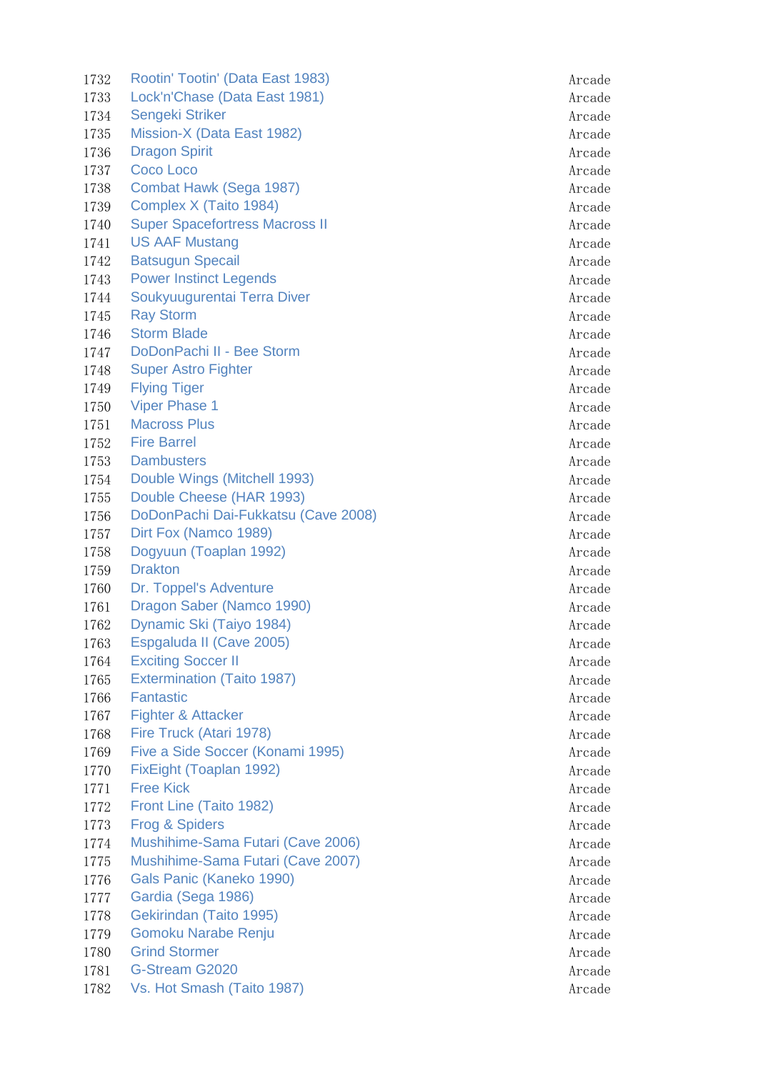| | | |
|---|---|---|
| 1732 | Rootin' Tootin' (Data East 1983) | Arcade |
| 1733 | Lock'n'Chase (Data East 1981) | Arcade |
| 1734 | Sengeki Striker | Arcade |
| 1735 | Mission-X (Data East 1982) | Arcade |
| 1736 | Dragon Spirit | Arcade |
| 1737 | Coco Loco | Arcade |
| 1738 | Combat Hawk (Sega 1987) | Arcade |
| 1739 | Complex X (Taito 1984) | Arcade |
| 1740 | Super Spacefortress Macross II | Arcade |
| 1741 | US AAF Mustang | Arcade |
| 1742 | Batsugun Specail | Arcade |
| 1743 | Power Instinct Legends | Arcade |
| 1744 | Soukyuugurentai Terra Diver | Arcade |
| 1745 | Ray Storm | Arcade |
| 1746 | Storm Blade | Arcade |
| 1747 | DoDonPachi II - Bee Storm | Arcade |
| 1748 | Super Astro Fighter | Arcade |
| 1749 | Flying Tiger | Arcade |
| 1750 | Viper Phase 1 | Arcade |
| 1751 | Macross Plus | Arcade |
| 1752 | Fire Barrel | Arcade |
| 1753 | Dambusters | Arcade |
| 1754 | Double Wings (Mitchell 1993) | Arcade |
| 1755 | Double Cheese (HAR 1993) | Arcade |
| 1756 | DoDonPachi Dai-Fukkatsu (Cave 2008) | Arcade |
| 1757 | Dirt Fox (Namco 1989) | Arcade |
| 1758 | Dogyuun (Toaplan 1992) | Arcade |
| 1759 | Drakton | Arcade |
| 1760 | Dr. Toppel's Adventure | Arcade |
| 1761 | Dragon Saber (Namco 1990) | Arcade |
| 1762 | Dynamic Ski (Taiyo 1984) | Arcade |
| 1763 | Espgaluda II (Cave 2005) | Arcade |
| 1764 | Exciting Soccer II | Arcade |
| 1765 | Extermination (Taito 1987) | Arcade |
| 1766 | Fantastic | Arcade |
| 1767 | Fighter & Attacker | Arcade |
| 1768 | Fire Truck (Atari 1978) | Arcade |
| 1769 | Five a Side Soccer (Konami 1995) | Arcade |
| 1770 | FixEight (Toaplan 1992) | Arcade |
| 1771 | Free Kick | Arcade |
| 1772 | Front Line (Taito 1982) | Arcade |
| 1773 | Frog & Spiders | Arcade |
| 1774 | Mushihime-Sama Futari (Cave 2006) | Arcade |
| 1775 | Mushihime-Sama Futari (Cave 2007) | Arcade |
| 1776 | Gals Panic (Kaneko 1990) | Arcade |
| 1777 | Gardia (Sega 1986) | Arcade |
| 1778 | Gekirindan (Taito 1995) | Arcade |
| 1779 | Gomoku Narabe Renju | Arcade |
| 1780 | Grind Stormer | Arcade |
| 1781 | G-Stream G2020 | Arcade |
| 1782 | Vs. Hot Smash (Taito 1987) | Arcade |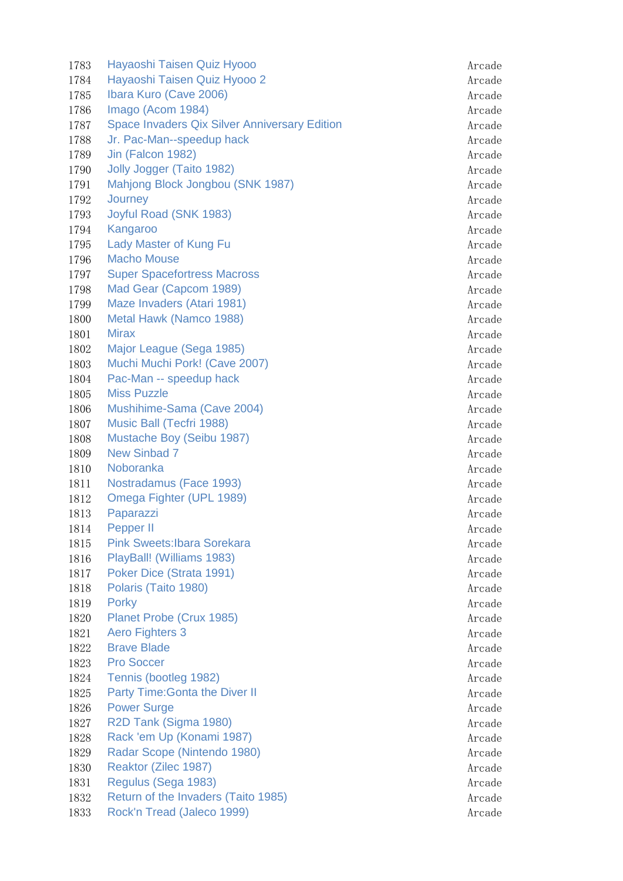| | | |
|---|---|---|
| 1783 | Hayaoshi Taisen Quiz Hyooo | Arcade |
| 1784 | Hayaoshi Taisen Quiz Hyooo 2 | Arcade |
| 1785 | Ibara Kuro (Cave 2006) | Arcade |
| 1786 | Imago (Acom 1984) | Arcade |
| 1787 | Space Invaders Qix Silver Anniversary Edition | Arcade |
| 1788 | Jr. Pac-Man--speedup hack | Arcade |
| 1789 | Jin (Falcon 1982) | Arcade |
| 1790 | Jolly Jogger (Taito 1982) | Arcade |
| 1791 | Mahjong Block Jongbou (SNK 1987) | Arcade |
| 1792 | Journey | Arcade |
| 1793 | Joyful Road (SNK 1983) | Arcade |
| 1794 | Kangaroo | Arcade |
| 1795 | Lady Master of Kung Fu | Arcade |
| 1796 | Macho Mouse | Arcade |
| 1797 | Super Spacefortress Macross | Arcade |
| 1798 | Mad Gear (Capcom 1989) | Arcade |
| 1799 | Maze Invaders (Atari 1981) | Arcade |
| 1800 | Metal Hawk (Namco 1988) | Arcade |
| 1801 | Mirax | Arcade |
| 1802 | Major League (Sega 1985) | Arcade |
| 1803 | Muchi Muchi Pork! (Cave 2007) | Arcade |
| 1804 | Pac-Man -- speedup hack | Arcade |
| 1805 | Miss Puzzle | Arcade |
| 1806 | Mushihime-Sama (Cave 2004) | Arcade |
| 1807 | Music Ball (Tecfri 1988) | Arcade |
| 1808 | Mustache Boy (Seibu 1987) | Arcade |
| 1809 | New Sinbad 7 | Arcade |
| 1810 | Noboranka | Arcade |
| 1811 | Nostradamus (Face 1993) | Arcade |
| 1812 | Omega Fighter (UPL 1989) | Arcade |
| 1813 | Paparazzi | Arcade |
| 1814 | Pepper II | Arcade |
| 1815 | Pink Sweets:Ibara Sorekara | Arcade |
| 1816 | PlayBall! (Williams 1983) | Arcade |
| 1817 | Poker Dice (Strata 1991) | Arcade |
| 1818 | Polaris (Taito 1980) | Arcade |
| 1819 | Porky | Arcade |
| 1820 | Planet Probe (Crux 1985) | Arcade |
| 1821 | Aero Fighters 3 | Arcade |
| 1822 | Brave Blade | Arcade |
| 1823 | Pro Soccer | Arcade |
| 1824 | Tennis (bootleg 1982) | Arcade |
| 1825 | Party Time:Gonta the Diver II | Arcade |
| 1826 | Power Surge | Arcade |
| 1827 | R2D Tank (Sigma 1980) | Arcade |
| 1828 | Rack 'em Up (Konami 1987) | Arcade |
| 1829 | Radar Scope (Nintendo 1980) | Arcade |
| 1830 | Reaktor (Zilec 1987) | Arcade |
| 1831 | Regulus (Sega 1983) | Arcade |
| 1832 | Return of the Invaders (Taito 1985) | Arcade |
| 1833 | Rock'n Tread (Jaleco 1999) | Arcade |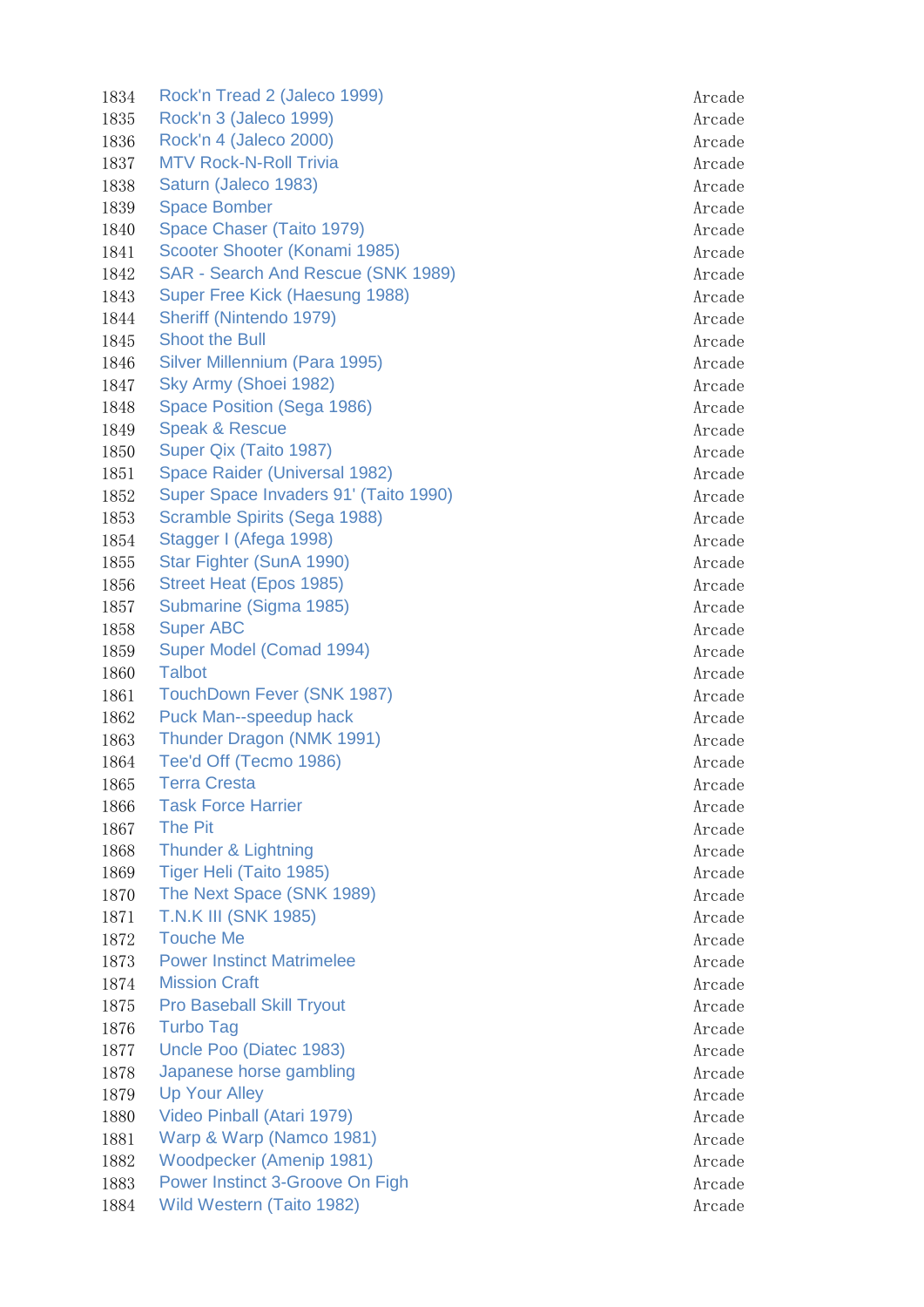| | | |
|---|---|---|
| 1834 | Rock'n Tread 2 (Jaleco 1999) | Arcade |
| 1835 | Rock'n 3 (Jaleco 1999) | Arcade |
| 1836 | Rock'n 4 (Jaleco 2000) | Arcade |
| 1837 | MTV Rock-N-Roll Trivia | Arcade |
| 1838 | Saturn (Jaleco 1983) | Arcade |
| 1839 | Space Bomber | Arcade |
| 1840 | Space Chaser (Taito 1979) | Arcade |
| 1841 | Scooter Shooter (Konami 1985) | Arcade |
| 1842 | SAR - Search And Rescue (SNK 1989) | Arcade |
| 1843 | Super Free Kick (Haesung 1988) | Arcade |
| 1844 | Sheriff (Nintendo 1979) | Arcade |
| 1845 | Shoot the Bull | Arcade |
| 1846 | Silver Millennium (Para 1995) | Arcade |
| 1847 | Sky Army (Shoei 1982) | Arcade |
| 1848 | Space Position (Sega 1986) | Arcade |
| 1849 | Speak & Rescue | Arcade |
| 1850 | Super Qix (Taito 1987) | Arcade |
| 1851 | Space Raider (Universal 1982) | Arcade |
| 1852 | Super Space Invaders 91' (Taito 1990) | Arcade |
| 1853 | Scramble Spirits (Sega 1988) | Arcade |
| 1854 | Stagger I (Afega 1998) | Arcade |
| 1855 | Star Fighter (SunA 1990) | Arcade |
| 1856 | Street Heat (Epos 1985) | Arcade |
| 1857 | Submarine (Sigma 1985) | Arcade |
| 1858 | Super ABC | Arcade |
| 1859 | Super Model (Comad 1994) | Arcade |
| 1860 | Talbot | Arcade |
| 1861 | TouchDown Fever (SNK 1987) | Arcade |
| 1862 | Puck Man--speedup hack | Arcade |
| 1863 | Thunder Dragon (NMK 1991) | Arcade |
| 1864 | Tee'd Off (Tecmo 1986) | Arcade |
| 1865 | Terra Cresta | Arcade |
| 1866 | Task Force Harrier | Arcade |
| 1867 | The Pit | Arcade |
| 1868 | Thunder & Lightning | Arcade |
| 1869 | Tiger Heli (Taito 1985) | Arcade |
| 1870 | The Next Space (SNK 1989) | Arcade |
| 1871 | T.N.K III (SNK 1985) | Arcade |
| 1872 | Touche Me | Arcade |
| 1873 | Power Instinct Matrimelee | Arcade |
| 1874 | Mission Craft | Arcade |
| 1875 | Pro Baseball Skill Tryout | Arcade |
| 1876 | Turbo Tag | Arcade |
| 1877 | Uncle Poo (Diatec 1983) | Arcade |
| 1878 | Japanese horse gambling | Arcade |
| 1879 | Up Your Alley | Arcade |
| 1880 | Video Pinball (Atari 1979) | Arcade |
| 1881 | Warp & Warp (Namco 1981) | Arcade |
| 1882 | Woodpecker (Amenip 1981) | Arcade |
| 1883 | Power Instinct 3-Groove On Figh | Arcade |
| 1884 | Wild Western (Taito 1982) | Arcade |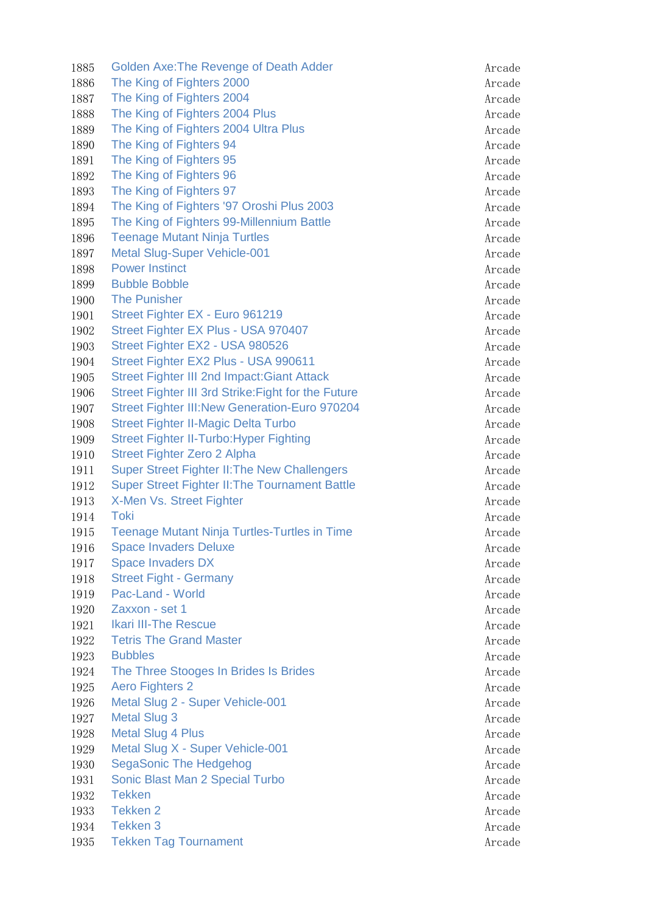| | | |
|---|---|---|
| 1885 | Golden Axe:The Revenge of Death Adder | Arcade |
| 1886 | The King of Fighters 2000 | Arcade |
| 1887 | The King of Fighters 2004 | Arcade |
| 1888 | The King of Fighters 2004 Plus | Arcade |
| 1889 | The King of Fighters 2004 Ultra Plus | Arcade |
| 1890 | The King of Fighters 94 | Arcade |
| 1891 | The King of Fighters 95 | Arcade |
| 1892 | The King of Fighters 96 | Arcade |
| 1893 | The King of Fighters 97 | Arcade |
| 1894 | The King of Fighters '97 Oroshi Plus 2003 | Arcade |
| 1895 | The King of Fighters 99-Millennium Battle | Arcade |
| 1896 | Teenage Mutant Ninja Turtles | Arcade |
| 1897 | Metal Slug-Super Vehicle-001 | Arcade |
| 1898 | Power Instinct | Arcade |
| 1899 | Bubble Bobble | Arcade |
| 1900 | The Punisher | Arcade |
| 1901 | Street Fighter EX - Euro 961219 | Arcade |
| 1902 | Street Fighter EX Plus - USA 970407 | Arcade |
| 1903 | Street Fighter EX2 - USA 980526 | Arcade |
| 1904 | Street Fighter EX2 Plus - USA 990611 | Arcade |
| 1905 | Street Fighter III 2nd Impact:Giant Attack | Arcade |
| 1906 | Street Fighter III 3rd Strike:Fight for the Future | Arcade |
| 1907 | Street Fighter III:New Generation-Euro 970204 | Arcade |
| 1908 | Street Fighter II-Magic Delta Turbo | Arcade |
| 1909 | Street Fighter II-Turbo:Hyper Fighting | Arcade |
| 1910 | Street Fighter Zero 2 Alpha | Arcade |
| 1911 | Super Street Fighter II:The New Challengers | Arcade |
| 1912 | Super Street Fighter II:The Tournament Battle | Arcade |
| 1913 | X-Men Vs. Street Fighter | Arcade |
| 1914 | Toki | Arcade |
| 1915 | Teenage Mutant Ninja Turtles-Turtles in Time | Arcade |
| 1916 | Space Invaders Deluxe | Arcade |
| 1917 | Space Invaders DX | Arcade |
| 1918 | Street Fight - Germany | Arcade |
| 1919 | Pac-Land - World | Arcade |
| 1920 | Zaxxon - set 1 | Arcade |
| 1921 | Ikari III-The Rescue | Arcade |
| 1922 | Tetris The Grand Master | Arcade |
| 1923 | Bubbles | Arcade |
| 1924 | The Three Stooges In Brides Is Brides | Arcade |
| 1925 | Aero Fighters 2 | Arcade |
| 1926 | Metal Slug 2 - Super Vehicle-001 | Arcade |
| 1927 | Metal Slug 3 | Arcade |
| 1928 | Metal Slug 4 Plus | Arcade |
| 1929 | Metal Slug X - Super Vehicle-001 | Arcade |
| 1930 | SegaSonic The Hedgehog | Arcade |
| 1931 | Sonic Blast Man 2 Special Turbo | Arcade |
| 1932 | Tekken | Arcade |
| 1933 | Tekken 2 | Arcade |
| 1934 | Tekken 3 | Arcade |
| 1935 | Tekken Tag Tournament | Arcade |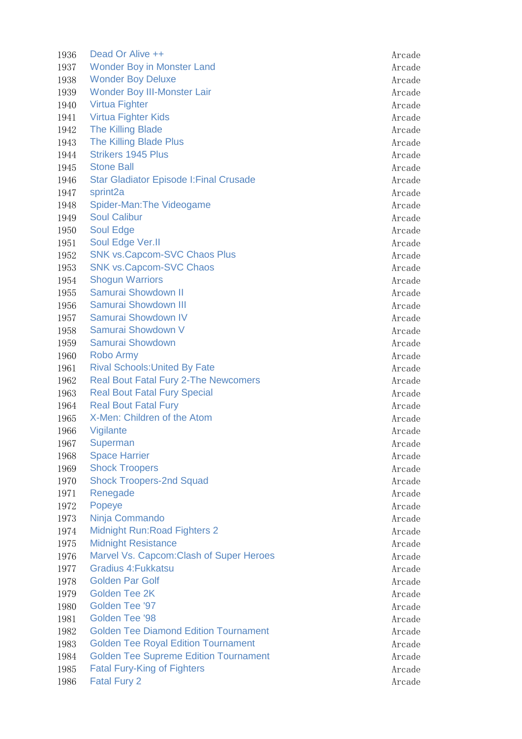| | | |
|---|---|---|
| 1936 | Dead Or Alive ++ | Arcade |
| 1937 | Wonder Boy in Monster Land | Arcade |
| 1938 | Wonder Boy Deluxe | Arcade |
| 1939 | Wonder Boy III-Monster Lair | Arcade |
| 1940 | Virtua Fighter | Arcade |
| 1941 | Virtua Fighter Kids | Arcade |
| 1942 | The Killing Blade | Arcade |
| 1943 | The Killing Blade Plus | Arcade |
| 1944 | Strikers 1945 Plus | Arcade |
| 1945 | Stone Ball | Arcade |
| 1946 | Star Gladiator Episode I:Final Crusade | Arcade |
| 1947 | sprint2a | Arcade |
| 1948 | Spider-Man:The Videogame | Arcade |
| 1949 | Soul Calibur | Arcade |
| 1950 | Soul Edge | Arcade |
| 1951 | Soul Edge Ver.II | Arcade |
| 1952 | SNK vs.Capcom-SVC Chaos Plus | Arcade |
| 1953 | SNK vs.Capcom-SVC Chaos | Arcade |
| 1954 | Shogun Warriors | Arcade |
| 1955 | Samurai Showdown II | Arcade |
| 1956 | Samurai Showdown III | Arcade |
| 1957 | Samurai Showdown IV | Arcade |
| 1958 | Samurai Showdown V | Arcade |
| 1959 | Samurai Showdown | Arcade |
| 1960 | Robo Army | Arcade |
| 1961 | Rival Schools:United By Fate | Arcade |
| 1962 | Real Bout Fatal Fury 2-The Newcomers | Arcade |
| 1963 | Real Bout Fatal Fury Special | Arcade |
| 1964 | Real Bout Fatal Fury | Arcade |
| 1965 | X-Men: Children of the Atom | Arcade |
| 1966 | Vigilante | Arcade |
| 1967 | Superman | Arcade |
| 1968 | Space Harrier | Arcade |
| 1969 | Shock Troopers | Arcade |
| 1970 | Shock Troopers-2nd Squad | Arcade |
| 1971 | Renegade | Arcade |
| 1972 | Popeye | Arcade |
| 1973 | Ninja Commando | Arcade |
| 1974 | Midnight Run:Road Fighters 2 | Arcade |
| 1975 | Midnight Resistance | Arcade |
| 1976 | Marvel Vs. Capcom:Clash of Super Heroes | Arcade |
| 1977 | Gradius 4:Fukkatsu | Arcade |
| 1978 | Golden Par Golf | Arcade |
| 1979 | Golden Tee 2K | Arcade |
| 1980 | Golden Tee '97 | Arcade |
| 1981 | Golden Tee '98 | Arcade |
| 1982 | Golden Tee Diamond Edition Tournament | Arcade |
| 1983 | Golden Tee Royal Edition Tournament | Arcade |
| 1984 | Golden Tee Supreme Edition Tournament | Arcade |
| 1985 | Fatal Fury-King of Fighters | Arcade |
| 1986 | Fatal Fury 2 | Arcade |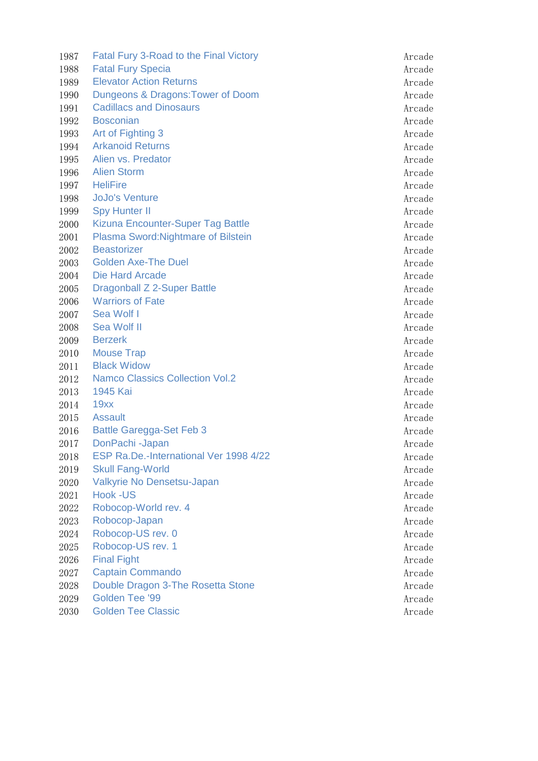| | | |
|---|---|---|
| 1987 | Fatal Fury 3-Road to the Final Victory | Arcade |
| 1988 | Fatal Fury Specia | Arcade |
| 1989 | Elevator Action Returns | Arcade |
| 1990 | Dungeons & Dragons:Tower of Doom | Arcade |
| 1991 | Cadillacs and Dinosaurs | Arcade |
| 1992 | Bosconian | Arcade |
| 1993 | Art of Fighting 3 | Arcade |
| 1994 | Arkanoid Returns | Arcade |
| 1995 | Alien vs. Predator | Arcade |
| 1996 | Alien Storm | Arcade |
| 1997 | HeliFire | Arcade |
| 1998 | JoJo's Venture | Arcade |
| 1999 | Spy Hunter II | Arcade |
| 2000 | Kizuna Encounter-Super Tag Battle | Arcade |
| 2001 | Plasma Sword:Nightmare of Bilstein | Arcade |
| 2002 | Beastorizer | Arcade |
| 2003 | Golden Axe-The Duel | Arcade |
| 2004 | Die Hard Arcade | Arcade |
| 2005 | Dragonball Z 2-Super Battle | Arcade |
| 2006 | Warriors of Fate | Arcade |
| 2007 | Sea Wolf I | Arcade |
| 2008 | Sea Wolf II | Arcade |
| 2009 | Berzerk | Arcade |
| 2010 | Mouse Trap | Arcade |
| 2011 | Black Widow | Arcade |
| 2012 | Namco Classics Collection Vol.2 | Arcade |
| 2013 | 1945 Kai | Arcade |
| 2014 | 19xx | Arcade |
| 2015 | Assault | Arcade |
| 2016 | Battle Garegga-Set Feb 3 | Arcade |
| 2017 | DonPachi -Japan | Arcade |
| 2018 | ESP Ra.De.-International Ver 1998 4/22 | Arcade |
| 2019 | Skull Fang-World | Arcade |
| 2020 | Valkyrie No Densetsu-Japan | Arcade |
| 2021 | Hook -US | Arcade |
| 2022 | Robocop-World rev. 4 | Arcade |
| 2023 | Robocop-Japan | Arcade |
| 2024 | Robocop-US rev. 0 | Arcade |
| 2025 | Robocop-US rev. 1 | Arcade |
| 2026 | Final Fight | Arcade |
| 2027 | Captain Commando | Arcade |
| 2028 | Double Dragon 3-The Rosetta Stone | Arcade |
| 2029 | Golden Tee '99 | Arcade |
| 2030 | Golden Tee Classic | Arcade |